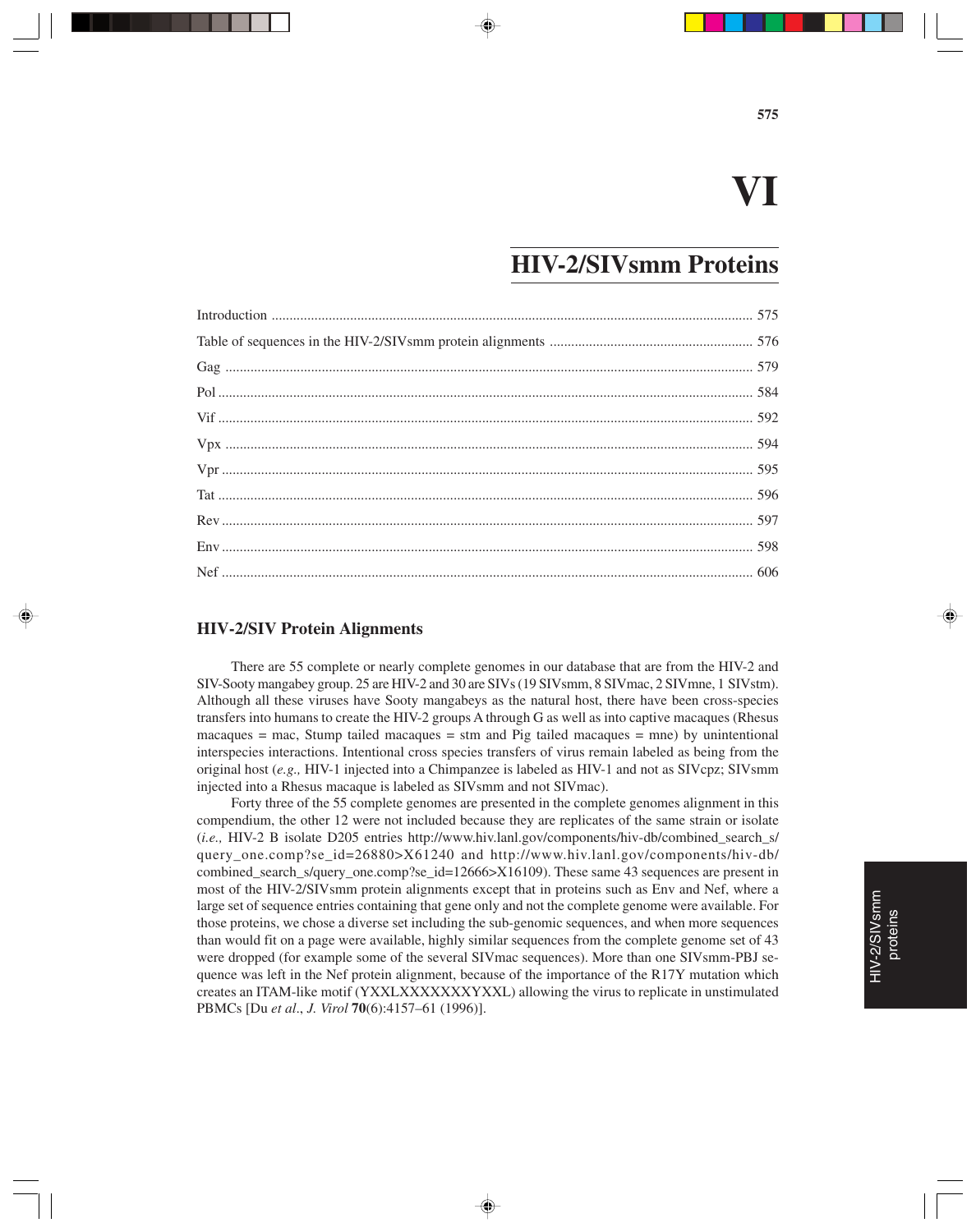# VI

# HIV-2/SIVsmm Proteins

| | |
|---|---|
| Introduction | 575 |
| Table of sequences in the HIV-2/SIVsmm protein alignments | 576 |
| Gag | 579 |
| Pol | 584 |
| Vif | 592 |
| Vpx | 594 |
| Vpr | 595 |
| Tat | 596 |
| Rev | 597 |
| Env | 598 |
| Nef | 606 |

## HIV-2/SIV Protein Alignments

There are 55 complete or nearly complete genomes in our database that are from the HIV-2 and SIV-Sooty mangabey group. 25 are HIV-2 and 30 are SIVs (19 SIVsmm, 8 SIVmac, 2 SIVmne, 1 SIVstm). Although all these viruses have Sooty mangabeys as the natural host, there have been cross-species transfers into humans to create the HIV-2 groups A through G as well as into captive macaques (Rhesus macaques = mac, Stump tailed macaques = stm and Pig tailed macaques = mne) by unintentional interspecies interactions. Intentional cross species transfers of virus remain labeled as being from the original host (*e.g.,* HIV-1 injected into a Chimpanzee is labeled as HIV-1 and not as SIVcpz; SIVsmm injected into a Rhesus macaque is labeled as SIVsmm and not SIVmac).

Forty three of the 55 complete genomes are presented in the complete genomes alignment in this compendium, the other 12 were not included because they are replicates of the same strain or isolate (*i.e.,* HIV-2 B isolate D205 entries http://www.hiv.lanl.gov/components/hiv-db/combined_search_s/query_one.comp?se_id=26880>X61240 and http://www.hiv.lanl.gov/components/hiv-db/combined_search_s/query_one.comp?se_id=12666>X16109). These same 43 sequences are present in most of the HIV-2/SIVsmm protein alignments except that in proteins such as Env and Nef, where a large set of sequence entries containing that gene only and not the complete genome were available. For those proteins, we chose a diverse set including the sub-genomic sequences, and when more sequences than would fit on a page were available, highly similar sequences from the complete genome set of 43 were dropped (for example some of the several SIVmac sequences). More than one SIVsmm-PBJ sequence was left in the Nef protein alignment, because of the importance of the R17Y mutation which creates an ITAM-like motif (YXXLXXXXXXXYXXL) allowing the virus to replicate in unstimulated PBMCs [Du *et al*., *J. Virol* **70**(6):4157–61 (1996)].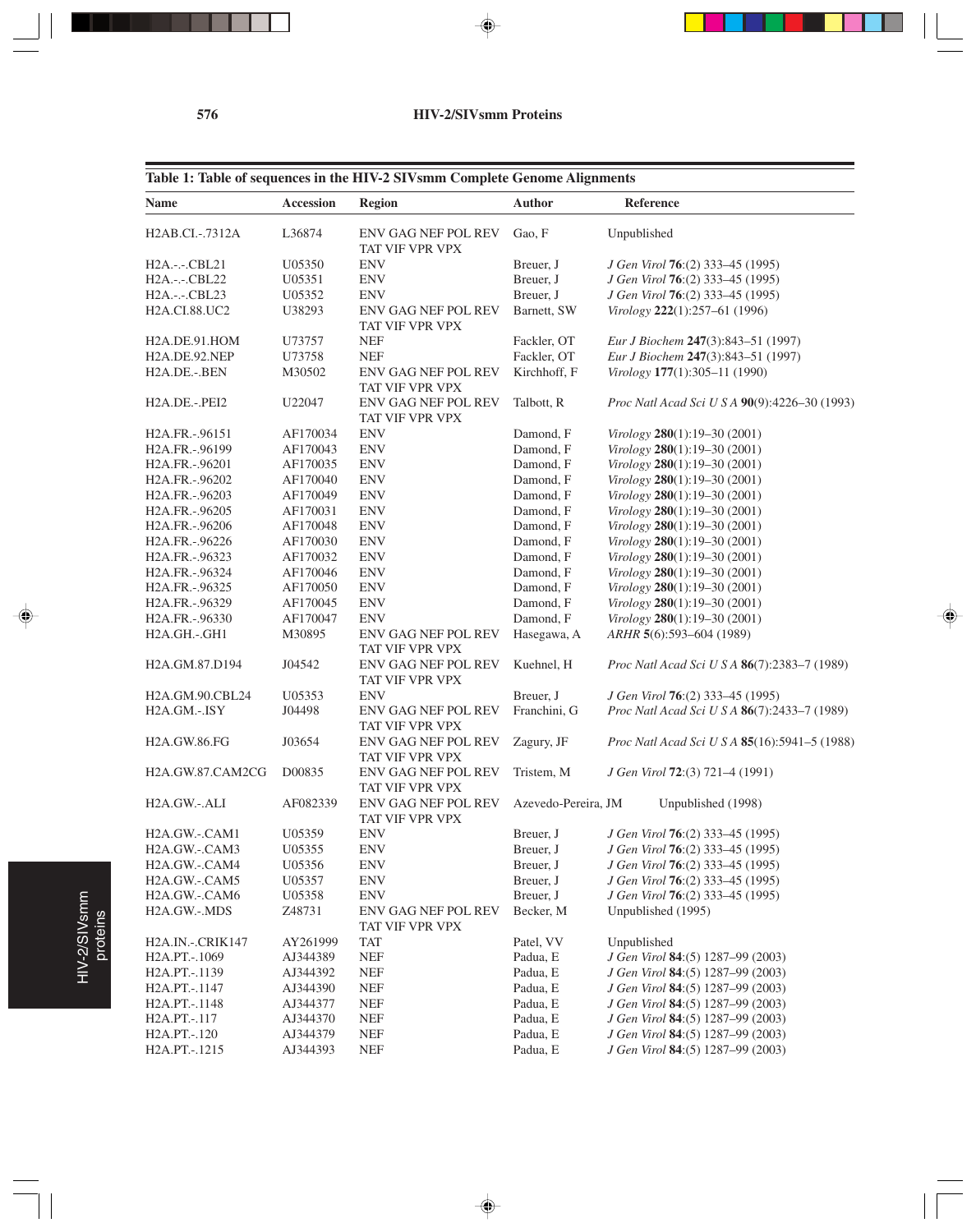**Table 1: Table of sequences in the HIV-2 SIVsmm Complete Genome Alignments**

| Name | Accession | Region | Author | Reference |
|---|---|---|---|---|
| H2AB.CI.-.7312A | L36874 | ENV GAG NEF POL REV TAT VIF VPR VPX | Gao, F | Unpublished |
| H2A.-.-.CBL21 | U05350 | ENV | Breuer, J | *J Gen Virol* **76**:(2) 333–45 (1995) |
| H2A.-.-.CBL22 | U05351 | ENV | Breuer, J | *J Gen Virol* **76**:(2) 333–45 (1995) |
| H2A.-.-.CBL23 | U05352 | ENV | Breuer, J | *J Gen Virol* **76**:(2) 333–45 (1995) |
| H2A.CI.88.UC2 | U38293 | ENV GAG NEF POL REV TAT VIF VPR VPX | Barnett, SW | *Virology* **222**(1):257–61 (1996) |
| H2A.DE.91.HOM | U73757 | NEF | Fackler, OT | *Eur J Biochem* **247**(3):843–51 (1997) |
| H2A.DE.92.NEP | U73758 | NEF | Fackler, OT | *Eur J Biochem* **247**(3):843–51 (1997) |
| H2A.DE.-.BEN | M30502 | ENV GAG NEF POL REV TAT VIF VPR VPX | Kirchhoff, F | *Virology* **177**(1):305–11 (1990) |
| H2A.DE.-.PEI2 | U22047 | ENV GAG NEF POL REV TAT VIF VPR VPX | Talbott, R | *Proc Natl Acad Sci U S A* **90**(9):4226–30 (1993) |
| H2A.FR.-.96151 | AF170034 | ENV | Damond, F | *Virology* **280**(1):19–30 (2001) |
| H2A.FR.-.96199 | AF170043 | ENV | Damond, F | *Virology* **280**(1):19–30 (2001) |
| H2A.FR.-.96201 | AF170035 | ENV | Damond, F | *Virology* **280**(1):19–30 (2001) |
| H2A.FR.-.96202 | AF170040 | ENV | Damond, F | *Virology* **280**(1):19–30 (2001) |
| H2A.FR.-.96203 | AF170049 | ENV | Damond, F | *Virology* **280**(1):19–30 (2001) |
| H2A.FR.-.96205 | AF170031 | ENV | Damond, F | *Virology* **280**(1):19–30 (2001) |
| H2A.FR.-.96206 | AF170048 | ENV | Damond, F | *Virology* **280**(1):19–30 (2001) |
| H2A.FR.-.96226 | AF170030 | ENV | Damond, F | *Virology* **280**(1):19–30 (2001) |
| H2A.FR.-.96323 | AF170032 | ENV | Damond, F | *Virology* **280**(1):19–30 (2001) |
| H2A.FR.-.96324 | AF170046 | ENV | Damond, F | *Virology* **280**(1):19–30 (2001) |
| H2A.FR.-.96325 | AF170050 | ENV | Damond, F | *Virology* **280**(1):19–30 (2001) |
| H2A.FR.-.96329 | AF170045 | ENV | Damond, F | *Virology* **280**(1):19–30 (2001) |
| H2A.FR.-.96330 | AF170047 | ENV | Damond, F | *Virology* **280**(1):19–30 (2001) |
| H2A.GH.-.GH1 | M30895 | ENV GAG NEF POL REV TAT VIF VPR VPX | Hasegawa, A | *ARHR* **5**(6):593–604 (1989) |
| H2A.GM.87.D194 | J04542 | ENV GAG NEF POL REV TAT VIF VPR VPX | Kuehnel, H | *Proc Natl Acad Sci U S A* **86**(7):2383–7 (1989) |
| H2A.GM.90.CBL24 | U05353 | ENV | Breuer, J | *J Gen Virol* **76**:(2) 333–45 (1995) |
| H2A.GM.-.ISY | J04498 | ENV GAG NEF POL REV TAT VIF VPR VPX | Franchini, G | *Proc Natl Acad Sci U S A* **86**(7):2433–7 (1989) |
| H2A.GW.86.FG | J03654 | ENV GAG NEF POL REV TAT VIF VPR VPX | Zagury, JF | *Proc Natl Acad Sci U S A* **85**(16):5941–5 (1988) |
| H2A.GW.87.CAM2CG | D00835 | ENV GAG NEF POL REV TAT VIF VPR VPX | Tristem, M | *J Gen Virol* **72**:(3) 721–4 (1991) |
| H2A.GW.-.ALI | AF082339 | ENV GAG NEF POL REV TAT VIF VPR VPX | Azevedo-Pereira, JM | Unpublished (1998) |
| H2A.GW.-.CAM1 | U05359 | ENV | Breuer, J | *J Gen Virol* **76**:(2) 333–45 (1995) |
| H2A.GW.-.CAM3 | U05355 | ENV | Breuer, J | *J Gen Virol* **76**:(2) 333–45 (1995) |
| H2A.GW.-.CAM4 | U05356 | ENV | Breuer, J | *J Gen Virol* **76**:(2) 333–45 (1995) |
| H2A.GW.-.CAM5 | U05357 | ENV | Breuer, J | *J Gen Virol* **76**:(2) 333–45 (1995) |
| H2A.GW.-.CAM6 | U05358 | ENV | Breuer, J | *J Gen Virol* **76**:(2) 333–45 (1995) |
| H2A.GW.-.MDS | Z48731 | ENV GAG NEF POL REV TAT VIF VPR VPX | Becker, M | Unpublished (1995) |
| H2A.IN.-.CRIK147 | AY261999 | TAT | Patel, VV | Unpublished |
| H2A.PT.-.1069 | AJ344389 | NEF | Padua, E | *J Gen Virol* **84**:(5) 1287–99 (2003) |
| H2A.PT.-.1139 | AJ344392 | NEF | Padua, E | *J Gen Virol* **84**:(5) 1287–99 (2003) |
| H2A.PT.-.1147 | AJ344390 | NEF | Padua, E | *J Gen Virol* **84**:(5) 1287–99 (2003) |
| H2A.PT.-.1148 | AJ344377 | NEF | Padua, E | *J Gen Virol* **84**:(5) 1287–99 (2003) |
| H2A.PT.-.117 | AJ344370 | NEF | Padua, E | *J Gen Virol* **84**:(5) 1287–99 (2003) |
| H2A.PT.-.120 | AJ344379 | NEF | Padua, E | *J Gen Virol* **84**:(5) 1287–99 (2003) |
| H2A.PT.-.1215 | AJ344393 | NEF | Padua, E | *J Gen Virol* **84**:(5) 1287–99 (2003) |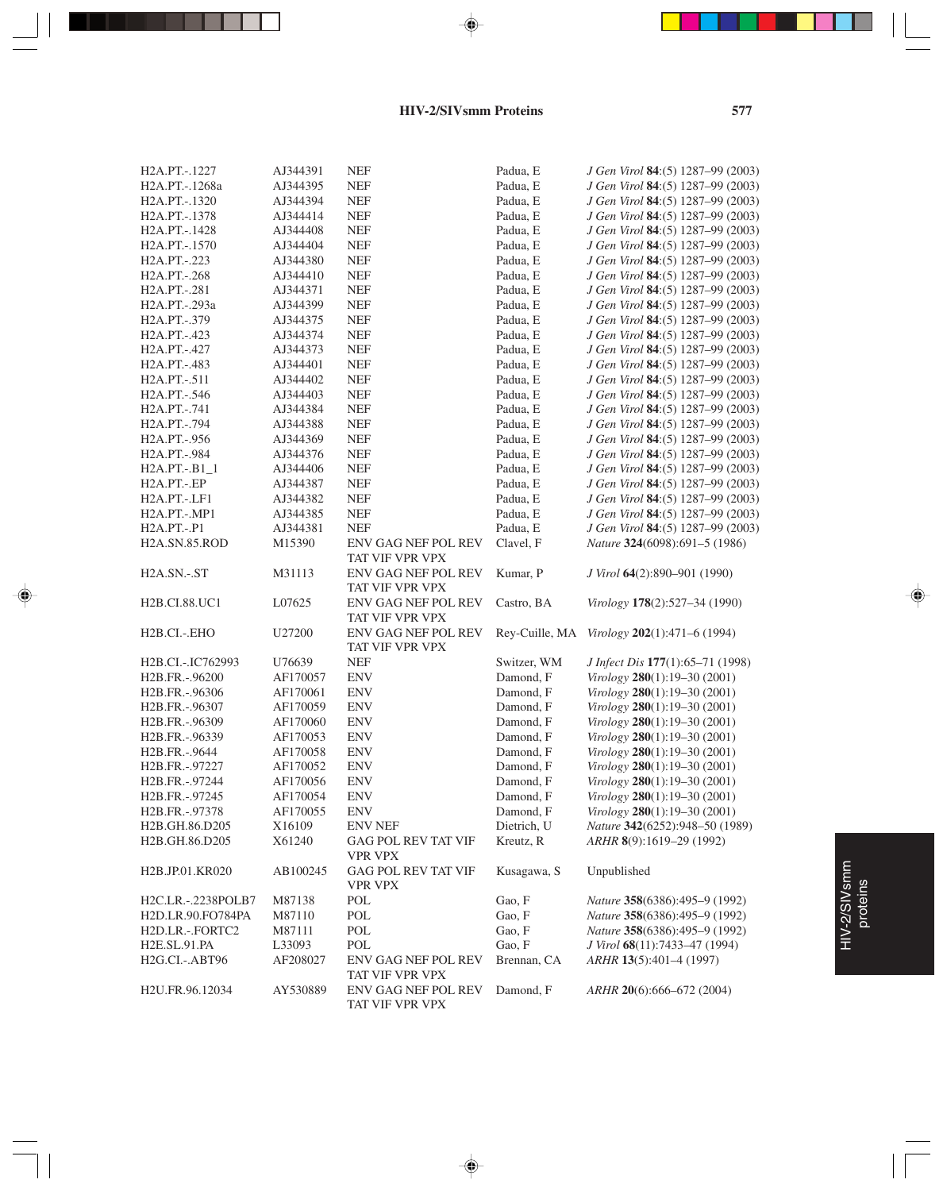| | | | | |
|---|---|---|---|---|
| H2A.PT.-.1227 | AJ344391 | NEF | Padua, E | *J Gen Virol* **84**:(5) 1287–99 (2003) |
| H2A.PT.-.1268a | AJ344395 | NEF | Padua, E | *J Gen Virol* **84**:(5) 1287–99 (2003) |
| H2A.PT.-.1320 | AJ344394 | NEF | Padua, E | *J Gen Virol* **84**:(5) 1287–99 (2003) |
| H2A.PT.-.1378 | AJ344414 | NEF | Padua, E | *J Gen Virol* **84**:(5) 1287–99 (2003) |
| H2A.PT.-.1428 | AJ344408 | NEF | Padua, E | *J Gen Virol* **84**:(5) 1287–99 (2003) |
| H2A.PT.-.1570 | AJ344404 | NEF | Padua, E | *J Gen Virol* **84**:(5) 1287–99 (2003) |
| H2A.PT.-.223 | AJ344380 | NEF | Padua, E | *J Gen Virol* **84**:(5) 1287–99 (2003) |
| H2A.PT.-.268 | AJ344410 | NEF | Padua, E | *J Gen Virol* **84**:(5) 1287–99 (2003) |
| H2A.PT.-.281 | AJ344371 | NEF | Padua, E | *J Gen Virol* **84**:(5) 1287–99 (2003) |
| H2A.PT.-.293a | AJ344399 | NEF | Padua, E | *J Gen Virol* **84**:(5) 1287–99 (2003) |
| H2A.PT.-.379 | AJ344375 | NEF | Padua, E | *J Gen Virol* **84**:(5) 1287–99 (2003) |
| H2A.PT.-.423 | AJ344374 | NEF | Padua, E | *J Gen Virol* **84**:(5) 1287–99 (2003) |
| H2A.PT.-.427 | AJ344373 | NEF | Padua, E | *J Gen Virol* **84**:(5) 1287–99 (2003) |
| H2A.PT.-.483 | AJ344401 | NEF | Padua, E | *J Gen Virol* **84**:(5) 1287–99 (2003) |
| H2A.PT.-.511 | AJ344402 | NEF | Padua, E | *J Gen Virol* **84**:(5) 1287–99 (2003) |
| H2A.PT.-.546 | AJ344403 | NEF | Padua, E | *J Gen Virol* **84**:(5) 1287–99 (2003) |
| H2A.PT.-.741 | AJ344384 | NEF | Padua, E | *J Gen Virol* **84**:(5) 1287–99 (2003) |
| H2A.PT.-.794 | AJ344388 | NEF | Padua, E | *J Gen Virol* **84**:(5) 1287–99 (2003) |
| H2A.PT.-.956 | AJ344369 | NEF | Padua, E | *J Gen Virol* **84**:(5) 1287–99 (2003) |
| H2A.PT.-.984 | AJ344376 | NEF | Padua, E | *J Gen Virol* **84**:(5) 1287–99 (2003) |
| H2A.PT.-.B1_1 | AJ344406 | NEF | Padua, E | *J Gen Virol* **84**:(5) 1287–99 (2003) |
| H2A.PT.-.EP | AJ344387 | NEF | Padua, E | *J Gen Virol* **84**:(5) 1287–99 (2003) |
| H2A.PT.-.LF1 | AJ344382 | NEF | Padua, E | *J Gen Virol* **84**:(5) 1287–99 (2003) |
| H2A.PT.-.MP1 | AJ344385 | NEF | Padua, E | *J Gen Virol* **84**:(5) 1287–99 (2003) |
| H2A.PT.-.P1 | AJ344381 | NEF | Padua, E | *J Gen Virol* **84**:(5) 1287–99 (2003) |
| H2A.SN.85.ROD | M15390 | ENV GAG NEF POL REV TAT VIF VPR VPX | Clavel, F | *Nature* **324**(6098):691–5 (1986) |
| H2A.SN.-.ST | M31113 | ENV GAG NEF POL REV TAT VIF VPR VPX | Kumar, P | *J Virol* **64**(2):890–901 (1990) |
| H2B.CI.88.UC1 | L07625 | ENV GAG NEF POL REV TAT VIF VPR VPX | Castro, BA | *Virology* **178**(2):527–34 (1990) |
| H2B.CI.-.EHO | U27200 | ENV GAG NEF POL REV TAT VIF VPR VPX | Rey-Cuille, MA | *Virology* **202**(1):471–6 (1994) |
| H2B.CI.-.IC762993 | U76639 | NEF | Switzer, WM | *J Infect Dis* **177**(1):65–71 (1998) |
| H2B.FR.-.96200 | AF170057 | ENV | Damond, F | *Virology* **280**(1):19–30 (2001) |
| H2B.FR.-.96306 | AF170061 | ENV | Damond, F | *Virology* **280**(1):19–30 (2001) |
| H2B.FR.-.96307 | AF170059 | ENV | Damond, F | *Virology* **280**(1):19–30 (2001) |
| H2B.FR.-.96309 | AF170060 | ENV | Damond, F | *Virology* **280**(1):19–30 (2001) |
| H2B.FR.-.96339 | AF170053 | ENV | Damond, F | *Virology* **280**(1):19–30 (2001) |
| H2B.FR.-.9644 | AF170058 | ENV | Damond, F | *Virology* **280**(1):19–30 (2001) |
| H2B.FR.-.97227 | AF170052 | ENV | Damond, F | *Virology* **280**(1):19–30 (2001) |
| H2B.FR.-.97244 | AF170056 | ENV | Damond, F | *Virology* **280**(1):19–30 (2001) |
| H2B.FR.-.97245 | AF170054 | ENV | Damond, F | *Virology* **280**(1):19–30 (2001) |
| H2B.FR.-.97378 | AF170055 | ENV | Damond, F | *Virology* **280**(1):19–30 (2001) |
| H2B.GH.86.D205 | X16109 | ENV NEF | Dietrich, U | *Nature* **342**(6252):948–50 (1989) |
| H2B.GH.86.D205 | X61240 | GAG POL REV TAT VIF VPR VPX | Kreutz, R | *ARHR* **8**(9):1619–29 (1992) |
| H2B.JP.01.KR020 | AB100245 | GAG POL REV TAT VIF VPR VPX | Kusagawa, S | Unpublished |
| H2C.LR.-.2238POLB7 | M87138 | POL | Gao, F | *Nature* **358**(6386):495–9 (1992) |
| H2D.LR.90.FO784PA | M87110 | POL | Gao, F | *Nature* **358**(6386):495–9 (1992) |
| H2D.LR.-.FORTC2 | M87111 | POL | Gao, F | *Nature* **358**(6386):495–9 (1992) |
| H2E.SL.91.PA | L33093 | POL | Gao, F | *J Virol* **68**(11):7433–47 (1994) |
| H2G.CI.-.ABT96 | AF208027 | ENV GAG NEF POL REV TAT VIF VPR VPX | Brennan, CA | *ARHR* **13**(5):401–4 (1997) |
| H2U.FR.96.12034 | AY530889 | ENV GAG NEF POL REV TAT VIF VPR VPX | Damond, F | *ARHR* **20**(6):666–672 (2004) |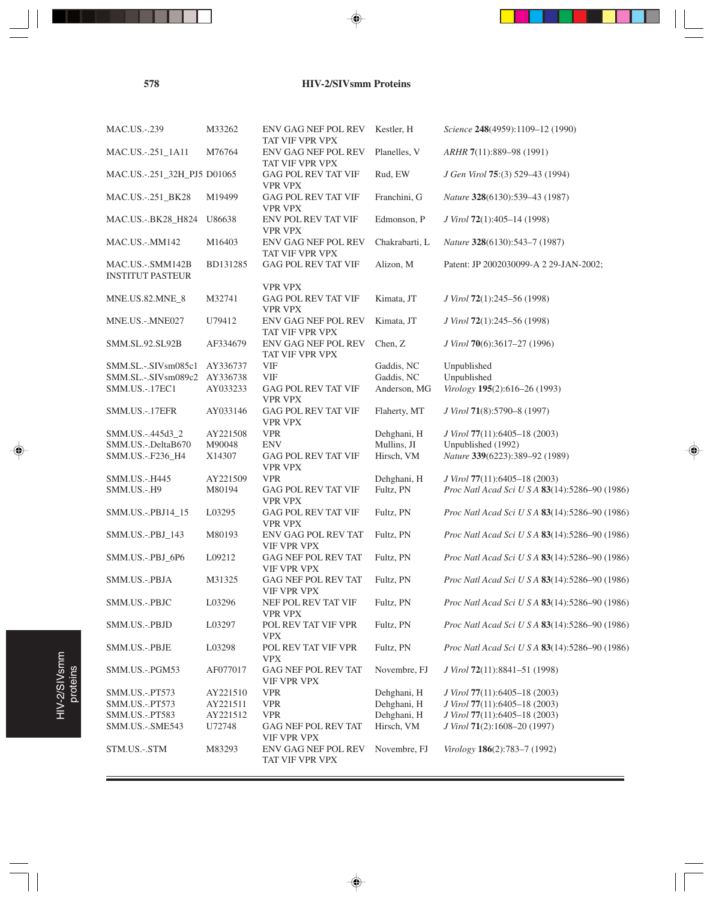| | | | | |
|---|---|---|---|---|
| MAC.US.-.239 | M33262 | ENV GAG NEF POL REV TAT VIF VPR VPX | Kestler, H | *Science* **248**(4959):1109–12 (1990) |
| MAC.US.-.251_1A11 | M76764 | ENV GAG NEF POL REV TAT VIF VPR VPX | Planelles, V | *ARHR* **7**(11):889–98 (1991) |
| MAC.US.-.251_32H_PJ5 | D01065 | GAG POL REV TAT VIF VPR VPX | Rud, EW | *J Gen Virol* **75**:(3) 529–43 (1994) |
| MAC.US.-.251_BK28 | M19499 | GAG POL REV TAT VIF VPR VPX | Franchini, G | *Nature* **328**(6130):539–43 (1987) |
| MAC.US.-.BK28_H824 | U86638 | ENV POL REV TAT VIF VPR VPX | Edmonson, P | *J Virol* **72**(1):405–14 (1998) |
| MAC.US.-.MM142 | M16403 | ENV GAG NEF POL REV TAT VIF VPR VPX | Chakrabarti, L | *Nature* **328**(6130):543–7 (1987) |
| MAC.US.-.SMM142B INSTITUT PASTEUR | BD131285 | GAG POL REV TAT VIF VPR VPX | Alizon, M | Patent: JP 2002030099-A 2 29-JAN-2002; |
| MNE.US.82.MNE_8 | M32741 | GAG POL REV TAT VIF VPR VPX | Kimata, JT | *J Virol* **72**(1):245–56 (1998) |
| MNE.US.-.MNE027 | U79412 | ENV GAG NEF POL REV TAT VIF VPR VPX | Kimata, JT | *J Virol* **72**(1):245–56 (1998) |
| SMM.SL.92.SL92B | AF334679 | ENV GAG NEF POL REV TAT VIF VPR VPX | Chen, Z | *J Virol* **70**(6):3617–27 (1996) |
| SMM.SL.-.SIVsm085c1 | AY336737 | VIF | Gaddis, NC | Unpublished |
| SMM.SL.-.SIVsm089c2 | AY336738 | VIF | Gaddis, NC | Unpublished |
| SMM.US.-.17EC1 | AY033233 | GAG POL REV TAT VIF VPR VPX | Anderson, MG | *Virology* **195**(2):616–26 (1993) |
| SMM.US.-.17EFR | AY033146 | GAG POL REV TAT VIF VPR VPX | Flaherty, MT | *J Virol* **71**(8):5790–8 (1997) |
| SMM.US.-.445d3_2 | AY221508 | VPR | Dehghani, H | *J Virol* **77**(11):6405–18 (2003) |
| SMM.US.-.DeltaB670 | M90048 | ENV | Mullins, JI | Unpublished (1992) |
| SMM.US.-.F236_H4 | X14307 | GAG POL REV TAT VIF VPR VPX | Hirsch, VM | *Nature* **339**(6223):389–92 (1989) |
| SMM.US.-.H445 | AY221509 | VPR | Dehghani, H | *J Virol* **77**(11):6405–18 (2003) |
| SMM.US.-.H9 | M80194 | GAG POL REV TAT VIF VPR VPX | Fultz, PN | *Proc Natl Acad Sci U S A* **83**(14):5286–90 (1986) |
| SMM.US.-.PBJ14_15 | L03295 | GAG POL REV TAT VIF VPR VPX | Fultz, PN | *Proc Natl Acad Sci U S A* **83**(14):5286–90 (1986) |
| SMM.US.-.PBJ_143 | M80193 | ENV GAG POL REV TAT VIF VPR VPX | Fultz, PN | *Proc Natl Acad Sci U S A* **83**(14):5286–90 (1986) |
| SMM.US.-.PBJ_6P6 | L09212 | GAG NEF POL REV TAT VIF VPR VPX | Fultz, PN | *Proc Natl Acad Sci U S A* **83**(14):5286–90 (1986) |
| SMM.US.-.PBJA | M31325 | GAG NEF POL REV TAT VIF VPR VPX | Fultz, PN | *Proc Natl Acad Sci U S A* **83**(14):5286–90 (1986) |
| SMM.US.-.PBJC | L03296 | NEF POL REV TAT VIF VPR VPX | Fultz, PN | *Proc Natl Acad Sci U S A* **83**(14):5286–90 (1986) |
| SMM.US.-.PBJD | L03297 | POL REV TAT VIF VPR VPX | Fultz, PN | *Proc Natl Acad Sci U S A* **83**(14):5286–90 (1986) |
| SMM.US.-.PBJE | L03298 | POL REV TAT VIF VPR VPX | Fultz, PN | *Proc Natl Acad Sci U S A* **83**(14):5286–90 (1986) |
| SMM.US.-.PGM53 | AF077017 | GAG NEF POL REV TAT VIF VPR VPX | Novembre, FJ | *J Virol* **72**(11):8841–51 (1998) |
| SMM.US.-.PT573 | AY221510 | VPR | Dehghani, H | *J Virol* **77**(11):6405–18 (2003) |
| SMM.US.-.PT573 | AY221511 | VPR | Dehghani, H | *J Virol* **77**(11):6405–18 (2003) |
| SMM.US.-.PT583 | AY221512 | VPR | Dehghani, H | *J Virol* **77**(11):6405–18 (2003) |
| SMM.US.-.SME543 | U72748 | GAG NEF POL REV TAT VIF VPR VPX | Hirsch, VM | *J Virol* **71**(2):1608–20 (1997) |
| STM.US.-.STM | M83293 | ENV GAG NEF POL REV TAT VIF VPR VPX | Novembre, FJ | *Virology* **186**(2):783–7 (1992) |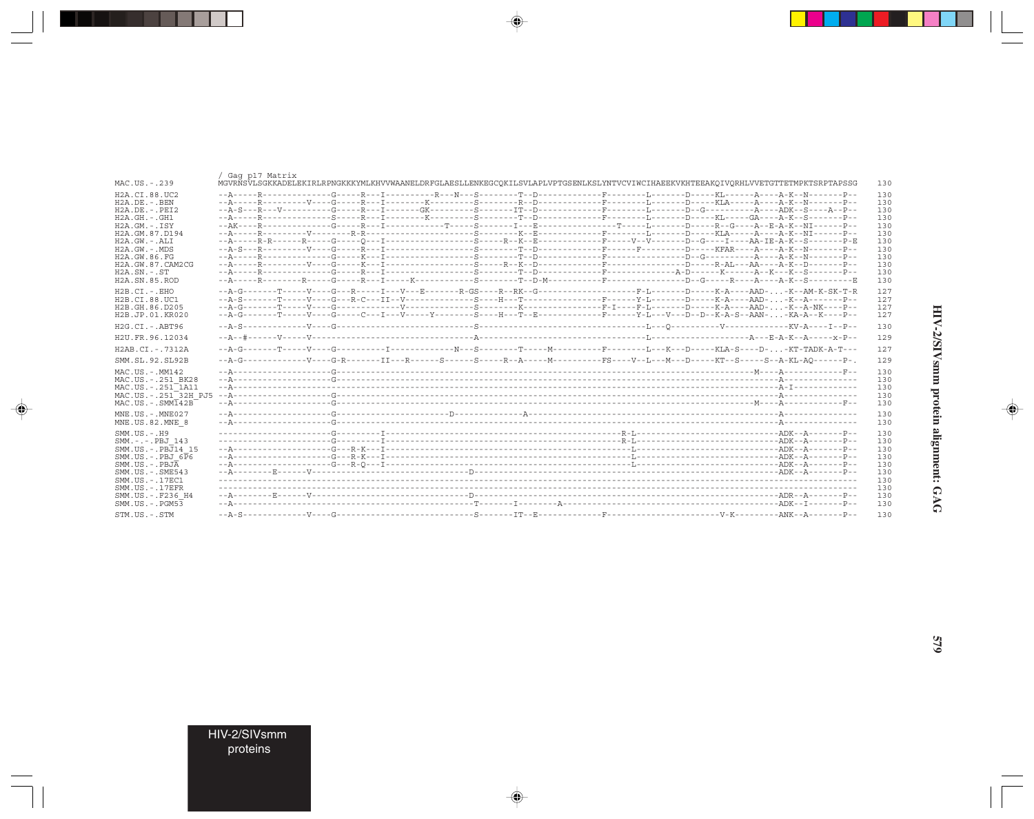```
                       / Gag p17 Matrix
MAC.US.-.239           MGVRNSVLSGKKADELEKIRLRPNGKKKYMLKHVVWAANELDRFGLAESLLENKEGCQKILSVLAPLVPTGSENLKSLYNTVCVIWCIHAEEKVKHTEEAKQIVQRHLVVETGTTETMPKTSRPTAPSSG  130

H2A.CI.88.UC2          --A-----R--------------G-----R---I----------R---N---S--------T--D------------F--------L-------D-----KL------A----A-K--N-------P--  130
H2A.DE.-.BEN           --A-----R--------V-----G-----R---I--------K---------S--------R--D------------F--------L-------D-----KLA----A----A-K--N-------P--  130
H2A.DE.-.PEI2          --A-S---R---V----------G-----R---I-------GK---------S--------IT--D-----------F--------L-------D--G---------A----ADK--S----A--P--  130
H2A.GH.-.GH1           --A-----R--------------S-----R---I--------K---------S--------T--D------------F--------L-------D-----KL-----GA----A-K--S-------P--  130
H2A.GM.-.ISY           --AK----R--------------G-----R---I--------------T-----S-------I---E--------------T-----L-------D-----R--G----A--E-A-K--NI------P--  130
H2A.GM.87.D194         --A-----R---------V----------R-R--------------------S--------K--E------------F--------L-------D-----KLA-----A----A-K--NI------P--  130
H2A.GW.-.ALI           --A-----R-R-------R-----G-----Q---I-----------------S-----R--K--E------------F-----V--V-------D--G----I-----AA-IE-A-K--S-------P-E  130
H2A.GW.-.MDS           --A-S---R--------V-----G-----R---I------------------S--------T--D------------F------F---------D-----KFAR----A----A-K--N-------P--  130
H2A.GW.86.FG           --A-----R--------------G-----K---I------------------S--------T--D------------F---------------D--G---------A----A-K--N-------P--  130
H2A.GW.87.CAM2CG       --A-----R---------V----G-----K---I------------------S-----R--K--D------------F---------------D-----R-AL---AA----A-K--D-------P--  130
H2A.SN.-.ST            --A-----R--------------G-----R---I------------------S--------T--D------------F-------------A-D------K------A--K---K--S-------P--  130
H2A.SN.85.ROD          --A-----R---------R-----G-----R---I-----K-----------S--------T--D-M----------F---------------D--G-----R-----A----A-K--S--------E  130

H2B.CI.-.EHO           --A-G-------T-----V----G---R------I---V---E-------R-GS----R--RK--G-------------------F-L-------D-----K-A----AAD-...-K--AM-K-SK-T-R  127
H2B.CI.88.UC1          --A-S-------T-----V----G---R-C---II--V--------------S----H---T---------------F-------Y-L-------D-----K-A----AAD-...-K--A-------P--  127
H2B.GH.86.D205         --A-G-------T-----V----G------------V---------------S--------K---------------F-I----F-L-------D-----K-A----AAD-...-K--A-NK----P--  127
H2B.JP.01.KR020        --A-G-------T-----V----G-----C---I--V-----Y---------S----H---T--E------------F-------Y-L---V---D--D--K-A-S--AAN-...-KA-A--K----P--  127

H2G.CI.-.ABT96         --A-S-------------V----G----------------------------S--------------------------------L---Q---------V----------------KV-A-----I--P--  130

H2U.FR.96.12034        --A--#------V-----V---------------------------------A--------------------------------L--------------------------A---E-A-K--A-----x-P--  129

H2AB.CI.-.7312A        --A-G-------T-----V----G----------I-------------N---S--------T------M----------F--------L---K---D-----KLA-S-----D-...-KT-TADK-A-T---  127

SMM.SL.92.SL92B        --A-G-------------V----G-R--------II---R------S------S-----R--A------M----------FS----V--L----M---D-----KT--S------S--A-KL-AQ-------P-.  129

MAC.US.-.MM142         --A--------------------G------------------------------------------------------------------------------------------M----A-------------F--  130
MAC.US.-.251_BK28      --A--------------------G---------------------------------------------------------------------------------------------A----------------  130
MAC.US.-.251_1A11      --A-------------------------------------------------------------------------------------------------------------------A-I--------------  130
MAC.US.-.251_32H_PJ5   --A--------------------G---------------------------------------------------------------------------------------------A----------------  130
MAC.US.-.SMM142B       --A--------------------G------------------------------------------------------------------------------------------M----A-------------F--  130

MNE.US.-.MNE027        --A--------------------G----------------------D--------------A----------------------------------------------------A----------------  130
MNE.US.82.MNE_8        --A--------------------G----------------------------------------------------------------------------------------------A----------------  130

SMM.US.-.H9            -----------------------G---------I-------------------------------------------R-L--------------------------------ADK--A-------P--  130
SMM.-.-.PBJ_143        -----------------------G---------I-------------------------------------------R-L--------------------------------ADK--A-------P--  130
SMM.US.-.PBJ14_15      --A--------------------G---R-K---I---------------------------------------------L--------------------------------ADK--A-------P--  130
SMM.US.-.PBJ_6P6       --A--------------------G---R-K---I---------------------------------------------L--------------------------------ADK--A-------P--  130
SMM.US.-.PBJA          --A--------------------G---R-Q---I---------------------------------------------L--------------------------------ADK--A-------P--  130
SMM.US.-.SME543        --A-------E-------V----------------------------------D------------------------------------------------------------ADK--A-------P--  130
SMM.US.-.17EC1         ---------------------------------------------------------------------------------------------------------------------------------  130
SMM.US.-.17EFR         ---------------------------------------------------------------------------------------------------------------------------------  130
SMM.US.-.F236_H4       --A-------E-------V----------------------------------D------------------------------------------------------------ADR--A-------P--  130
SMM.US.-.PGM53         --A--------------------------------------------------T-------I--------A---------------------------------------------ADK--I-------P--  130

STM.US.-.STM           --A-S-------------V----G----------------------------S--------IT--E-----------F-----------------------V-K----------ANK--A-------P--  130
```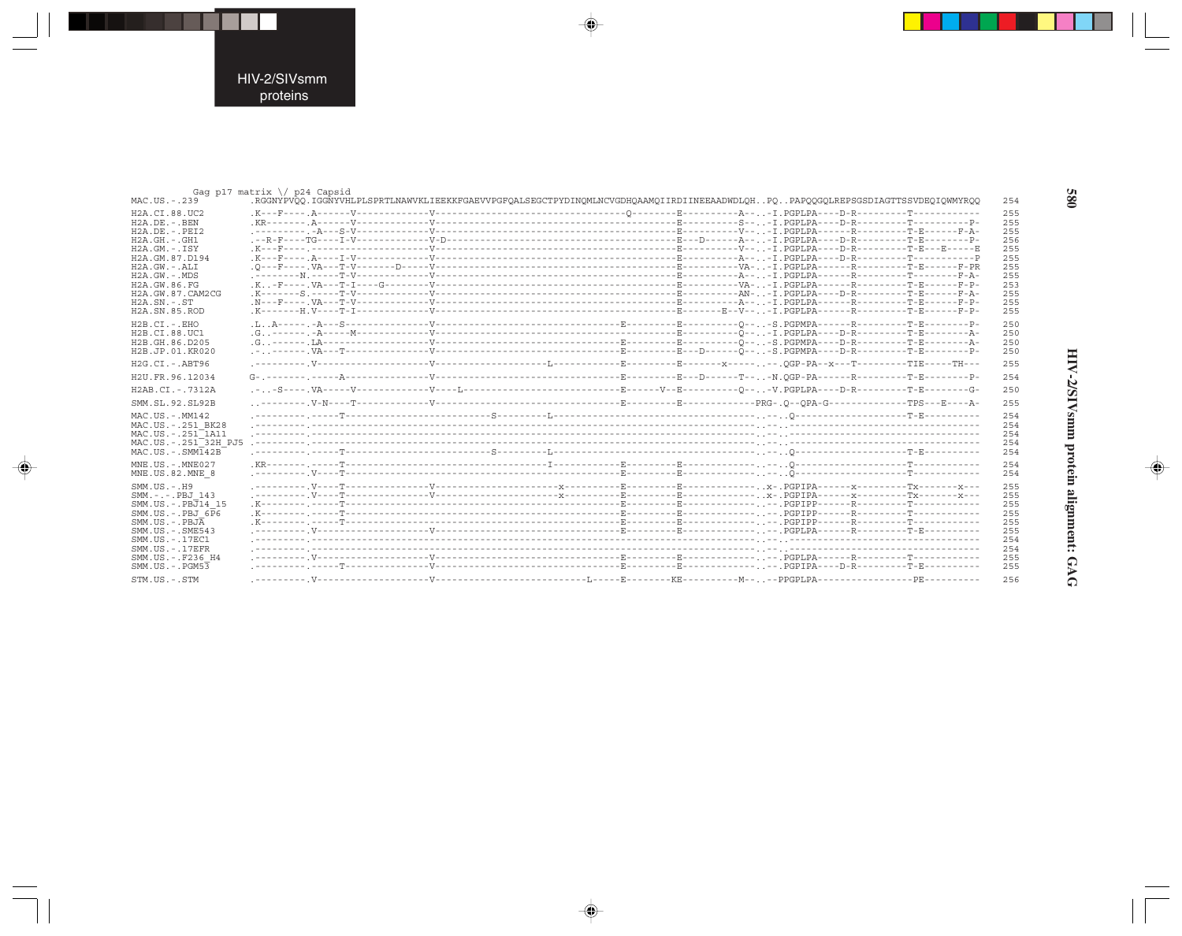```
        Gag p17 matrix \/ p24 Capsid
MAC.US.-.239          .RGGNYPVQQ.IGGNYVHLPLSPRTLNAWVKLIEEKKFGAEVVPGFQALSEGCTPYDINQMLNCVGDHQAAMQIIRDIINEEAADWDLQH..PQ..PAPQQGQLREPSGSDIAGTTSSVDEQIQWMYRQQ   254

H2A.CI.88.UC2         .K---F----.A------V-------------V-----------------------------------Q---------E-----------A--.-I.PGPLPA----D-R----------T------------   255
H2A.DE.-.BEN          .KR-------.A------V-------------V--------------------------------------------E-----------S--.-I.PGPLPA----D-R----------T-----------P-   255
H2A.DE.-.PEI2         .----------.-A---S-V------------V--------------------------------------------E-----------V--.-I.PGPLPA------R----------T-E-------F-A-  255
H2A.GH.-.GH1          .--R-F----TG----I-V-------------V-D------------------------------------------E---D-------A--.-I.PGPLPA----D-R----------T-E---------P-  256
H2A.GM.-.ISY          .K---F----.---------------------V--------------------------------------------E-----------V--.-I.PGPLPA----D-R----------T-E---E-----E  255
H2A.GM.87.D194        .K---F----.A-----I-V------------V--------------------------------------------E-----------A--.-I.PGPLPA----D-R----------T------------P  255
H2A.GW.-.ALI          .Q---F----.VA---T-V-------D-----V--------------------------------------------E-----------VA-.-I.PGPLPA------R----------T-E-------F-PR  255
H2A.GW.-.MDS          .--------N.-----T-V-------------V--------------------------------------------E-----------A--.-I.PGPLPA------R----------T---------F-A-  255
H2A.GW.86.FG          .K..-F----.VA---T-I----G--------V--------------------------------------------E-----------VA-.-I.PGPLPA------R----------T-E-------F-P-  253
H2A.GW.87.CAM2CG      .K-------S.-----T-V-------------V--------------------------------------------E-----------AN-.-I.PGPLPA----D-R----------T-E-------F-A-  255
H2A.SN.-.ST           .N---F----.VA---T-V-------------V--------------------------------------------E-----------A--.-I.PGPLPA------R----------T-E-------F-P-  255
H2A.SN.85.ROD         .K-------H.V----T-I-------------V--------------------------------------------E-------E--V--.-I.PGPLPA------R----------T-E-------F-P-  255

H2B.CI.-.EHO          .L..A-----.-A---S---------------V------------------------------E----------E-----------Q--.-S.PGPMPA------R----------T-E---------P-   250
H2B.CI.88.UC1         .G..-------.-A-----M------------V--------------------------------------------E-----------Q--.-I.PGPLPA----D-R----------T-E---------A-  250
H2B.GH.86.D205        .G..-------.LA------------------V------------------------------E----------E-----------Q--.-S.PGPMPA----D-R----------T-E---------A-  250
H2B.JP.01.KR020       .-..-------.VA---T--------------V------------------------------E----------E---D-------Q--.-S.PGPMPA----D-R----------T-E---------P-  250

H2G.CI.-.ABT96        .----------.V-------------------V---------------------L--------E----------E-------x-----.--.QGP-PA--x---T----------TIE-----TH---   255

H2U.FR.96.12034       G-.-------.-----A---------------V------------------------------E----------E---D-------T--.-N.QGP-PA------R----------T-E---------P-  254

H2AB.CI.-.7312A       .-..-S----.VA-----V-------------V----L-------------------------E-------V--E-----------Q--.-V.PGPLPA----D-R----------T-E---------G-  250

SMM.SL.92.SL92B       ..---------.V-N----T------------V------------------------------E----------E-------------PRG-.Q--QPA-G---------------TPS---E----A-  255

MAC.US.-.MM142        .----------.-----T--------------------------S----------L-------------------------------.--.Q---------------------T-E----------  254
MAC.US.-.251_BK28     .----------.------------------------------------------------------------------------------.--.-----------------------------------  254
MAC.US.-.251_1A11     .----------.------------------------------------------------------------------------------.--.-----------------------------------  254
MAC.US.-.251_32H_PJ5  .----------.------------------------------------------------------------------------------.--.-----------------------------------  254
MAC.US.-.SMM142B      .----------.-----T--------------------------S----------L-------------------------------.--.Q---------------------T-E----------  254

MNE.US.-.MNE027       .KR-------.-----T------------------------------I---------E----------E-------------.--.Q---------------------T------------  254
MNE.US.82.MNE_8       .----------.V----T------------------------------------------E----------E-------------.--.Q---------------------T------------  254

SMM.US.-.H9           .----------.V----T--------------V------------------x--------E----------E-------------.x-.PGPIPA------x----------Tx-------x---  255
SMM.-.-.PBJ_143       .----------.V----T--------------V------------------x--------E----------E-------------.x-.PGPIPA------x----------Tx-------x---  255
SMM.US.-.PBJ14_15     .K---------.-----T------------------------------------------E----------E-------------.--.PGPIPP------R----------T------------  255
SMM.US.-.PBJ_6P6      .K---------.-----T------------------------------------------E----------E-------------.--.PGPIPP------R----------T------------  255
SMM.US.-.PBJA         .K---------.-----T------------------------------------------E----------E-------------.--.PGPIPP------R----------T------------  255
SMM.US.-.SME543       .----------.V-------------------V-----------------------E----------E-------------.--.PGPLPA------R----------T-E----------  255
SMM.US.-.17EC1        .----------.------------------------------------------------------------------------------.--.-----------------------------------  254
SMM.US.-.17EFR        .----------.------------------------------------------------------------------------------.--.-----------------------------------  254
SMM.US.-.F236_H4      .----------.V-------------------V-----------------------E----------E-------------.--.PGPLPA------R----------T------------  255
SMM.US.-.PGM53        .----------.-----T--------------V-----------------------E----------E-------------.--.PGPIPA----D-R----------T-E----------  255

STM.US.-.STM          .----------.V-------------------V--------------------------L-----E---------KE-----------M--.--PPGPLPA------------------PE----------  256
```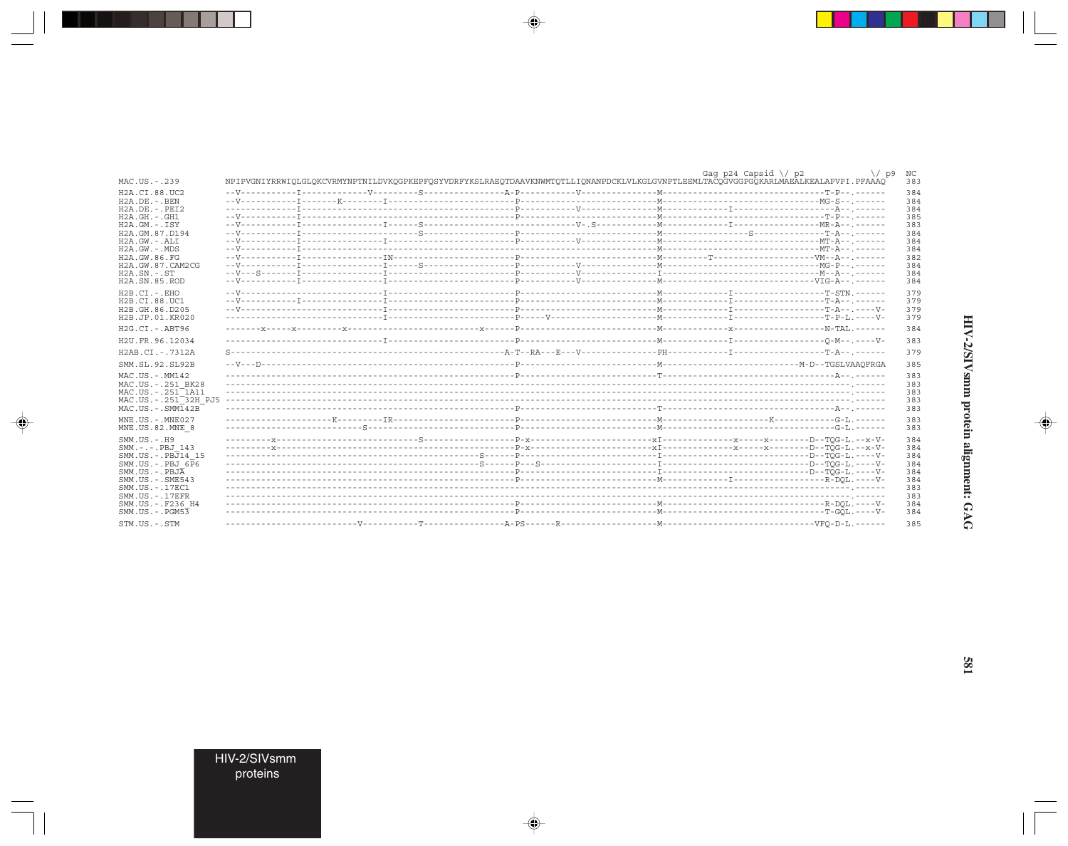```
                                                                                                                                          Gag p24 Capsid \/ p2          \/ p9  NC
MAC.US.-.239          NPIPVGNIYRRWIQLGLQKCVRMYNPTNILDVKQGPKEPFQSYVDRFYKSLRAEQTDAAVKNWMTQTLLIQNANPDCKLVLKGLGVNPTLEEMLTACQGVGGPGQKARLMAEALKEALAPVPI.PFAAAQ  383

H2A.CI.88.UC2         --V-----------I-------------V---------S----------------A-P-----------V---------------M--------------------------------T-P--.------  384
H2A.DE.-.BEN          --V-----------I-------K--------I-----------------------P---------------------------M--------------------------------MG-S--.------  384
H2A.DE.-.PEI2         --------------I----------------------------------------P-----------V---------------M-------------I------------------A--.------  384
H2A.GH.-.GH1          --V-----------I----------------------------------------P---------------------------M--------------------------------T-P--.------  385
H2A.GM.-.ISY          --V-----------I----------------I------S------------------------------V-.S----------M-------------I------------------MR-A--.------  383
H2A.GM.87.D194        --V-----------I-----------------------S----------------P---------------------------M--------------------S-----------T-A--.------  384
H2A.GW.-.ALI          --V-----------I----------------I-----------------------P-----------V---------------M--------------------------------MT-A--.------  384
H2A.GW.-.MDS          --V-----------I------------------------------------------------------------------M--------------------------------MT-A--.------  384
H2A.GW.86.FG          --V-----------I----------------IN----------------------P---------------------------M---------T----------------------VM--A--.------  382
H2A.GW.87.CAM2CG      --V-----------I----------------I------S----------------P-----------V---------------M--------------------------------MG-P--.------  384
H2A.SN.-.ST           --V---S-------I----------------I-----------------------P-----------V---------------I--------------------------------M--A--.------  384
H2A.SN.85.ROD         --V-----------I----------------I-----------------------P-----------V---------------M--------------------------------VIG-A--.------  384

H2B.CI.-.EHO          --V----------------------------I-----------------------P---------------------------M-------------I------------------T-STN.------  379
H2B.CI.88.UC1         --V-----------I----------------I-----------------------P---------------------------M-------------I------------------T-A--.------  379
H2B.GH.86.D205        --V----------------------------I-----------------------P---------------------------M-------------I------------------T-A--.----V-  379
H2B.JP.01.KR020       -------------------------------I-----------------------P-----V---------------------M-------------I------------------T-P-L.----V-  379

H2G.CI.-.ABT96        -------x-----x---------x---------------------------x------P---------------------------M-------------x------------------N-TAL.------  384

H2U.FR.96.12034       -------------------------------I-----------------------P---------------------------M-------------I------------------Q-M--.----V-  383

H2AB.CI.-.7312A       S------------------------------------------------------A-T--RA---E---V--------------PH------------I------------------T-A--.------  379

SMM.SL.92.SL92B       --V---D------------------------------------------------P---------------------------M-------------------------------M-D--TGSLVAAQFRGA  385

MAC.US.-.MM142        -------------------------------------------------------P---------------------------T-----------------------------------A--.------  383
MAC.US.-.251_BK28     --------------------------------------------------------------------------------------------------------------------------.------  383
MAC.US.-.251_1A11     --------------------------------------------------------------------------------------------------------------------------.------  383
MAC.US.-.251_32H_PJ5  --------------------------------------------------------------------------------------------------------------------------.------  383
MAC.US.-.SMM142B      -------------------------------------------------------P---------------------------T-----------------------------------A--.------  383

MNE.US.-.MNE027       ---------------------K---------IR----------------------P---------------------------M---------------------K-------------G-L.------  383
MNE.US.82.MNE_8       ---------------------------S---------------------------P---------------------------M------------------------------------G-L.------  383

SMM.US.-.H9           ---------x--------------------------S------------------P-x-------------------------xI--------------x-----x---------D--TQG-L.--x-V-  384
SMM.-.-.PBJ_143       ---------x---------------------------------------------P-x-------------------------xI--------------x-----x---------D--TQG-L.--x-V-  384
SMM.US.-.PBJ14_15     ------------------------------------------------S------P---------------------------I-------------------------------D--TQG-L.----V-  384
SMM.US.-.PBJ_6P6      ------------------------------------------------S------P---S-----------------------I-------------------------------D--TQG-L.----V-  384
SMM.US.-.PBJA         -------------------------------------------------------P---------------------------I-------------------------------D--TQG-L.----V-  384
SMM.US.-.SME543       -------------------------------------------------------P---------------------------M-------------I------------------R-DQL.----V-  384
SMM.US.-.17EC1        --------------------------------------------------------------------------------------------------------------------------.------  383
SMM.US.-.17EFR        --------------------------------------------------------------------------------------------------------------------------.------  383
SMM.US.-.F236_H4      -------------------------------------------------------P---------------------------M--------------------------------R-DQL.----V-  384
SMM.US.-.PGM53        -------------------------------------------------------P---------------------------M--------------------------------T-GQL.----V-  384

STM.US.-.STM          --------------------------V------------T---------------A-PS------R-----------------M----------------------------VFQ-D-L.------  385
```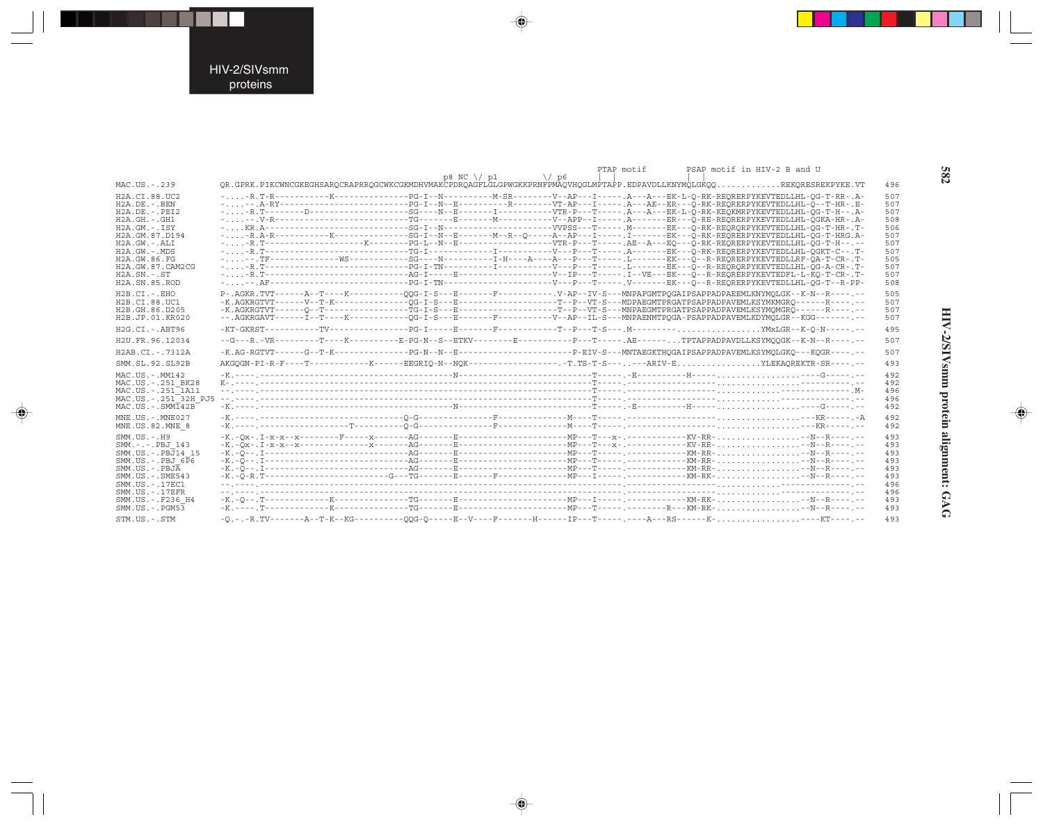```
                                                                                                        PTAP motif       PSAP motif in HIV-2 B and U
                                                                       p8 NC \/ p1          \/ p6      | |                | |
MAC.US.-.239         QR.GPRK.PIKCWNCGKEGHSARQCRAPRRQGCWKCGKMDHVMAKCPDRQAGFLGLGPWGKKPRNFPMAQVHQGLMPTAPP.EDPAVDLLKNYMQLGKQQ.............REKQRESREKPYKE.VT   496

H2A.CI.88.UC2        -.....-R.T-R-----------K---------------PG-I--N----------M-SR--------V--AP---I------.A---A---EK-L-Q-RK-REQRERPYKEVTEDLLHL-QG-T-RR-.A-   507
H2A.DE.-.BEN         -.....-.A-RY---------------------------PG-I--N--E----------R---------VT-AP---I------.A---AE--ER---Q-RK-REQRERPYKEVTEDLLHL-Q--T-HR-.E-   507
H2A.DE.-.PEI2        -.....-R.T--------D--------------------SG---N--E-------I------------VTR-P---T------.A---A---EK-L-Q-RK-KEQKMRPYKEVTEDLLHL-QG-T-H--.A-   507
H2A.GH.-.GH1         -.....-.V-R----------------------------TG-------E-------M------------V--APP--I------.A-------ER---Q-RE-REQRERPYKEVTEDLLHL-QGKA-HR-.A-   508
H2A.GM.-.ISY         -.....KR.A-----------------------------SG-I--N----------------------VVPSS---T------.M-------EK---Q-RK-REQRQRPYKEVTEDLLHL-QG-T-HR-.T-   506
H2A.GM.87.D194       -.....-R.A-R-----------K---------------SG-I--N--E-------M--R--Q-----A--AP---I------.I-------EK---Q-RK-REQRERPYKEVTEDLLHL-QG-T-HRG.A-   507
H2A.GW.-.ALI         -.....-R.T--------------------K--------PG-L--N--E-------------------VTR-P---T------.AE--A---EQ---Q-RK-REQRERPYKEVTEDLLHL-QG-T-H--.--   507
H2A.GW.-.MDS         -.....-R.T-----------------------------TG-I-----------I-------------V---P---T------.A-------EK---Q-RK-REQRERPYKEVTEDLLHL-QGKT-C--.T-   507
H2A.GW.86.FG         -.....-.TF-------------WS--------------SG---N----------I-H----A----A---P---T------.L-------EK---Q--R-REQRERPYKEVTEDLLRF-QA-T-CR-.T-   505
H2A.GW.87.CAM2CG     -.....-R.T-----------------------------PG-I-TN----------I------------V---P---T------.L-------EK---Q--R-REQRQRPYKEVTEDLLHL-QG-A-CR-.T-   507
H2A.SN.-.ST          -.....-R.T-----------------------------AG-I-----E-------------------V--IP---T------.I--VE---EK---Q--R-REQRERPYKEVTEDFL-L-KQ-T-CR-.T-   507
H2A.SN.85.ROD        -.....-.AF-----------------------------PG-I-TN----------------------V---P---T------.V-------EK---Q--R-REQRERPYKEVTEDLLHL-QG-T--R-PP-   508

H2B.CI.-.EHO         P-.AGKR.TVT------A--T----K-----------QQG-I-S---E-------F-----------.V-AP--IV-S---MNPAFGMTPQGAIPSAPPADPAEEMLKNYMQLGK--K-N--R----.--   505
H2B.CI.88.UC1        -K.AGKRGTVT------V--T-K---------------QG-I-S---E--------------------T--P--VT-S---MDPAEGMTPRGATPSAPPADPAVEMLKSYMKMGRQ------R----.--   507
H2B.GH.86.D205       -K.AGKRGTVT------Q--T-----------------TG-I-S---E--------------------T--P--VT-S---MNPAEGMTPRGATPSAPPADPAVEMLKSYMQMGRQ------R----.--   507
H2B.JP.01.KR020      --.AGKRGAVT------I--T----K-----------QG-I-S---E-------F-----------V--AP--IL-S---MNPAENMTPQGA-PSAPPADPAVEMLKDYMQLGR--KGG-------.--   507

H2G.CI.-.ABT96       -KT-GKRST-----------TV----------------PG-I-----E-------F-----------T--P---T-S---.M---------.................YMxLGR--K-Q-N-----.--   495

H2U.FR.96.12034      --G---R.-VR---------T----K-----------E-PG-N--S--ETKV--------E-----------P---T------.AE------...TPTAPPADPAVDLLKSYMQQGK--K-N--R----.--   507

H2AB.CI.-.7312A      -K.AG-RGTVT------G--T-K---------------PG-N--N--E------------------------P-EIV-S---MNTAEGKTHQGAIPSAPPADPAVEMLKSYMQLGKQ---KQGR----.--   507

SMM.SL.92.SL92B      AKGQGN-PI-R-F----T-------------K------EEGRIQ-N--NQK-------------------.-T.TS-T-S---.---ARIV-E..................YLEKAQREKTR-SR----.--   493

MAC.US.-.MM142       -K.----.---------------------------------------N-------------------------T------.-E----------H-----.................----G-----.--   492
MAC.US.-.251_BK28    K-.----.-----------------------------------------------------------------T------.------------------..............................--   492
MAC.US.-.251_1A11    --.----.-----------------------------------------------------------------T------.------------------..............................M-   496
MAC.US.-.251_32H_PJ5 --.----.-----------------------------------------------------------------T------.------------------..............................--   496
MAC.US.-.SMM142B     -K.----.---------------------------------------N-------------------------T------.-E----------H-----.................----G-----.--   492

MNE.US.-.MNE027      -K.----.-----------------------------Q-G---------------F---------------M----T------.-----------------.................---KR------.-A   492
MNE.US.82.MNE_8      -K.----.-------------------T----------Q-G---------------F---------------M----T------.-----------------.................---KR------.--   492

SMM.US.-.H9          -K.-Qx-.I-x-x--x--------F-----x-------AG-------E-----------------------MP---T---x-.------------KV-RR-..................-N--R----.--   493
SMM.-.-.PBJ_143      -K.-Qx-.I-x-x--x-------------x--------AG-------E-----------------------MP---T---x-.------------KV-RR-..................-N--R----.--   493
SMM.US.-.PBJ14_15    -K.-Q--.I-----------------------------AG-------E-----------------------MP---T------.------------KM-RR-..................-N--R----.--   493
SMM.US.-.PBJ_6P6     -K.-Q--.I-----------------------------AG-------E-----------------------MP---T------.------------KM-RR-..................-N--R----.--   493
SMM.US.-.PBJA        -K.-Q--.I-----------------------------AG-------E-----------------------MP---T------.------------KM-RR-..................-N--R----.--   493
SMM.US.-.SME543      -K.-Q-R.T-----------------------G---TG-------E-------F-----------------MP---I------.------------KM-RK-..................-N--R----.--   493
SMM.US.-.17EC1       --.----.-----------------------------------------------------------------------------.------------------..............................--   496
SMM.US.-.17EFR       --.----.-----------------------------------------------------------------------------.------------------..............................--   496
SMM.US.-.F236_H4     -K.-Q--.T-------------K---------------TG-------E-----------------------MP---I------.------------KM-RK-..................-N--R----.--   493
SMM.US.-.PGM53       -K.----.T-------------K---------------TG-------E-----------------------MP---T------.---------R---KM-RK-..................-N--R----.--   493

STM.US.-.STM         -Q.-.-R.TV-------A--T-K--KG-----------QQG-Q------E--V----F-------H------IP---T------.----A---RS------K-..................----KT----.--   493
```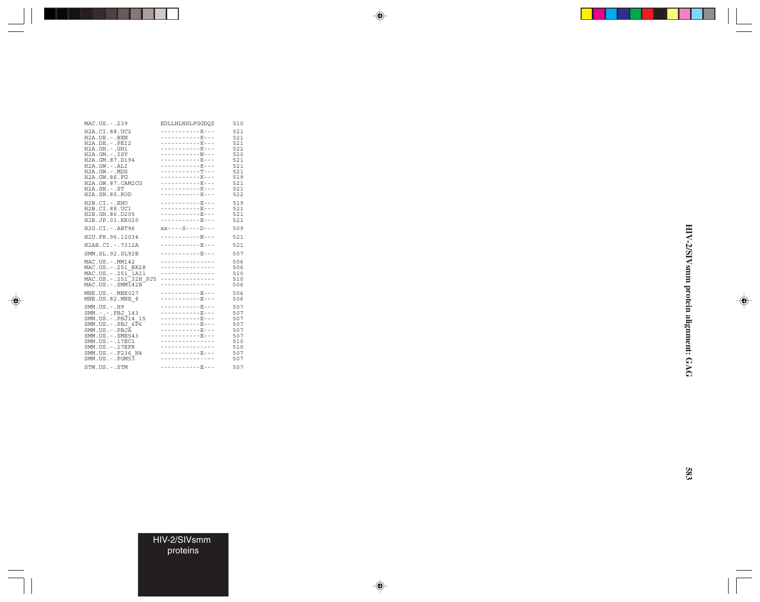```
MAC.US.-.239          EDLLHLNSLFGGDQ$     510

H2A.CI.88.UC2         -----------K---     521
H2A.DE.-.BEN          -----------K---     521
H2A.DE.-.PEI2         -----------K---     521
H2A.GH.-.GH1          -----------K---     522
H2A.GM.-.ISY          -----------N---     520
H2A.GM.87.D194        -----------K---     521
H2A.GW.-.ALI          -----------K---     521
H2A.GW.-.MDS          -----------T---     521
H2A.GW.86.FG          -----------K---     519
H2A.GW.87.CAM2CG      -----------K---     521
H2A.SN.-.ST           -----------K---     521
H2A.SN.85.ROD         -----------K---     522

H2B.CI.-.EHO          -----------E---     519
H2B.CI.88.UC1         -----------E---     521
H2B.GH.86.D205        -----------E---     521
H2B.JP.01.KR020       -----------E---     521

H2G.CI.-.ABT96        xx----S----D---     509

H2U.FR.96.12034       -----------N---     521

H2AB.CI.-.7312A       -----------E---     521

SMM.SL.92.SL92B       -----------E---     507

MAC.US.-.MM142        ---------------     506
MAC.US.-.251_BK28     ---------------     506
MAC.US.-.251_1A11     ---------------     510
MAC.US.-.251_32H_PJ5  ---------------     510
MAC.US.-.SMM142B      ---------------     506

MNE.US.-.MNE027       -----------E---     506
MNE.US.82.MNE_8       -----------E---     506

SMM.US.-.H9           -----------E---     507
SMM.-.-.PBJ_143       -----------E---     507
SMM.US.-.PBJ14_15     -----------E---     507
SMM.US.-.PBJ_6P6      -----------E---     507
SMM.US.-.PBJA         -----------E---     507
SMM.US.-.SME543       -----------E---     507
SMM.US.-.17EC1        ---------------     510
SMM.US.-.17EFR        ---------------     510
SMM.US.-.F236_H4      -----------E---     507
SMM.US.-.PGM53        ---------------     507

STM.US.-.STM          -----------E---     507
```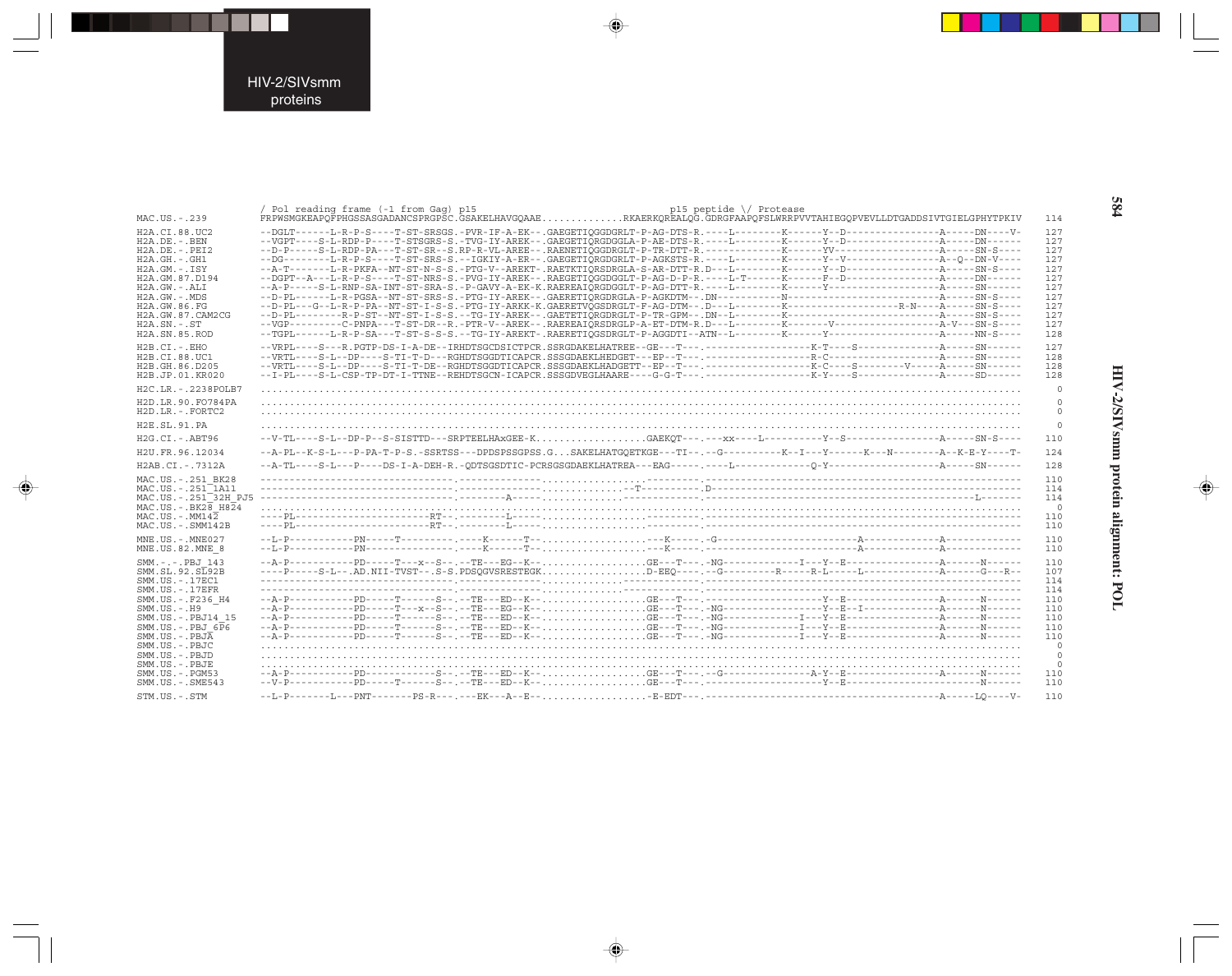```
                  / Pol reading frame (-1 from Gag) p15                                         p15 peptide \/ Protease
MAC.US.-.239        FRPWSMGKEAPQFPHGSSASGADANCSPRGPSC.GSAKELHAVGQAAE..............RKAERKQREALQG.GDRGFAAPQFSLWRRPVVTAHIEGQPVEVLLDTGADDSIVTGIELGPHYTPKIV  114

H2A.CI.88.UC2       --DGLT------L-R-P-S----T-ST-SRSGS.-PVR-IF-A-EK---GAEGETIQGGDGRLT-P-AG-DTS-R.----L--------K------Y--D---------------A-----DN----V-  127
H2A.DE.-.BEN        --VGPT-----S-L-RDP-P----T-STSGRS-S.-TVG-IY-AREK--.GAEGETIQRGDGGLA-P-AE-DTS-R.----L--------K------Y--E---------------A-----DN------  127
H2A.DE.-.PEI2       --D-P------S-L-RDP-PA---T-ST-SR--S.RP-R-VL-AREE--.RAENETIQGGDRGLT-P-TR-DTT-R.------------K------YV-----------------A-----SN-S----  127
H2A.GH.-.GH1        --DG--------L-R-P-S----T-ST-SRS-S.--IGKIY-A-ER---GAEGETIQRGDRGLT-P-AGKSTS-R.----L--------K------Y--V---------------A--Q--DN-V----  127
H2A.GM.-.ISY        --A-T-------L-R-PKFA--NT-ST-N-S-S.-PTG-V--AREKT-.RAETKTIQRSDRGLA-S-AR-DTT-R.D---L--------K------Y--D---------------A-----SN-S----  127
H2A.GM.87.D194      --DGPT--A---L-R-P-S----T-ST-NRS-S.-PVG-IY-AREK--.RAEGETIQGGDGGLT-P-AG-D-P-R.----L-T------K------F--D---------------A-----DN------  127
H2A.GW.-.ALI        --A-P------S-L-RNP-SA-INT-ST-SRA-S.-P-GAVY-A-EK-K.RAEREAIQRGDGGLT-P-AG-DTT-R.----L--------K------Y-------------------A-----SN------  127
H2A.GW.-.MDS        --D-PL-----L-R-PGSA--NT-ST-SRS-S.-PTG-IY-AREK---GAERETIQRGDRGLA-P-AGKDTM--.DN------------N-----------------------A-----SN-S----  127
H2A.GW.86.FG        --D-PL---G--L-R-P-PA--NT-ST-I-S-S.-PTG-IY-ARKK-K.GAERETVQGSDRGLT-P-AG-DTM--.D---L--------K------------------R-N----A-----SN-S----  127
H2A.GW.87.CAM2CG    --D-PL--------R-P-ST--NT-ST-I-S-S.--TG-IY-AREK--.GAETETIQRGDRGLT-P-TR-GPM--.DN--L--------K---------------------------A-----SN-S----  127
H2A.SN.-.ST         --VGP---------C-PNPA---T-ST-DR--R.-PTR-V--AREK--.RAEREAIQRSDRGLP-A-ET-DTM-R.D---L--------K-------V-----------------A-V---SN-S----  127
H2A.SN.85.ROD       --TGPL------L-R-P-SA---T-ST-S-S-S.--TG-IY-AREKT-.RAERETIQGSDRGLT-P-AGGDTI--ATN--L--------K------Y-------------------A-----NN-S----  128

H2B.CI.-.EHO        --VRPL----S---R.PGTP-DS-I-A-DE--IRHDTSGCDSICTPCR.SSRGDAKELHATREE--GE---T---.------------------K-T----S--------------A-----SN------  127
H2B.CI.88.UC1       --VRTL----S-L--DP----S-TI-T-D---RGHDTSGGDTICAPCR.SSSGDAEKLHEDGET---EP--T---.------------------R-C--------------------A-----SN------  128
H2B.GH.86.D205      --VRTL----S-L--DP----S-TI-T-DE--RGHDTSGGDTICAPCR.SSSGDAEKLHADGETT--EP--T---.------------------K-C----S--------V-----A-----SN------  128
H2B.JP.01.KR020     --I-PL----S-L-CSP-TP-DT-I-TTNE--REHDTSGCN-ICAPCR.SSSGDVEGLHAARE----G-G-T---.------------------K-Y----S--------------A-----SD------  128

H2C.LR.-.2238POLB7  ...........................................................................................................................  0

H2D.LR.90.FO784PA   ...........................................................................................................................  0
H2D.LR.-.FORTC2     ...........................................................................................................................  0

H2E.SL.91.PA        ...........................................................................................................................  0

H2G.CI.-.ABT96      --V-TL----S-L--DP-P--S-SISTTD---SRPTEELHAxGEE-K..................GAEKQT---.---xx----L----------Y--S----------------A-----SN-S----  110

H2U.FR.96.12034     --A-PL--K-S-L---P-PA-T-P-S.-SSRTSS---DPDSPSSGPSS.G...SAKELHATGQETKGE---TI--.--G-----------K--I---Y------K---N--------A--K-E-Y----T-  124

H2AB.CI.-.7312A     --A-TL----S-L---P----DS-I-A-DEH-R.-QDTSGSDTIC-PCRSGSGDAEKLHATREA---EAG-----.----L-------------Q-Y-------------------A-----SN------  128

MAC.US.-.251_BK28   ---------------------------------.----------------..............--------.---------------------------------------------------  110
MAC.US.-.251_1A11   ---------------------------------.----------------..............-T----------.D--------------------------------------------------  114
MAC.US.-.251_32H_PJ5 --------------------------------.---------A-------..............----------.-------------------------------------------L-------  114
MAC.US.-.BK28_H824  ...........................................................................................................................  0
MAC.US.-.MM142      ----PL----------------------RT--.---------L-------..............---------.----------------------------------------------------  110
MAC.US.-.SMM142B    ----PL----------------------RT--.---------L-------..............---------.----------------------------------------------------  110

MNE.US.-.MNE027     --L-P-----------PN-----T---------.----K------T--.................---K-----.-G--------------------------A-------------A-------------  110
MNE.US.82.MNE_8     --L-P-----------PN-------------------.----K------T--.................---K-----.--------------------------A-------------A-------------  110

SMM.-.-.PBJ_143     --A-P-----------PD-----T---x--S--.--TE---EG--K--.................GE---T---.-NG--------------I---Y--E---------------A------N------  110
SMM.SL.92.SL92B     ----P-----S-L--.AD.NII-TVST--.S-S.PDSQGVSRESTEGK................D-EEQ-----.--G----------R-----R-L-----L-------------A------G---R--  107
SMM.US.-.17EC1      ---------------------------------.----------------..............---------.----------------------------------------------------  114
SMM.US.-.17EFR      ---------------------------------.----------------..............---------.----------------------------------------------------  114
SMM.US.-.F236_H4    --A-P-----------PD-----T------S--.--TE---ED--K--.................GE---T---.-------------------Y--E---------------A------N------  110
SMM.US.-.H9         --A-P-----------PD-----T---x--S--.--TE---EG--K--.................GE---T---.-NG-----------------Y--E--I-------------A------N------  110
SMM.US.-.PBJ14_15   --A-P-----------PD-----T------S--.--TE---ED--K--.................GE---T---.-NG--------------I---Y--E---------------A------N------  110
SMM.US.-.PBJ_6P6    --A-P-----------PD-----T------S--.--TE---ED--K--.................GE---T---.-NG--------------I---Y--E---------------A------N------  110
SMM.US.-.PBJA       --A-P-----------PD-----T------S--.--TE---ED--K--.................GE---T---.-NG--------------I---Y--E---------------A------N------  110
SMM.US.-.PBJC       ...........................................................................................................................  0
SMM.US.-.PBJD       ...........................................................................................................................  0
SMM.US.-.PBJE       ...........................................................................................................................  0
SMM.US.-.PGM53      --A-P-----------PD------------S--.--TE---ED--K--.................GE---T---.--G----------------A-Y--E---------------A------N------  110
SMM.US.-.SME543     --V-P-----------PD-----T------S--.--TE---ED--K--.................GE---T---.-------------------Y--E-------------------N------  110

STM.US.-.STM        --L-P-------L---PNT-------PS-R---.---EK---A--E--.................-E-EDT---.-------------------------------------------A-----LQ----V-  110
```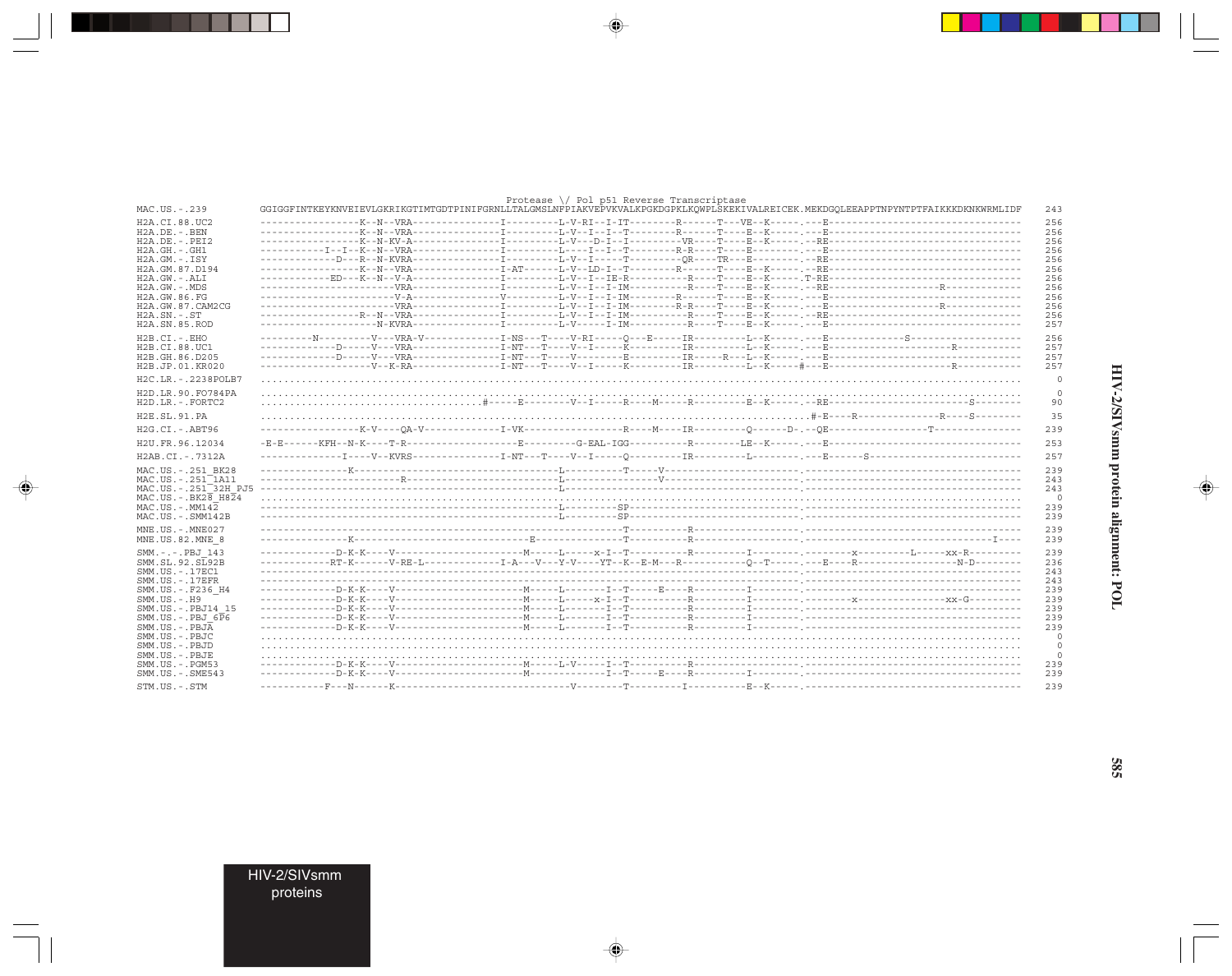```
                                                         Protease \/ Pol p51 Reverse Transcriptase
MAC.US.-.239          GGIGGFINTKEYKNVEIEVLGKRIKGTIMTGDTPINIFGRNLLTALGMSLNFPIAKVEPVKVALKPGKDGPKLKQWPLSKEKIVALREICEK.MEKDGQLEEAPPTNPYNTPTFAIKKKDKNKWRMLIDF  243

H2A.CI.88.UC2         -----------------K--N--VRA---------------I---------L-V-RI--I-IT--------R------T---VE--K-----.---E--------------------------------  256
H2A.DE.-.BEN          -----------------K--N--VRA---------------I---------L-V--I--I--T--------R------T----E--K-----.---E--------------------------------  256
H2A.DE.-.PEI2         -----------------K--N-KV-A---------------I---------L-V---D-I--I---------VR----T----E--K-----.--RE--------------------------------  256
H2A.GH.-.GH1          -----------I--I--K--N--VRA---------------I---------L-----I--I--T--------R-R---T----E--------.---E--------------------------------  256
H2A.GM.-.ISY          -------------D---R--N-KVRA---------------I---------L-V--I-----T---------QR----TR---E--------.--RE--------------------------------  256
H2A.GM.87.D194        -----------------K--N--VRA---------------I-AT------L-V--LD-I--T--------R------T----E--K-----.--RE--------------------------------  256
H2A.GW.-.ALI          -----------ED---K--N--V-A----------------I---------L-V--I--IE-R----------R----T----E--K-----.T-RE--------------------------------  256
H2A.GW.-.MDS          ----------------------VRA----------------I---------L-V--I--I-IM----------R----T----E--K-----.--RE--------------------R-----------  256
H2A.GW.86.FG          ----------------------V-A----------------V---------L-V--I--I-IM--------R------T----E--K-----.---E--------------------------------  256
H2A.GW.87.CAM2CG      ----------------------VRA----------------I---------L-V--I--I-IM--------R-R----T----E--K-----.---E--------------------R-----------  256
H2A.SN.-.ST           -----------------R--N--VRA---------------I---------L-V--I--I-IM----------R----T----E--K-----.--RE--------------------------------  256
H2A.SN.85.ROD         --------------------N-KVRA---------------I---------L-V-----I-IM----------R----T----E--K-----.---E--------------------------------  257

H2B.CI.-.EHO          ---------N---------V---VRA-V-------------I-NS---T----V-RI-----Q---E-----IR---------L--K-----.---E-------------S-------------------  256
H2B.CI.88.UC1         -------------D-----V---VRA---------------I-NT---T----V--I-----K---------IR---------L--K-----.---E----------------------R----------  257
H2B.GH.86.D205        -------------D-----V---VRA---------------I-NT---T----V--------E---------IR-----R---L--K-----.---E---------------------------------  257
H2B.JP.01.KR020       -------------------V--K-RA---------------I-NT---T----V--I-----K---------IR---------L--K-----#---E----------------------R----------  257

H2C.LR.-.2238POLB7    .......................................................................................................................................  0

H2D.LR.90.FO784PA     .......................................................................................................................................  0
H2D.LR.-.FORTC2       ......................................#-----E--------V--I-----R----M-----R---------E--K-----.--RE-------------------------S--------  90

H2E.SL.91.PA          ..............................................................................................#-E----R-------------R----S---------  35

H2G.CI.-.ABT96        -----------------K-V----QA-V-------------I-VK-----------------R----M----IR---------Q------D-.--QE-----------------T----------------  239

H2U.FR.96.12034       -E-E------KFH--N-K----T-R-------------------E---------G-EAL-IGG----------R--------LE--K-----.---E--------------------------------  253

H2AB.CI.-.7312A       --------------I-----V--KVRS--------------I-NT---T----V--I-----Q---------IR---------L--------.---E------S--------------------------  257

MAC.US.-.251_BK28     ----------------K-----------------------------------L----------T-----V---------------------.------------------------------------  239
MAC.US.-.251_1A11     ------------------------R---------------------------L---------------V-----------------------.------------------------------------  243
MAC.US.-.251_32H_PJ5  ----------------------------------------------------L---------------------------------------.------------------------------------  243
MAC.US.-.BK28_H824    .......................................................................................................................................  0
MAC.US.-.MM142        ----------------------------------------------------L---------SP--------------------------.------------------------------------  239
MAC.US.-.SMM142B      ----------------------------------------------------L---------SP--------------------------.------------------------------------  239

MNE.US.-.MNE027       ---------------------------------------------------------------T---------R----------------.------------------------------------  239
MNE.US.82.MNE_8       ----------------K---------------------------E------------------T---------R----------------.-------------------------------I----  239

SMM.-.-.PBJ_143       -------------D-K-K----V---------------------M-----L-----x-I--T----------R---------I--------.--------x---------L-----xx-R--------  239
SMM.SL.92.SL92B       ------------RT-K------V-RE-L-------------I-A---V---Y-V----YT--K--E-M--R-----------Q--T-----.---E----R-----------------N-D--------  236
SMM.US.-.17EC1        ------------------------------------------------------------------------------------------.------------------------------------  243
SMM.US.-.17EFR        ------------------------------------------------------------------------------------------.------------------------------------  243
SMM.US.-.F236_H4      -------------D-K-K----V---------------------M-----L-------I--T-----E----R---------I--------.------------------------------------  239
SMM.US.-.H9           -------------D-K-K----V---------------------M-----L-----x-I--T----------R---------I--------.--------x-----------------xx-G--------  239
SMM.US.-.PBJ14_15     -------------D-K-K----V---------------------M-----L-------I--T----------R---------I--------.------------------------------------  239
SMM.US.-.PBJ_6P6      -------------D-K-K----V---------------------M-----L-------I--T----------R---------I--------.------------------------------------  239
SMM.US.-.PBJA         -------------D-K-K----V---------------------M-----L-------I--T----------R---------I--------.------------------------------------  239
SMM.US.-.PBJC         .......................................................................................................................................  0
SMM.US.-.PBJD         .......................................................................................................................................  0
SMM.US.-.PBJE         .......................................................................................................................................  0
SMM.US.-.PGM53        -------------D-K-K----V---------------------M-----L-V-----I--T----------R---------------------.------------------------------------  239
SMM.US.-.SME543       -------------D-K-K----V---------------------M-------------I--T-----E----R---------I--------.------------------------------------  239

STM.US.-.STM          -----------F---N------K-----------------------------V--------T---------I----------E--K-----.------------------------------------  239
```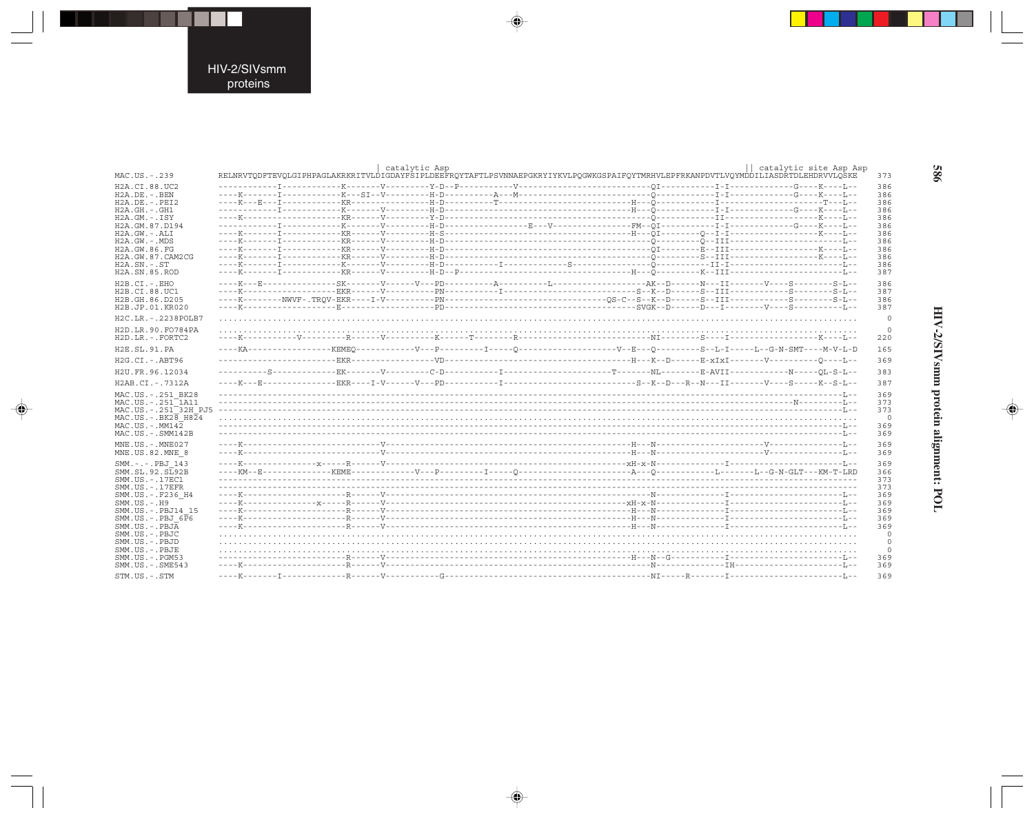HIV-2/SIVsmm proteins

HIV-2/SIVsmm protein alignment: POL

```
                                                  | catalytic Asp                                                                                          || catalytic site Asp Asp
MAC.US.-.239          RELNRVTQDFTEVQLGIPHPAGLAKRKRITVLDIGDAYFSIPLDEEFRQYTAFTLPSVNNAEPGKRYIYKVLPQGWKGSPAIFQYTMRHVLEPFRKANPDVTLVQYMDDILIASDRTDLEHDRVVLQSKE   373

H2A.CI.88.UC2         ------------I------------K-------V---------Y-D--P----------V-------------------------QI-----------I-I-------------G----K----L--   386
H2A.DE.-.BEN          ----K-------I------------K---SI--V---------H-D---------A---M-------------------------Q------------I-I-------------G----K----L--   386
H2A.DE.-.PEI2         ----K---E---I------------KR--------------------H-D------------T-------------------H---Q------------I-------------------T----L--   386
H2A.GH.-.GH1          ------------I------------K-------V---------H-D---------------------------------H---Q------------I-I-------------G----K----L--   386
H2A.GM.-.ISY          ----K--------------------KR------V---------Y-D--------------------------------------Q------------II--------------------K----L--   386
H2A.GM.87.D194        ------------I------------K-------V---------H-D-----------------E---V--------------FM--QI-----------I-I-------------G----K----L--   386
H2A.GW.-.ALI          ----K-------I------------KR------V---------H-S-------------------------------H---QI--------Q--I-I-------------------K----L--   386
H2A.GW.-.MDS          ----K-------I------------KR------V---------H-D----------------------------------Q---------Q--III-------------------------L--   386
H2A.GW.86.FG          ----K-------I------------KR------V---------H-D----------------------------------QI-----------E--III-------------------K----L--   386
H2A.GW.87.CAM2CG      ----K-------I------------KR------V---------H-D----------------------------------Q---------S--III-------------------K----L--   386
H2A.SN.-.ST           ----K-------I------------K-------V---------H-D----------I-------------S-------------Q-----------II-I-------------------------L--   386
H2A.SN.85.ROD         ----K-------I------------KR------V---------H-D--P-------------------------------H---Q---------K--III-------------------------L--   387

H2B.CI.-.EHO          ----K---E---------------SK-------V-----V---PD----------A----------L----------------AK--D------N---II-------V----S---------S-L--   386
H2B.CI.88.UC1         ----K-------------------EKR------V---------PN----------I--------------------------S--K--D------S--III------------S---------S-L--   387
H2B.GH.86.D205        ----K--------NWVF-.TRQV-EKR----I-V---------PN--------------------------------QS-C--S--K--D------S--III------------S---------S-L--   386
H2B.JP.01.KR020       ----K--------------------E-------------------PD-----------------------------------SVGK--D------D---I--------V----S-----------L--   387

H2C.LR.-.2238POLB7    ..................................................................................................................................     0

H2D.LR.90.FO784PA     ..................................................................................................................................     0
H2D.LR.-.FORTC2       ----K-----------V---------R------V---------K------T--------R------------------------NI---------S----I------------------K----L--   220

H2E.SL.91.PA          ----KA-----------------KEMEQ------------V---P---------I-----Q--------------------V--E---Q---------S--L-I-----L--G-N-SMT----M-V-L-D   165

H2G.CI.-.ABT96        ------------------------EKR-----------------VD-----------------------------------H---K--D------E-xIxI--------V-----------Q----L--   369

H2U.FR.96.12034       ----------S-------------EK-------V---------C-D-----------I-------------------T-------NL--------E-AVII-------------N-----QL-S-L--   383

H2AB.CI.-.7312A       ----K---E---------------EKR----I-V-----V---PD-----------I-------------------------S--K--D---R--N---II-------V----S------K--S-L--   387

MAC.US.-.251_BK28     -------------------------------------------------------------------------------------------------------------------------------L--   369
MAC.US.-.251_1A11     -------------------------------------------------------------------------------------------------------------------N---------L--   373
MAC.US.-.251_32H_PJ5  -------------------------------------------------------------------------------------------------------------------------------L--   373
MAC.US.-.BK28_H824    ..................................................................................................................................     0
MAC.US.-.MM142        -------------------------------------------------------------------------------------------------------------------------------L--   369
MAC.US.-.SMM142B      -------------------------------------------------------------------------------------------------------------------------------L--   369

MNE.US.-.MNE027       ----K----------------------------V-------------------------------------------------H---N---------------------V-----------------L--   369
MNE.US.82.MNE_8       ----K----------------------------V-------------------------------------------------H---N---------------------V-----------------L--   369

SMM.-.-.PBJ_143       ----K---------------x-----R------V-----------------------------------------------xH-x-N-------------I-------------------------L--   369
SMM.SL.92.SL92B       ----KM--E---------------KEME-------------V---P---------I-----Q---------------------A---Q-------------L-------L--G-N-GLT---KM-T-LRD   366
SMM.US.-.17EC1        ---------------------------------------------------------------------------------------------------------------------------------   373
SMM.US.-.17EFR        ---------------------------------------------------------------------------------------------------------------------------------   373
SMM.US.-.F236_H4      ----K---------------------R------V-------------------------------------------------------N-------------I-------------------------L--   369
SMM.US.-.H9           ----K---------------x-----R------V-----------------------------------------------xH-x-N-------------I-------------------------L--   369
SMM.US.-.PBJ14_15     ----K---------------------R------V------------------------------------------------H---N-------------I-------------------------L--   369
SMM.US.-.PBJ_6P6      ----K---------------------R------V------------------------------------------------H---N-------------I-------------------------L--   369
SMM.US.-.PBJA         ----K---------------------R------V------------------------------------------------H---N-------------I-------------------------L--   369
SMM.US.-.PBJC         ..................................................................................................................................     0
SMM.US.-.PBJD         ..................................................................................................................................     0
SMM.US.-.PBJE         ..................................................................................................................................     0
SMM.US.-.PGM53        --------------------------R------V------------------------------------------------H---N--G-----------I-------------------------L--   369
SMM.US.-.SME543       ----K---------------------R------V-------------------------------------------------------N-------------IH------------------------L--   369

STM.US.-.STM          ----K-------I-------------R------V----------G--------------------------------------NI-----R--------I-------------------------L--   369
```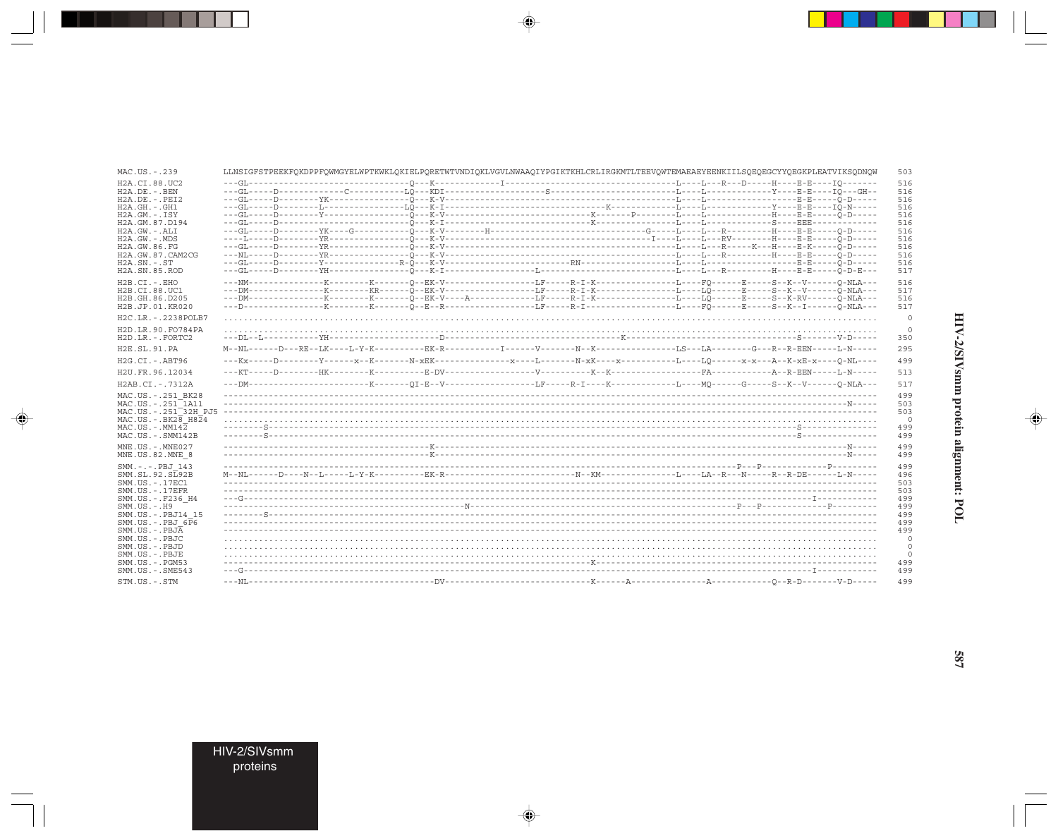```
MAC.US.-.239          LLNSIGFSTPEEKFQKDPPFQWMGYELWPTKWKLQKIELPQRETWTVNDIQKLVGVLNWAAQIYPGIKTKHLCRLIRGKMTLTEEVQWTEMAEAEYEENKIILSQEQEGCYYQEGKPLEATVIKSQDNQW  503
H2A.CI.88.UC2         ---GL-------------------------------Q---K-------------I-----------------------------------L----L---R---D-----H----E-E----IQ-------  516
H2A.DE.-.BEN          ---GL-----D-------------C-----------LQ---KDI-------------------S--------------------------L----L-----------------Y----E-E----IQ---GH--  516
H2A.DE.-.PEI2         ---GL-----D--------YK---------------Q---K-V-------------------------------------------------L----L--------------------E-E-----Q-D-----  516
H2A.GH.-.GH1          ---GL-----D--------L----------------LQ---K-I---------------------------------K----------L----L-----------------Y----E-E----IQ-N-----  516
H2A.GM.-.ISY          ---GL-----D--------Y----------------Q---K-V------------------------------K-------P--------L----L-----------------H----E-E-----Q-D-----  516
H2A.GM.87.D194        ---GL-----D-------------------------Q---K-I------------------------------K----------------L----L-----------------S----EEE-------------  516
H2A.GW.-.ALI          ---GL-----D--------YK----G----------Q---K-V--------H-----------------------------------G----L----L---R-----------H----E-E-----Q-D-----  516
H2A.GW.-.MDS          ----L-----D--------YR---------------Q---K-V---------------------------------------------I----L----L---RV---------H----E-E-----Q-D-----  516
H2A.GW.86.FG          ---GL-----D--------YR---------------Q---K-V-----------------------------------------------L----L---R-----K---H----E-K-----Q-D-----  516
H2A.GW.87.CAM2CG      ---NL-----D--------YR---------------Q---K-V-----------------------------------------------L----L---R-----------H----E-E-----Q-D-----  516
H2A.SN.-.ST           ---GL-----D--------Y--------------R-Q---K-V-------------------------RN--------------------L----L-----------------------E-E-----Q-D-----  516
H2A.SN.85.ROD         ---GL-----D--------YH---------------Q---K-I------------------L----------------------------L----L---R-----------H----E-E-----Q-D-E---  517

H2B.CI.-.EHO          ---NM----------------K---------K-------Q--EK-V----------------LF-----R-I-K----------------L----FQ------E------S--K--V-------Q-NLA---  516
H2B.CI.88.UC1         ---DM----------------K---------KR------Q--EK-V----------------LF-----R-I-K----------------L----LQ------E------S--K--V-------Q-NLA---  517
H2B.GH.86.D205        ---DM----------------K---------K-------Q--EK-V----A-----------LF-----R-I-K----------------L----LQ------E------S--K-RV-------Q-NLA---  516
H2B.JP.01.KR020       ---D-----------------K---------K-------Q--E--R----------------LF-----R-I------------------L----FQ------E------S--K--I-------Q-NLA---  517

H2C.LR.-.2238POLB7    ..............................................................................................................................    0

H2D.LR.90.FO784PA     ..............................................................................................................................    0
H2D.LR.-.FORTC2       ---DL--L-----------YH-------------------D----------------------------------K----------------------------------------S-------V-D-----  350

H2E.SL.91.PA          M--NL-------D---RE--LK----L-Y-K-----------EK-R------------I-------V--------N--K--------------LS---LA---------G---R--R-EEN------L-N-----  295

H2G.CI.-.ABT96        ---Kx-----D--------Y-------x--K--------N-xEK----------------x----L--------N-xK----x-----------L----LQ------x-x---A--K-xE-x-----Q-NL----  499

H2U.FR.96.12034       ---KT-----D--------HK----------K-----------E-DV--------------------V-----------K--K-------------------FA-------------A--R-EEN------L-N-----  513

H2AB.CI.-.7312A       ---DM----------------------------K-------QI-E--V------------------LF-----R-I-----K--------------L----MQ------G------S--K--V-------Q-NLA---  517

MAC.US.-.251_BK28     ------------------------------------------------------------------------------------------------------------------------------------------  499
MAC.US.-.251_1A11     ---------------------------------------------------------------------------------------------------------------------------------N-----  503
MAC.US.-.251_32H_PJ5  ------------------------------------------------------------------------------------------------------------------------------------------  503
MAC.US.-.BK28_H824    ..............................................................................................................................    0
MAC.US.-.MM142        --------S--------------------------------------------------------------------------------------------------------S----------------  499
MAC.US.-.SMM142B      --------S--------------------------------------------------------------------------------------------------------S----------------  499

MNE.US.-.MNE027       ------------------------------------------K------------------------------------------------------------------------------------N-----  499
MNE.US.82.MNE_8       ------------------------------------------K------------------------------------------------------------------------------------N-----  499

SMM.-.-.PBJ_143       --------------------------------------------------------------------------------------------------------P---P-------------P---------  499
SMM.SL.92.SL92B       M--NL-------D----N--L-----L-Y-K-----------EK-R-------------------------N--KM--------------L----LA--R---N------R--R-DE-------L-N-----  496
SMM.US.-.17EC1        ------------------------------------------------------------------------------------------------------------------------------------------  503
SMM.US.-.17EFR        ------------------------------------------------------------------------------------------------------------------------------------------  503
SMM.US.-.F236_H4      ---G-----------------------------------------------------------------------------------------------------------------I-------------  499
SMM.US.-.H9           ---------------------------------------------N------------------------------------------------------------P---P-------------P---------  499
SMM.US.-.PBJ14_15     --------S---------------------------------------------------------------------------------------------------------------------------  499
SMM.US.-.PBJ_6P6      ------------------------------------------------------------------------------------------------------------------------------------------  499
SMM.US.-.PBJA         ------------------------------------------------------------------------------------------------------------------------------------------  499
SMM.US.-.PBJC         ..............................................................................................................................    0
SMM.US.-.PBJD         ..............................................................................................................................    0
SMM.US.-.PBJE         ..............................................................................................................................    0
SMM.US.-.PGM53        ----------------------------------------------------------------------------K-----------------------------------------------------------  499
SMM.US.-.SME543       ---G-----------------------------------------------------------------------------------------------------------------I-------------  499

STM.US.-.STM          ---NL-------------------------------------DV-----------------------------K------A----------------A-------------Q--R-D--------V-D-----  499
```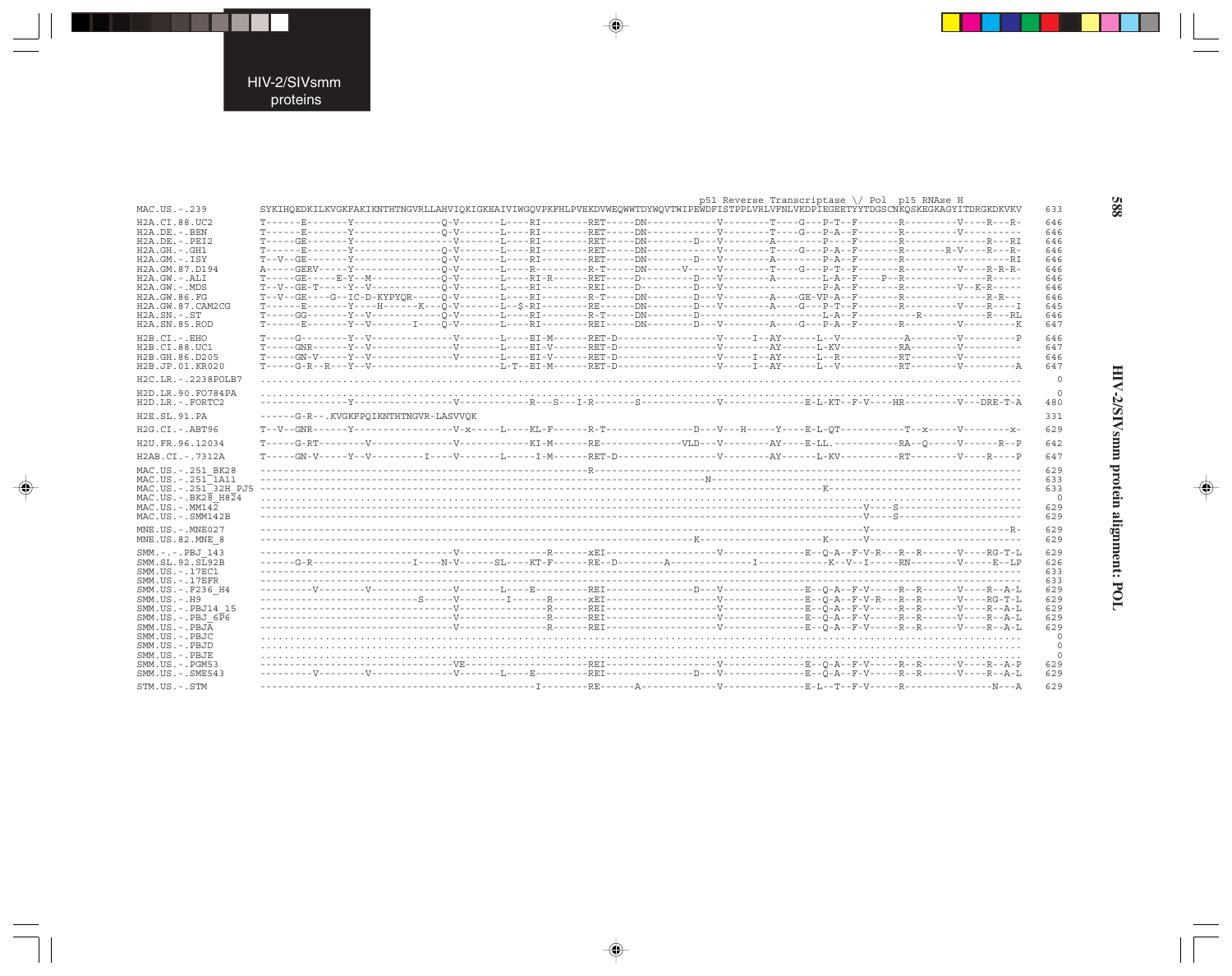```
                                                                                     p51 Reverse Transcriptase \/ Pol  p15 RNAse H
MAC.US.-.239          SYKIHQEDKILKVGKFAKIKNTHTNGVRLLAHVIQKIGKEAIVIWGQVPKFHLPVEKDVWEQWWTDYWQVTWIPEWDFISTPPLVRLVFNLVKDPIEGEETYYTDGSCNKQSKEGKAGYITDRGKDKVKV  633
H2A.CI.88.UC2         T------E-------Y---------------Q-V-------L----RI--------RET-----DN------------V--------T----G---P-T--F-------R---------V----R---R-  646
H2A.DE.-.BEN          T------E-------Y---------------Q-V-------L----RI--------RET-----DN------------V--------T----G---P-A--F-------R---------V----------  646
H2A.DE.-.PEI2         T-----GE-------Y---------------Q-V-------L----RI--------RET-----DN--------D---V--------A--------P---F-------R---------V----------RI  646
H2A.GH.-.GH1          T------E-------Y---------------Q-V-------L----RI--------RET-----DN------------V--------T----G---P-A--F-------R--------R-V----R---R-  646
H2A.GM.-.ISY          T--V--GE-------Y---------------Q-V-------L----RI--------RET-----DN--------D---V--------A--------P-A--F-------R--------------------RI  646
H2A.GM.87.D194        A-----GERV-----Y---------------Q-V-------L----R---------R-T-----DN------V-----V--------T----G---P-T--F-------R---------V----R-R-R-  646
H2A.GW.-.ALI          T-----GE-----E-Y--M------------Q-V-------L----RI-R------RET-----D---------D---V--------A--------L-A--F----P--R--------------R------  646
H2A.GW.-.MDS          T--V--GE-T-----Y--V------------Q-V-------L----RI--------REI-----D---------D---V------------------P-A--F-------R--------V--K-R-----  646
H2A.GW.86.FG          T--V--GE----G--IC-D-KYPYQR-----Q-V-------L----RI--------R-T-----DN--------D---V--------A----GE-VP-A--F-------R---------V----R-R---  646
H2A.GW.87.CAM2CG      T------E-------Y----H------K---Q-V-------L--$-RI--------RE------DN--------D---V--------A----G---P-T--F-------R---------V----R----I  645
H2A.SN.-.ST           T-----GG-------Y--V------------Q-V-------L----RI--------R-T-----DN--------D-----------------------L-A--F----------R------------R---RL  646
H2A.SN.85.ROD         T------E-------Y--V--------I---Q-V-------L----RI--------REI-----DN--------D---V--------A----G---P-A--F-------R---------V---------K  647
H2B.CI.-.EHO          T-----G---------Y--V-------------V-------L----EI-M------RET-D-----------------V-----I--AY------L--V-----------A---------V---------P  646
H2B.CI.88.UC1         T-----GNR-------Y--V-------------V-------L----EI-V------RET-D-----------------V--------AY------L-KV-----------RA--------V----------  647
H2B.GH.86.D205        T-----GN-V------Y--V-------------V-------L----EI-V------RET-D-----------------V-----I--AY------L--R-----------RT--------V----------  646
H2B.JP.01.KR020       T------G-R--R---Y--V---------------------L-T--EI-M------RET-D-----------------V-----I--AY------L--V-----------RT--------V---------A  647
H2C.LR.-.2238POLB7    .....................................................................................................................................  0
H2D.LR.90.FO784PA     .....................................................................................................................................  0
H2D.LR.-.FORTC2       ---------------Y-------------------V-------------R---S---I-R--------S--------------V--------------E-L-KT--F-V----HR----------V---DRE-T-A  480
H2E.SL.91.PA          ------G-R--.KVGKFPQIKNTHTNGVR-LASVVQK  331
H2G.CI.-.ABT96        T--V--GNR------Y-------------------V-x-----L----KL-F------R-T---------------D---V---H-----Y-----E-L-QT-----------T--x-----V---------x-  629
H2U.FR.96.12034       T-----G-RT--------V----------------V-------------KI-M------RE--------------VLD---V--------AY-----E-LL.------------RA--Q-----V-------R--P  642
H2AB.CI.-.7312A       T-----GN-V-----Y--V---------I----V-------L-----I-M------RET-D-----------------V--------AY------L-KV-----------RT--------V----R----P  647
MAC.US.-.251_BK28     ----------------------------------------------------R-----------------------------------------------------------------------------  629
MAC.US.-.251_1A11     -----------------------------------------------------------------------N--------------------------------------------------------------  633
MAC.US.-.251_32H_PJ5  -------------------------------------------------------------------------------------------K-----------------------------------------  633
MAC.US.-.BK28_H824    .....................................................................................................................................  0
MAC.US.-.MM142        -------------------------------------------------------------------------------------------------------V---S------------------------  629
MAC.US.-.SMM142B      -------------------------------------------------------------------------------------------------------V----S------------------------  629
MNE.US.-.MNE027       -------------------------------------------------------------------------------------------------------V---------------------------R-  629
MNE.US.82.MNE_8       --------------------------------------------------------------------K-----------------------K------V--------------------------------  629
SMM.-.-.PBJ_143       ------------------------------------V---------------R------xEI------------------V-------------E--Q-A--F-V-R---R--R------V----RG-T-L  629
SMM.SL.92.SL92B       ------G-R----------------I----N-V------SL-----KT-F------RE--D--------A------------I-----------K--V--I------RN---------V------E--LP  626
SMM.US.-.17EC1        -----------------------------------------------------------------------------------------------------------------------------------  633
SMM.US.-.17EFR        -----------------------------------------------------------------------------------------------------------------------------------  633
SMM.US.-.F236_H4      ---------V--------V----------------V-------L----E---------REI---------------D---V-------------E--Q-A--F-V-----R--R------V----R--A-L  629
SMM.US.-.H9           --------------------------S-----V--------I------R------xEI------------------V-------------E--Q-A--F-V-R---R--R------V----RG-T-L  629
SMM.US.-.PBJ14_15     ------------------------------------V---------------R------REI------------------V-------------E--Q-A--F-V-----R--R------V----R--A-L  629
SMM.US.-.PBJ_6P6      ------------------------------------V---------------R------REI------------------V-------------E--Q-A--F-V-----R--R------V----R--A-L  629
SMM.US.-.PBJA         ------------------------------------V---------------R------REI------------------V-------------E--Q-A--F-V-----R--R------V----R--A-L  629
SMM.US.-.PBJC         .....................................................................................................................................  0
SMM.US.-.PBJD         .....................................................................................................................................  0
SMM.US.-.PBJE         .....................................................................................................................................  0
SMM.US.-.PGM53        -----------------------------------VE----------------------REI------------------V-------------E--Q-A--F-V-----R--R------V----R--A-P  629
SMM.US.-.SME543       ---------V--------V----------------V-------L----E---------REI---------------D---V-------------E--Q-A--F-V-----R--R------V----R--A-L  629
STM.US.-.STM          -----------------------------------------------I---------RE------A-------------V-------------E-L--T--F-V-----R-----------------N---A  629
```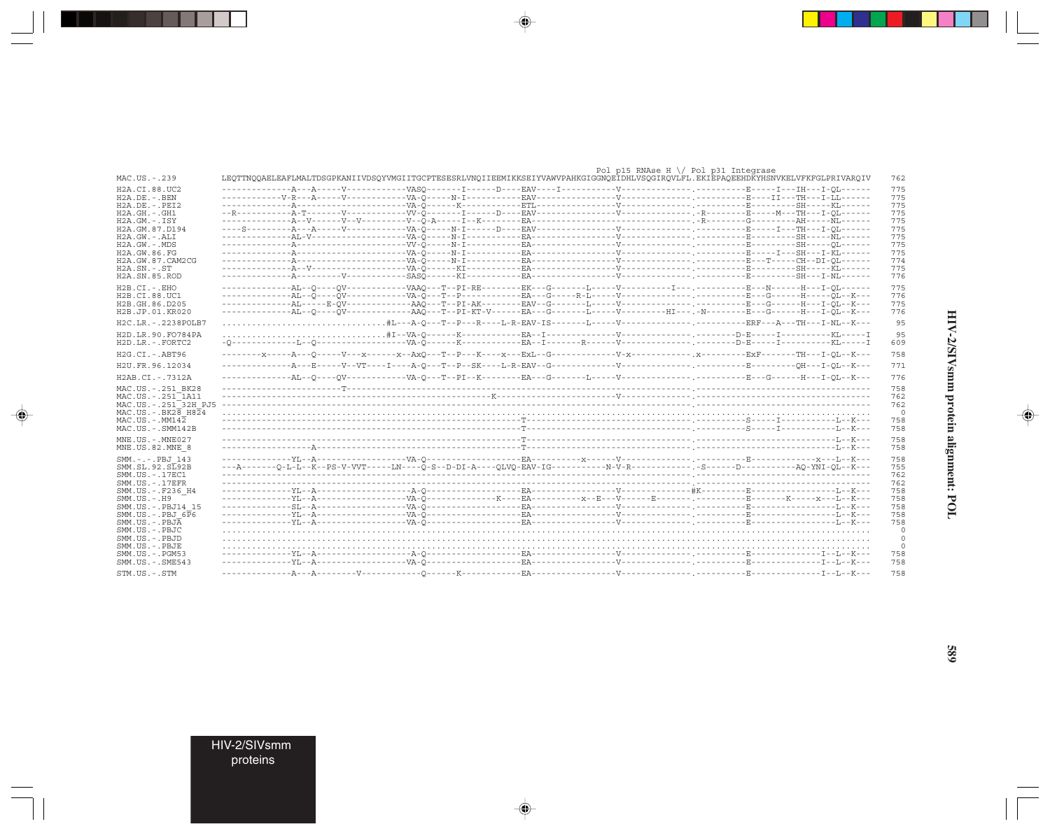```
                                                                                                                    Pol p15 RNAse H \/ Pol p31 Integrase
MAC.US.-.239          LEQTTNQQAELEAFLMALTDSGPKANIIVDSQYVMGIITGCPTESESRLVNQIIEEMIKKSEIYVAWVPAHKGIGGNQEIDHLVSQGIRQVLFL.EKIEPAQEEHDKYHSNVKELVFKFGLPRIVARQIV   762

H2A.CI.88.UC2         -------------A---A-----V-----------VASQ-------I------D----EAV----I----------V-------------.----------E-----I---IH---I-QL------   775
H2A.DE.-.BEN          -----------V-R---A-----V-----------VA-Q-----N-I-----------EAV----------------V-------------.----------E----II---TH---I-LL------   775
H2A.DE.-.PEI2         -------------A---------------------VA-Q------K------------ETL----------------V-------------.----------E----------SH-----KL------   775
H2A.GH.-.GH1          --R----------A-T-------V-----------VV-Q-------I------D----EAV----------------V-------------.-R--------E-----M---TH---I-QL------   775
H2A.GM.-.ISY          -------------A--V------V--V--------V--Q-A-----I--K--------EA---------------------------------.-R--------G---------AH-----NL------   775
H2A.GM.87.D194        ----S--------A---A-----V-----------VA-Q-----N-I------D----EAV----------------V-------------.----------E-----I---TH---I-QL------   775
H2A.GW.-.ALI          -------------AL-V------------------VA-Q-----N-I-----------EA-----------------V-------------.----------E----------SH-----NL------   775
H2A.GW.-.MDS          -------------A---------------------VV-Q-----N-I-----------EA-----------------V-------------.----------E----------SH-----QL------   775
H2A.GW.86.FG          -------------A---------------------VA-Q-----N-I-----------EA-----------------V-------------.----------E-----I---SH---I-KL------   775
H2A.GW.87.CAM2CG      -------------A---------------------VA-Q-----N-I-----------EA-----------------V-------------.----------E---T-----CH--DI-QL------   774
H2A.SN.-.ST           -------------A--V------------------VA-Q------KI-----------EA-----------------V-------------.----------E----------SH-----KL------   775
H2A.SN.85.ROD         -------------A---------V-----------SASQ------KI-----------EA-----------------V-------------.----------E----------SH---I-NL------   776

H2B.CI.-.EHO          -------------AL--Q----QV-----------VAAQ---T--PI-RE--------EK---G-------L-----V---------I---.----------E---N------H---I-QL------   775
H2B.CI.88.UC1         -------------AL--Q----QV-----------VA-Q---T--P------------EA---G-----R-L-----V-------------.----------E---G------H-----QL--K---   776
H2B.GH.86.D205        -------------AL-----E-QV------------AAQ---T--PI-AK--------EAV--G-------L-----V-------------.----------E---G------H---I-QL--K---   775
H2B.JP.01.KR020       -------------AL--Q----QV------------AAQ---T--PI-KT-V------EA---G-------L-----V----------HI---.-N--------E---G------H---I-QL--K---   776

H2C.LR.-.2238POLB7    ................................#L---A-Q---T--P---R----L-R-EAV-IS-------L-----V-------------.----------ERF---A---TH---I-NL--K---    95

H2D.LR.90.FO784PA     ................................#I--VA-Q------K-----------EA--I---------------V-------------.--------D-E-----I----------KL-----I    95
H2D.LR.-.FORTC2       -Q------------L--Q-----------------VA-Q------K------------EA--I-------R------V-------------.--------D-E-----I----------KL-----I   609

H2G.CI.-.ABT96        --------x-----A--Q-----V---x------x--AxQ---T--P---K----x--ExL--G-------------V-x-----------.x---------ExF--------TH---I-QL--K---   758

H2U.FR.96.12034       -------------A---E-----V--VT----I----A-Q---T--P--SK----L-R-EAV--G-------------V-------------.----------E---------QH---I-QL--K---   771

H2AB.CI.-.7312A       -------------AL--Q----QV-----------VA-Q---T--PI--K--------EA---G-------L-----V-------------.----------E---G------H---I-QL--K---   776

MAC.US.-.251_BK28     -------------------------T------------------------------------------------------------------.---------------------------------   758
MAC.US.-.251_1A11     ------------------------------------------------------K------------------------V-------------.---------------------------------   762
MAC.US.-.251_32H_PJ5  -------------------------------------------------------------------------------------------.---------------------------------   762
MAC.US.-.BK28_H824    .......................................................................................................................     0
MAC.US.-.MM142        ----------------------------------------------------T-----------------------------------------.----------S-----I----------L--K---   758
MAC.US.-.SMM142B      ----------------------------------------------------T-----------------------------------------.----------S-----I----------L--K---   758

MNE.US.-.MNE027       ----------------------------------------------------T-----------------------------------------.-------------------------------L--K---   758
MNE.US.82.MNE_8       ------------------A---------------------------------T-----------------------------------------.-------------------------------L--K---   758

SMM.-.-.PBJ_143       -------------YL--A-----------------VA-Q-----------------EA----------x------V-------------.----------E-------------x---L--K---   758
SMM.SL.92.SL92B       ---A-------Q-L-L--K--PS-V-VVT-----LN----Q-S--D-DI-A----QLVQ-EAV-IG----------N-V-R-----------.-S------D----------AQ-YNI-QL--K---   755
SMM.US.-.17EC1        -------------------------------------------------------------------------------------------.---------------------------------   762
SMM.US.-.17EFR        -------------------------------------------------------------------------------------------.---------------------------------   762
SMM.US.-.F236_H4      -------------YL--A--------------------A-Q-----------------EA-----------------V-------------#K---------E------------------L--K---   758
SMM.US.-.H9           -------------YL--A-----------------VA-Q-------------K-----EA-----------x--E---V------E------.----------E-------K------x---L--K---   758
SMM.US.-.PBJ14_15     -------------SL--A-----------------VA-Q-----------------EA-----------------V-------------.----------E------------------L--K---   758
SMM.US.-.PBJ_6P6      -------------YL--A-----------------VA-Q-----------------EA-----------------V-------------.----------E------------------L--K---   758
SMM.US.-.PBJA         -------------YL--A-----------------VA-Q-----------------EA-----------------V-------------.----------E------------------L--K---   758
SMM.US.-.PBJC         .......................................................................................................................     0
SMM.US.-.PBJD         .......................................................................................................................     0
SMM.US.-.PBJE         .......................................................................................................................     0
SMM.US.-.PGM53        -------------YL--A--------------------A-Q-----------------EA-----------------V-------------.----------E---------------I--L--K---   758
SMM.US.-.SME543       -------------YL--A-----------------VA-Q-----------------EA-----------------V-------------.----------E---------------I--L--K---   758

STM.US.-.STM          -------------A---A--------V-------------Q------K-----------EA-----------------V-------------.----------E---------------I--L--K---   758
```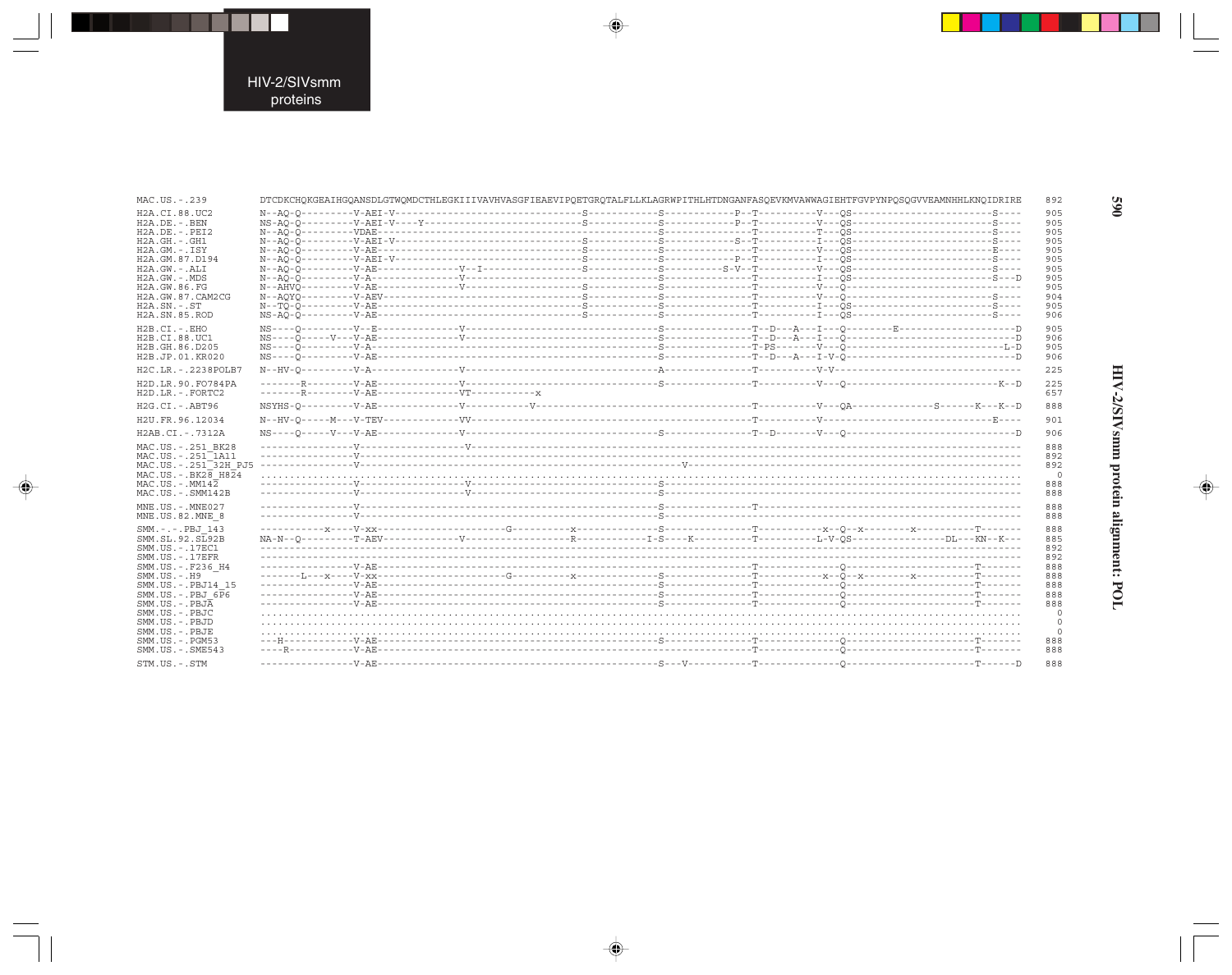```
MAC.US.-.239          DTCDKCHQKGEAIHGQANSDLGTWQMDCTHLEGKIIIVAVHVASGFIEAEVIPQETGRQTALFLLKLAGRWPITHLHTDNGANFASQEVKMVAWWAGIEHTFGVPYNPQSQGVVEAMNHHLKNQIDRIRE  892
H2A.CI.88.UC2         N--AQ-Q---------V-AEI-V------------------------------S------------S------------P--T----------V---QS-------------------------S----  905
H2A.DE.-.BEN          NS-AQ-Q---------V-AEI-V----Y-------------------------S------------S------------P--T----------V---QS-------------------------S----  905
H2A.DE.-.PEI2         N--AQ-Q---------VDAE--------------------------------------------S---------------T----------T---QS-------------------------S----  905
H2A.GH.-.GH1          N--AQ-Q---------V-AEI-V------------------------------S------------S------------S--T----------I---QS-------------------------S----  905
H2A.GM.-.ISY          N--AQ-Q---------V-AE---------------------------------S------------S---------------T----------V---QS-------------------------E----  905
H2A.GM.87.D194        N--AQ-Q---------V-AEI-V------------------------------S------------S------------P--T----------I---QS-------------------------S----  905
H2A.GW.-.ALI          N--AQ-Q---------V-AE---------------V--I--------------S------------S----------S-V--T----------V---QS-------------------------S----  905
H2A.GW.-.MDS          N--AQ-Q---------V-A----------------V----------------------------S---------------T----------I---QS-------------------------S---D  905
H2A.GW.86.FG          N--AHVQ---------V-AE---------------V-----------------S------------S---------------T----------V---Q------------------------------  905
H2A.GW.87.CAM2CG      N--AQYQ---------V-AEV--------------------------------S------------S---------------T----------V---Q--------------------------S----  904
H2A.SN.-.ST           N--TQ-Q---------V-AE---------------------------------S------------S---------------T----------I---QS-------------------------S----  905
H2A.SN.85.ROD         NS-AQ-Q---------V-AE---------------------------------S------------S---------------T----------I---QS-------------------------S----  906
H2B.CI.-.EHO          NS----Q---------V--E---------------V----------------------------S---------------T--D---A---I---Q--------E----------------------D  905
H2B.CI.88.UC1         NS----Q-----V---V-AE---------------V----------------------------S---------------T--D---A---I---Q-------------------------------D  906
H2B.GH.86.D205        NS----Q---------V-A---------------------------------------------S---------------T-PS--------V---Q-----------------------------L-D  905
H2B.JP.01.KR020       NS----Q---------V-AE--------------------------------------------S---------------T--D---A---I-V-Q-------------------------------D  906
H2C.LR.-.2238POLB7    N--HV-Q---------V-A----------------V----------------------------A---------------T----------V-V----------------------------------  225
H2D.LR.90.FO784PA     -------R--------V-AE---------------V----------------------------S---------------T----------V---Q---------------------------K--D  225
H2D.LR.-.FORTC2       -------R--------V-AE---------------VT-----------x
657
H2G.CI.-.ABT96        NSYHS-Q---------V-AE---------------V---------V------------------------------------T----------V---QA--------------S------K---K--D  888
H2U.FR.96.12034       N--HV-Q-----M---V-TEV--------------VV---------------------------------------------T----------V-------------------------------E----  901
H2AB.CI.-.7312A       NS----Q-----V---V-AE---------------V----------------------------S---------------T--D--------V---Q-------------------------------D  906
MAC.US.-.251_BK28     ----------------V------------------V----------------------------------------------------------------------------------------------  888
MAC.US.-.251_1A11     ----------------V---------------------------------------------------------------------------------------------------------------  892
MAC.US.-.251_32H_PJ5  ----------------V--------------------------------------------V-----------------------------------------------------------------  892
MAC.US.-.BK28_H824    ................................................................................................................................  0
MAC.US.-.MM142        ----------------V------------------V----------------------------S-------------------------------------------------------------  888
MAC.US.-.SMM142B      ----------------V------------------V----------------------------S-------------------------------------------------------------  888
MNE.US.-.MNE027       ----------------V-----------------------------------------------S---------------T----------------------------------------------  888
MNE.US.82.MNE_8       ----------------V-----------------------------------------------S-------------------------------------------------------------  888
SMM.-.-.PBJ_143       -----------x----V-xx----------------------G----------x----------S---------------T-----------x--Q--x---------x-----------T-------  888
SMM.SL.92.SL92B       NA-N--Q---------T-AEV--------------V-----------------K----------I-S----K----------T----------L-V-QS---------------DL---KN--K---  885
SMM.US.-.17EC1        --------------------------------------------------------------------------------------------------------------------------------  892
SMM.US.-.17EFR        --------------------------------------------------------------------------------------------------------------------------------  892
SMM.US.-.F236_H4      ----------------V-AE--------------------------------------------------------------T--------------Q-----------------------T-------  888
SMM.US.-.H9           -------L---x----V-xx----------------------G----------x----------S---------------T-----------x--Q--x---------x-----------T-------  888
SMM.US.-.PBJ14_15     ----------------V-AE--------------------------------------------S---------------T--------------Q-----------------------T-------  888
SMM.US.-.PBJ_6P6      ----------------V-AE--------------------------------------------S---------------T--------------Q-----------------------T-------  888
SMM.US.-.PBJA         ----------------V-AE--------------------------------------------S---------------T--------------Q-----------------------T-------  888
SMM.US.-.PBJC         ................................................................................................................................  0
SMM.US.-.PBJD         ................................................................................................................................  0
SMM.US.-.PBJE         ................................................................................................................................  0
SMM.US.-.PGM53        ---H------------V-AE--------------------------------------------S---------------T--------------Q-----------------------T-------  888
SMM.US.-.SME543       ----R-----------V-AE--------------------------------------------------------------T--------------Q-----------------------T-------  888
STM.US.-.STM          ----------------V-AE--------------------------------------------S---V-----------T--------------Q-----------------------T------D  888
```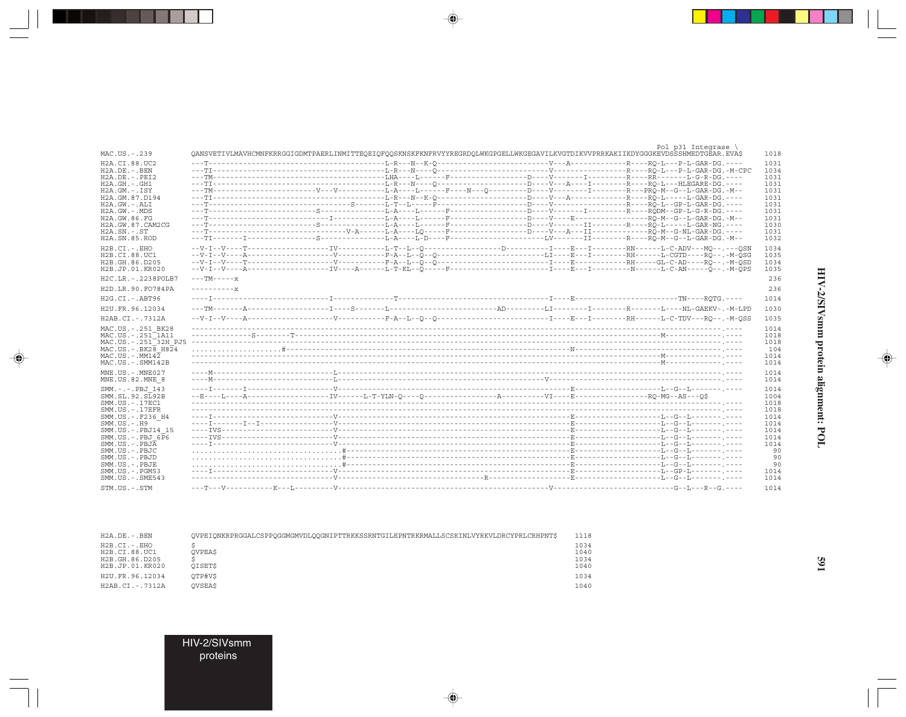```
                                                                                                                                                       Pol p31 Integrase \
MAC.US.-.239         QANSVETIVLMAVHCMNFKRRGGIGDMTPAERLINMITTEQEIQFQQSKNSKFKNFRVYYREGRDQLWKGPGELLWKGEGAVILKVGTDIKVVPRRKAKIIKDYGGGKEVDSSSHMEDTGEAR.EVA$     1018

H2A.CI.88.UC2        ---T----------------------------------------L-R---N--K-Q--------------------------V---A-------------R----RQ-L---P-L-GAR-DG.----    1031
H2A.DE.-.BEN         ---TI---------------------------------------L-R---N----Q--------------------------V-----------------R----RQ-L---P-L-GAR-DG.-M-CPC 1034
H2A.DE.-.PEI2        ---TM---------------------------------------LHA----L-----F-------------------D----V------I----------R----RR-------L-G-R-DG.----    1031
H2A.GH.-.GH1         ---TI---------------------------------------L-R---N----Q---------------------D----V---A----I--------R----RQ-L---HLEGARE-DG.----    1031
H2A.GM.-.ISY         ---TM---------------------V---V-------------L-A----L------F----N---Q---------D----V--------I--------R----PRQ-M--G--L-GAR-DG.-M--  1031
H2A.GM.87.D194       ---TI---------------------------------------L-R---N--K-Q---------------------D----V---A-------------R----RQ-L------L-GAR-DG.----  1031
H2A.GW.-.ALI         ---T------------------------------S--------L-T--L-----P----------------------D----V-----------------R----RQ-L--GP-L-GAR-DG.----  1031
H2A.GW.-.MDS         ---T-----------------------S----------------L-A----L------F------------------D----V---------I-------R----RQDM--GP-L-G-R-DG.----  1031
H2A.GW.86.FG         ---T---------------------------I------------L-A----L------F------------------D----V----E-----------------RQ-M--G--L-GAR-DG.-M--  1031
H2A.GW.87.CAM2CG     ---T-----------------------S----------------L-A----L------F------------------D----V--------II-------R----RQ-L------L-GAR-NG.----  1030
H2A.SN.-.ST          ---T-------------------------------V-A------L-A----LQ-----F------------------D----V---A---II-----------RQ-M--G-NL-GAR-DG.----    1031
H2A.SN.85.ROD        ---TI-------I--------------S----------------L-A----L-D----F-----------------LV--------II--------R----RQ-M--G--L-GAR-DG.-M--      1032

H2B.CI.-.EHO         --V-I--V----T-------------------IV----------L-T--L--Q-----------------D----------I----E---I--------RN-------L-C-ADV---MQ--.---QSN 1034
H2B.CI.88.UC1        --V-I--V----A--------------------V----------F-A--L--Q--Q---------------------LI----E---I--------RH-------L-CGTD----RQ--.-M-QSG    1035
H2B.GH.86.D205       --V-I--V----T--------------------V----------F-A--L--Q--Q----------------------I----E------------RH------GL-C-AD----RQ--.-M-QSD    1034
H2B.JP.01.KR020      --V-I--V----A-------------------IV----A-----L-T-KL--Q-----F-------------------I----E---I----------N-------L-C-AN-----Q--.-M-QPS  1035

H2C.LR.-.2238POLB7   ---TM-----x                                                                                                                        236

H2D.LR.90.FO784PA    ----------x                                                                                                                        236

H2G.CI.-.ABT96       ----I---------------------------I--------------T---------------------------------I----E-------------------------TN----RQTG.----  1014

H2U.FR.96.12034      ---TM-------A-------------------I----S-------L----------------------------AD--------LI------I--------R------L----NL-GAEKV-.-M-LPD 1030

H2AB.CI.-.7312A      --V-I--V----A--------------------V----------F-A--L--Q--Q----------------------I----E---I--------RH-------L-C-TDV---RQ--.-M-QSS   1035

MAC.US.-.251_BK28    ----------------------------------------------------------------------------------------------------------------------------.----  1014
MAC.US.-.251_1A11    --------------S--------T---------------------------------------------------------------------------------M-------------.----     1018
MAC.US.-.251_32H_PJ5 ----------------------------------------------------------------------------------------------------------------------------.----  1018
MAC.US.-.BK28_H824   ....................#-------------------------------------------------------N------------------------------------------.----    104
MAC.US.-.MM142       ---------------------------------------------------------------------------------------------------------M-------------.----     1014
MAC.US.-.SMM142B     ---------------------------------------------------------------------------------------------------------M-------------.----     1014

MNE.US.-.MNE027      ----M---------------------------L-------------------------------------------------------------------------------------------.----  1014
MNE.US.82.MNE_8      ----M---------------------------L--------------------------------------------V----------------------------------------------.----  1014

SMM.-.-.PBJ_143      ----I-------I-------------------V------------------------------------------------E--------------------L--G--L--------.----        1014
SMM.SL.92.SL92B      --E----L----A-------------------IV------L-T-YLN-Q----Q-----------------A----------VI----E-------------------RQ-MG--AS---Q$        1004
SMM.US.-.17EC1       ----------------------------------------------------------------------------------------------------------------------------.----  1018
SMM.US.-.17EFR       ----------------------------------------------------------------------------------------------------------------------------.----  1018
SMM.US.-.F236_H4     ----I---------------------------V------------------------------------------------E--------------------L--G--L--------.----        1014
SMM.US.-.H9          ----I-------I--I----------------V------------------------------------------------E--------------------L--G--L--------.----        1014
SMM.US.-.PBJ14_15    ----IVS-------------------------V------------------------------------------------E--------------------L--G--L--------.----        1014
SMM.US.-.PBJ_6P6     ----IVS-------------------------V------------------------------------------------E--------------------L--G--L--------.----        1014
SMM.US.-.PBJA        ----I---------------------------V------------------------------------------------E--------------------L--G--L--------.----        1014
SMM.US.-.PBJC        ................................#------------------------------------------------E--------------------L--G--L--------.----        90
SMM.US.-.PBJD        ................................#------------------------------------------------E--------------------L--G--L--------.----        90
SMM.US.-.PBJE        ................................#------------------------------------------------E--------------------L--G--L--------.----        90
SMM.US.-.PGM53       ----I---------------------------V------------------------------------------------E--------------------L--GP-L--------.----        1014
SMM.US.-.SME543      --------------------------------V----------------------------R-------------------E--------------------L--G--L--------.----        1014

STM.US.-.STM         ---T---V-----------K---L--------V--------------------------------------V---------------------------------G--L---R--G.----        1014
```

```
H2A.DE.-.BEN         QVPEIQNKRPRGGALCSPPQGGMGMVDLQQGNIPTTRKKSSRNTGILEPNTRKRMALLSCSKINLVYRKVLDRCYPRLCRHPNT$    1118

H2B.CI.-.EHO         $                                                                                        1034
H2B.CI.88.UC1        QVPEA$                                                                                   1040
H2B.GH.86.D205       $                                                                                        1034
H2B.JP.01.KR020      QISET$                                                                                   1040

H2U.FR.96.12034      QTP#V$                                                                                   1034

H2AB.CI.-.7312A      QVSEA$                                                                                   1040
```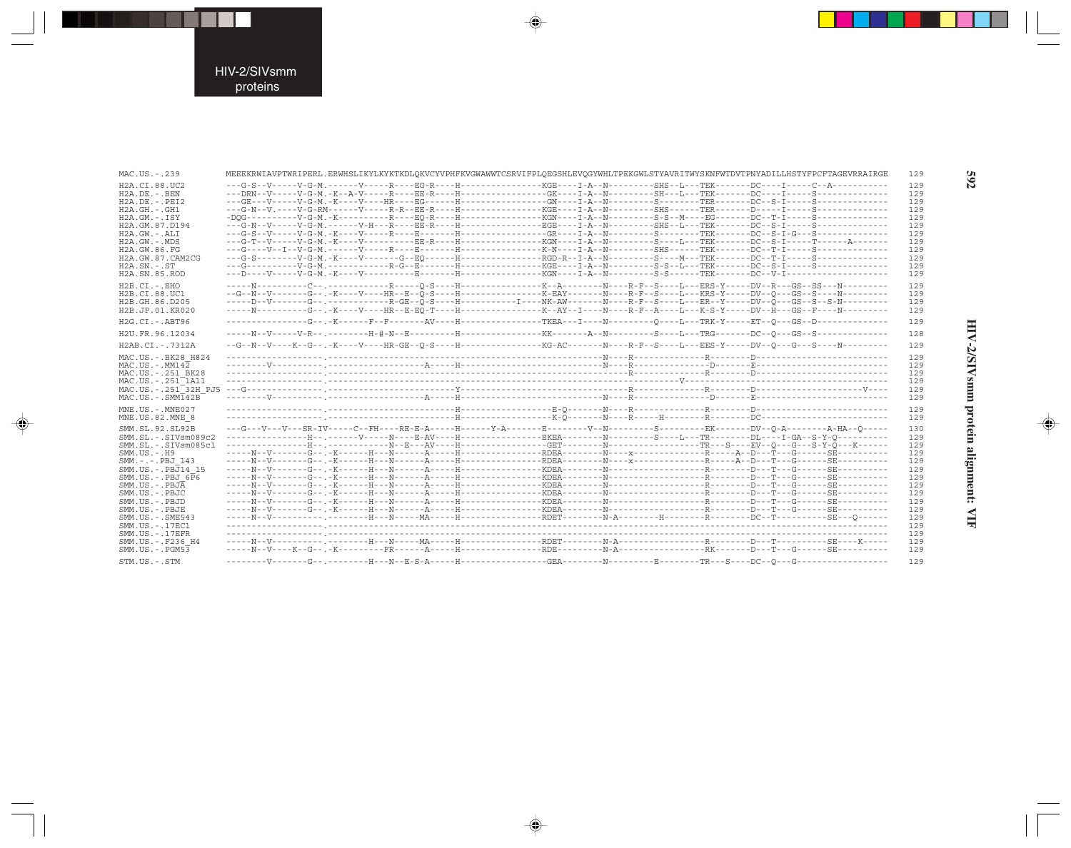```
MAC.US.-.239          MEEEKRWIAVPTWRIPERL.ERWHSLIKYLKYKTKDLQKVCYVPHFKVGWAWWTCSRVIFPLQEGSHLEVQGYWHLTPEKGWLSTYAVRITWYSKNFWTDVTPNYADILLHSTYFPCFTAGEVRRAIRGE  129

H2A.CI.88.UC2         ---G-S--V-----V-G-M.------V-----R----EG-R----H----------------KGE----I-A--N---------SHS--L---TEK-------DC----I-----C--A-----------  129
H2A.DE.-.BEN          ---DRN--V-----V-G-M.-K--A-V-----R----EE-R----H----------------GK-----I-A--N---------SH---L---TEK-------DC----I-----S--------------  129
H2A.DE.-.PEI2         ---GE---V-----V-G-M.-K-----V----HR----EG-----H----------------GN-----I-A--N---------S--------TER-------DC--S-I-----S--------------  129
H2A.GH.-.GH1          ---G-N--V.----V-G-RM------V-----R-R--EE-R----H----------------KGE----I-A--N---------SHS------TER-------D-----I-----S--------------  129
H2A.GM.-.ISY          -DQG----------V-G-M.-K----------R----EQ-R----H----------------KGN----I-A--N---------S-S--M---EG--------DC--T-I-----S--------------  129
H2A.GM.87.D194        ---G-N--V-----V-G-M.-------V-H---R----EE-R----H----------------EGE----I-A--N---------SHS--L---TEK-------DC--S-I-----S--------------  129
H2A.GW.-.ALI          ---G-S--V-----V-G-M.-K-----V-----R----E------H----------------GR-----I-A--N---------S--------TEK-------DC--S-I-G---S--------------  129
H2A.GW.-.MDS          ---G-T--V-----V-G-M.-K-----V---------EE-R----H----------------KGN----I-A--N---------S----L---TEK-------DC--S-I-----T------A-------  129
H2A.GW.86.FG          ---G-----V--I--V-G-M.-------V-----R----E------H----------------K-N----I-A--N---------SHS------TEK-------DC--T-I-----S--------------  129
H2A.GW.87.CAM2CG      ---G-S--------V-G-M.-K-----V-------G--EQ-----H----------------RGD-R--I-A--N---------S----M---TEK-------DC--T-I-----S--------------  129
H2A.SN.-.ST           ---G----------V-G-M.------------R-G--E-------H----------------KGE----I-A--N---------S-S--L---TEK-------DC--S-I-----S--------------  129
H2A.SN.85.ROD         ---D----V-----V-G-M.-K-----V-----------E------H----------------KGN----I-A--N---------S-S------TEK-------DC--V-I-------------------  129

H2B.CI.-.EHO          -----N----------C--.------------R-----Q-S----H----------------K--A-------N----R-F--S----L---ERS-Y-----DV--R---GS--SS---N---------  129
H2B.CI.88.UC1         --G--N--V-------G--.-K-----V----HR--E--Q-S----H----------------K-EAY-------N----R-F--S----L---KRS-Y-----DV--Q---GS--S-----N---------  129
H2B.GH.86.D205        -----D--V-------G--.------------R-GE--Q-S----H-----------I----NK-AW-------N----R-F--S----L---ER--Y-----DV--Q---GS--S--S-N---------  129
H2B.JP.01.KR020       -----N----------G--.-K-----V----HR--E-EQ-T----H----------------K--AY--I-----N----R-F--A----L---K-S-Y-----DV--H---GS--F----N---------  129

H2G.CI.-.ABT96        ----------------G--.-K------F--F--------AV----H----------------TKEA---I----N---------Q----L---TRK-Y-----ET--Q---GS--D--------------  129

H2U.FR.96.12034       -----N--V-----V-R--.---------H-#-N--E---------H----------------KK-------A--N---------S----L---TRG-------DC--Q---GS--S--------------  128

H2AB.CI.-.7312A       --G--N--V----K--G--.-K-----V----HR-GE--Q-S----H----------------KG-AC-------N----R-F--S----L---EES-Y-----DV--Q---G---S-----N---------  129

MAC.US.-.BK28_H824    -------------------.------------------------------------------N----R----------------R--------D---------------------------  129
MAC.US.-.MM142        --------V----------.--------------------A-----H---------------------N----R--------------D---------E---------------------------  129
MAC.US.-.251_BK28     -------------------.-----------------------------------------------R-----------------R--------D---------------------------  129
MAC.US.-.251_1A11     -------------------.--------------------------------------------------------------V--------------------------------------  129
MAC.US.-.251_32H_PJ5  ---G---------------.--------------------Y-----------------------------R----------------R--------D---------------------V----  129
MAC.US.-.SMM142B      --------V----------.--------------------A-----H---------------------N----R--------------D---------E---------------------------  129

MNE.US.-.MNE027       -------------------.------------------------------H----------------E-Q-------N----R----------------R--------D---------------------------  129
MNE.US.82.MNE_8       -------------------.------------------------------H----------------K-Q-------N----R-----H--------R--------DC--------------------------  129

SMM.SL.92.SL92B       ---G---V---V---SR-IV-----C--FH----RE-E-A-----H-------Y-A-------E--------V--N---------S---------EK-------DV--Q-A---------A-HA--Q-----  130
SMM.SL.-.SIVsm089c2   -----------------H--.------V-----N----E-AV----H----------------EKEA--------N---------S----L---TR--------DL----I-GA--S-Y-Q---------  129
SMM.SL.-.SIVsm085c1   -----------------H--.---------------N--E--AV---H----------------GET--------N---------------------TR---S----EV--Q---G---S-Y-Q---K------  129
SMM.US.-.H9           -----N--V-------G--.-K------H---N------A-----H----------------RDEA--------N----x-----------------R-----A--D---T---G------SE---------  129
SMM.-.-.PBJ_143       -----N--V-------G--.-K------H---N------A-----H----------------RDEA--------N----x-----------------R-----A--D---T---G------SE---------  129
SMM.US.-.PBJ14_15     -----N--V-------G--.-K------H---N------A-----H----------------KDEA--------N----------------------R--------D---T---G------SE---------  129
SMM.US.-.PBJ_6P6      -----N--V-------G--.-K------H---N------A-----H----------------KDEA--------N----------------------R--------D---T---G------SE---------  129
SMM.US.-.PBJA         -----N--V-------G--.-K------H---N------A-----H----------------KDEA--------N----------------------R--------D---T---G------SE---------  129
SMM.US.-.PBJC         -----N--V-------G--.-K------H---N------A-----H----------------KDEA--------N----------------------R--------D---T---G------SE---------  129
SMM.US.-.PBJD         -----N--V-------G--.-K------H---N------A-----H----------------KDEA--------N----------------------R--------D---T---G------SE---------  129
SMM.US.-.PBJE         -----N--V-------G--.-K------H---N------A-----H----------------KDEA--------N----------------------R--------D---T---G------SE---------  129
SMM.US.-.SME543       -----N--V----------.--------H---N-----MA-----H----------------RDET--------N-A---------H----------R--------DC--T---------SE---Q------  129
SMM.US.-.17EC1        -------------------.--------------------------------------------------------------------------------------------------  129
SMM.US.-.17EFR        -------------------.--------------------------------------------------------------------------------------------------  129
SMM.US.-.F236_H4      -----N--V----------.--------H---N-----MA-----H----------------RDET---------N-A-----------------R--------D---T-------------SE-----K-----  129
SMM.US.-.PGM53        -----N--V----K--G--.-K----------FR-------A-----H----------------RDE----------N-A-----------------RK--------D---T---G------SE---------  129

STM.US.-.STM          --------V-------G--.---------H---N--E-S-A-----H----------------GEA---------N---------E---------TR---S----DC--Q---G-----------------  129
```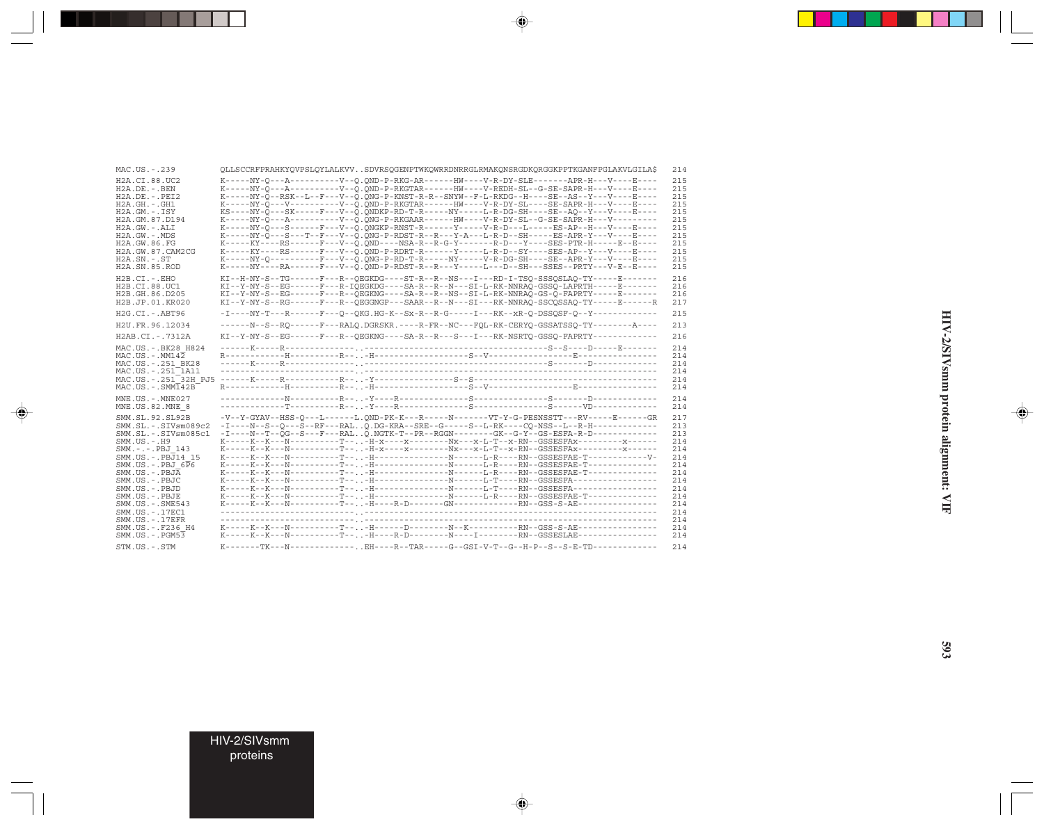```
MAC.US.-.239          QLLSCCRFPRAHKYQVPSLQYLALKVV..SDVRSQGENPTWKQWRRDNRRGLRMAKQNSRGDKQRGGKPPTKGANFPGLAKVLGILA$  214

H2A.CI.88.UC2         K-----NY-Q---A----------V--Q.QND-P-RKG-AR------HW----V-R-DY-SLE-------APR-H---V----E----  215
H2A.DE.-.BEN          K-----NY-Q---A----------V--Q.QND-P-RKGTAR------HW----V-REDH-SL--G-SE-SAPR-H---V----E----  215
H2A.DE.-.PEI2         K-----NY-Q--RSK--L--F---V--Q.QNG-P-KNST-R-R--SNYW--F-L-RKDG--H----SE--AS--Y---V----E----  215
H2A.GH.-.GH1          K-----NY-Q---V----------V--Q.QND-P-RKGTAR------HW----V-R-DY-SL----SE-SAPR-H---V----E----  215
H2A.GM.-.ISY          KS----NY-Q---SK-----F---V--Q.QNDKP-RD-T-R------NY-----L-R-DG-SH----SE--AQ--Y---V----E----  215
H2A.GM.87.D194        K-----NY-Q---A----------V--Q.QNG-P-RKGAAR------HW----V-R-DY-SL--G-SE-SAPR-H---V---------  215
H2A.GW.-.ALI          K-----NY-Q---S------F---V--Q.QNGKP-RNST-R------Y-----V-R-D---L-----ES-AP--H---V----E----  215
H2A.GW.-.MDS          K-----NY-Q---S---T--F---V--Q.QNG-P-RDST-R--R---Y-A---L-R-D--SH-----ES-APR-Y---V----E----  215
H2A.GW.86.FG          K-----KY----RS------F---V--Q.QND----NSA-R--R-G-Y-------R-D---Y----SES-PTR-H-----E--E----  215
H2A.GW.87.CAM2CG      K-----KY----RS------F---V--Q.QND-P-RDRT-R------Y-----L-R-D--SY----SES-AP--Y---V----E----  215
H2A.SN.-.ST           K-----NY-Q----------F---V--Q.QNG-P-RD-T-R------NY-----V-R-DG-SH----SE--APR-Y---V----E----  215
H2A.SN.85.ROD         K-----NY----RA------F---V--Q.QND-P-RDST-R--R---Y-----L---D--SH---SSES--PRTY---V-E--E----  215

H2B.CI.-.EHO          KI--H-NY-S--TG------F---R--QEGKDG----ST-R--R--NS---I---RD-I-TSQ-SSSQSLAQ-TY-----E-------  216
H2B.CI.88.UC1         KI--Y-NY-S--EG------F---R-IQEGKDG----SA-R--R--N---SI-L-RK-NNRAQ-GSSQ-LAPRTH-----E-------  216
H2B.GH.86.D205        KI--Y-NY-S--EG------F---R--QEGKNG----SA-R--R--NS--SI-L-RK-NNRAQ-GS-Q-FAPRTY-----E-------  216
H2B.JP.01.KR020       KI--Y-NY-S--RG------F---R--QEGGNGP---SAAR--R--N---SI---RK-NNRAQ-SSCQSSAQ-TY-----E------R  217

H2G.CI.-.ABT96        -I----NY-T---R------F---Q--QKG.HG-K--Sx-R--R-G-----I---RK--xR-Q-DSSQSF-Q--Y-------------  215

H2U.FR.96.12034       ------N--S--RQ------F---RALQ.DGRSKR.-----R-FR--NC---FQL-RK-CERYQ-GSSATSSQ-TY--------A----  213

H2AB.CI.-.7312A       KI--Y-NY-S--EG------F---R--QEGKNG----SA-R--R---S---I---RK-NSRTQ-GSSQ-FAPRTY-------------  216

MAC.US.-.BK28_H824    ------K-----R--------------..-------------------------------------S--S----D-----E-------  214
MAC.US.-.MM142        R------------H----------R--..-H-------------------S--V-----------------E----------------  214
MAC.US.-.251_BK28     ------K-----R--------------..-------------------------------------S-------D-------------  214
MAC.US.-.251_1A11     ---------------------------..-----------------------------------------------------------  214
MAC.US.-.251_32H_PJ5  ------K-----R-----------R--..-Y---------------S--S-------------------------------------  214
MAC.US.-.SMM142B      R------------H----------R--..-H-------------------S--V-----------------E----------------  214

MNE.US.-.MNE027       -------------N----------R--..-Y----R--------------S---------------S-------D-------------  214
MNE.US.82.MNE_8       -------------T----------R--..-Y----R--------------S---------------S------VD-------------  214

SMM.SL.92.SL92B       -V--Y-GYAV--HSS-Q---L------L.QND-PK-K---R-----N-------VT-Y-G-PESNSSTT---RV-----E------GR  217
SMM.SL.-.SIVsm089c2   -I----N--S--Q---S--RF---RAL..Q.DG-KRA--SRE--G-----S--L-RK----CQ-NSS--L--R-H-------------  213
SMM.SL.-.SIVsm085c1   -I----N--T--QG--S---F---RAL..Q.NGTK-T--PR--RGGN--------GK--G-Y--GS-ESFA-R-D-------------  213
SMM.US.-.H9           K-----K--K---N----------T--..-H-x----x--------Nx---x-L-T--x-RN--GSSESFAx---------x------  214
SMM.-.-.PBJ_143       K-----K--K---N----------T--..-H-x----x--------Nx---x-L-T--x-RN--GSSESFAx---------x------  214
SMM.US.-.PBJ14_15     K-----K--K---N----------T--..-H---------------N------L-R----RN--GSSESFAE-T-----------V-  214
SMM.US.-.PBJ_6P6      K-----K--K---N----------T--..-H---------------N------L-R----RN--GSSESFAE-T--------------  214
SMM.US.-.PBJA         K-----K--K---N----------T--..-H---------------N------L-R----RN--GSSESFAE-T--------------  214
SMM.US.-.PBJC         K-----K--K---N----------T--..-H---------------N------L-T----RN--GSSESFA-----------------  214
SMM.US.-.PBJD         K-----K--K---N----------T--..-H---------------N------L-T----RN--GSSESFA-----------------  214
SMM.US.-.PBJE         K-----K--K---N----------T--..-H---------------N------L-R----RN--GSSESFAE-T--------------  214
SMM.US.-.SME543       K-----K--K---N----------T--..-H----R-D--------GN------------RN--GSS-S-AE----------------  214
SMM.US.-.17EC1        ---------------------------..-----------------------------------------------------------  214
SMM.US.-.17EFR        ---------------------------..-----------------------------------------------------------  214
SMM.US.-.F236_H4      K-----K--K---N----------T--..-H------D--------N--K----------RN--GSS-S-AE----------------  214
SMM.US.-.PGM53        K-----K--K---N----------T--..-H----R-D--------N----I--------RN--GSSESLAE----------------  214

STM.US.-.STM          K-------TK---N-------------..EH----R--TAR-----G--GSI-V-T--G--H-P--S--S-E-TD-------------  214
```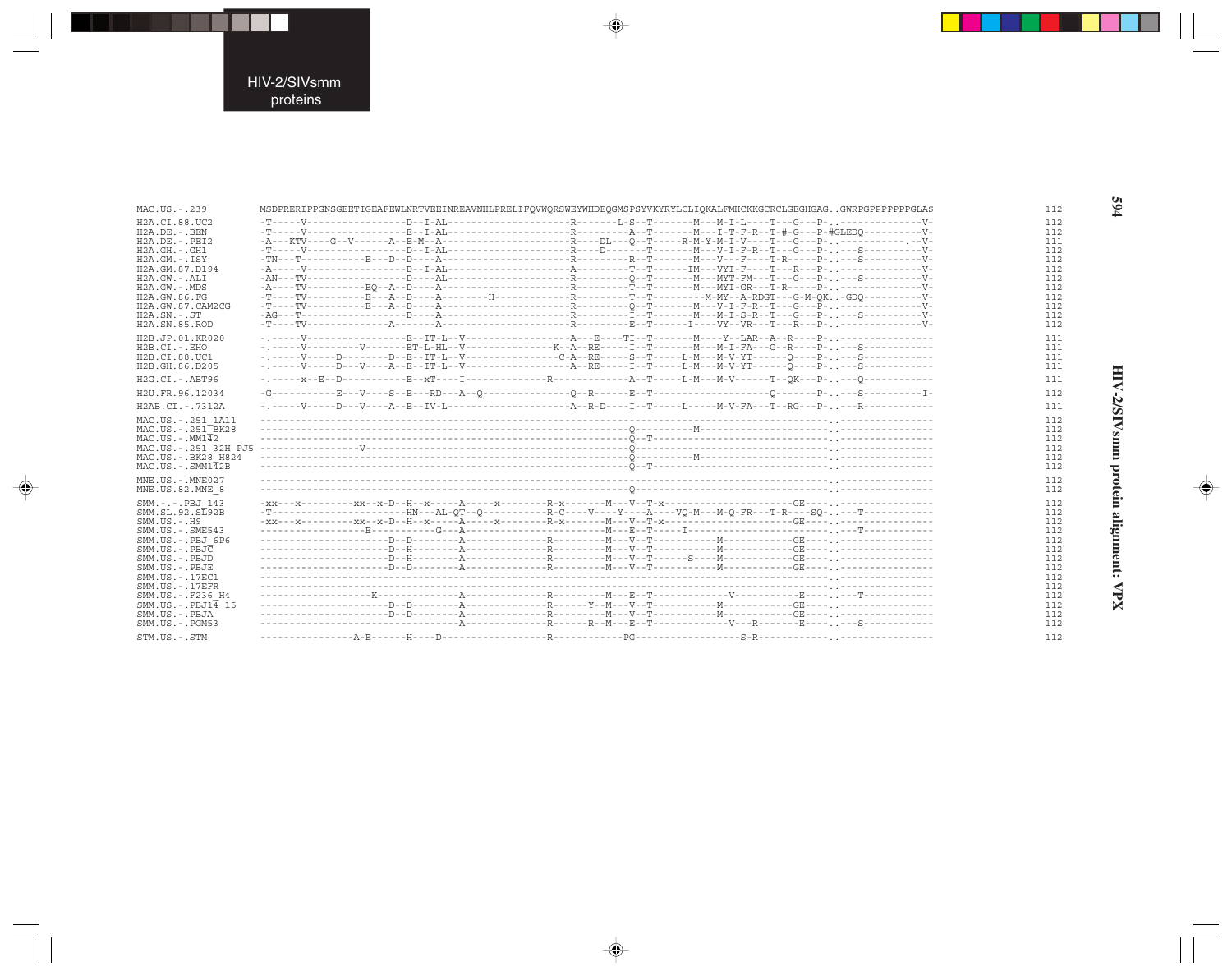```
MAC.US.-.239         MSDPRERIPPGNSGEETIGEAFEWLNRTVEEINREAVNHLPRELIFQVWQRSWEYWHDEQGMSPSYVKYRYLCLIQKALFMHCKKGCRCLGEGHGAG..GWRPGPPPPPPPGLA$   112

H2A.CI.88.UC2        -T-----V------------------D--I-AL---------------------R--------L-S--T--------M---M-I-L----T---G---P-..---------------V-   112
H2A.DE.-.BEN         -T-----V------------------E--I-AL---------------------R---------A--T--------M---I-T-F-R--T-#-G---P-#GLEDQ----------V-   112
H2A.DE.-.PEI2        -A---KTV----G--V------A--E-M--A-----------------------R-----DL---Q--T-----R-M-Y-M-I-V----T---G---P-..---------..--V-   111
H2A.GH.-.GH1         -T-----V------------------D--I-AL---------------------R-----D-------T--------M---V-I-F-R--T---G---P-..---S----------V-   112
H2A.GM.-.ISY         -TN---T-----------E---D--D----A-----------------------R---------R--T--------M---V---F----T-R-----P-..---S----------V-   112
H2A.GM.87.D194       -A-----V------------------D--I-AL---------------------A---------T--T-------IM---VYI-F----T---R---P-..---------------V-   112
H2A.GW.-.ALI         -AN---TV------------------D----AL---------------------R---------Q--T--------M---MYT-FM---T---G---P-..---S----------V-   112
H2A.GW.-.MDS         -A-----TV-------------EQ--A--D----A-----------------------R---------T--T--------M---MYI-GR---T-R-----P-..---------------V-   112
H2A.GW.86.FG         -T----TV----------E---A--D----A--------H--------------R---------T--T---------M-MY--A-RDGT---G-M-QK...GDQ----------V-   112
H2A.GW.87.CAM2CG     -T----TV----------E---A--D----A-----------------------R---------Q--T--------M---V-I-F-R--T---G---P-..---------------V-   112
H2A.SN.-.ST          -AG---T-------------------D----A-----------------------R---------I--T--------M---M-I-S-R--T---G---P-..---S----------V-   112
H2A.SN.85.ROD        -T----TV--------------A--------A-----------------------R---------E--T------I----VY--VR---T---R---P-..---------------V-   112

H2B.JP.01.KR020      -.-----V------------------E--IT-L--V------------------A---E----TI--T--------M-----Y--LAR--A--R----P-..---------------   111
H2B.CI.-.EHO         -.-----V---------V--------ET-L-HL--V---------------K--A--RE-----I--T--------M---M-I-FA---G--R----P-..---S-----------   111
H2B.CI.88.UC1        -.-----V-----D---------D--E--IT-L--V-----------------C-A--RE-----S--T------L-M---M-V-YT------Q----P-..---S-----------   111
H2B.GH.86.D205       -.-----V-----D---V-----A--E--IT-L--V------------------A--RE-----I--T------L-M---M-V-YT------Q----P-..---S-----------   111

H2G.CI.-.ABT96       -.-----x--E--D------------E--xT----I--------------R---------------A--T------L-M---M-V--------T--QK---P-..---Q-----------   111

H2U.FR.96.12034      -G------------E---V----S--E---RD---A--Q--------------Q--R------E--T---------------------------Q-------P-..---S----------I-   112

H2AB.CI.-.7312A      -.-----V-----D---V-----A--E--IV-L---------------------A--R-D----I--T------L------M-V-FA---T--RG---P-..---R-----------   111

MAC.US.-.251_1A11    -------------------------------------------------------------------------------------------------..----------------   112
MAC.US.-.251_BK28    --------------------------------------------------------Q----------M-----------------------------..----------------   112
MAC.US.-.MM142       --------------------------------------------------------Q--T--------------------------------------..----------------   112
MAC.US.-.251_32H_PJ5 ---------------V----------------------------------------Q-------------------------------------------..----------------   112
MAC.US.-.BK28_H824   --------------------------------------------------------Q----------M-----------------------------..----------------   112
MAC.US.-.SMM142B     --------------------------------------------------------Q--T--------------------------------------..----------------   112

MNE.US.-.MNE027      -------------------------------------------------------------------------------------------------..----------------   112
MNE.US.82.MNE_8      --------------------------------------------------------Q----------------------------------------..----------------   112

SMM.-.-.PBJ_143      -xx---x---------xx--x-D--H--x-----A-----x---------R-x--------M---V--T-x--------------------GE-----..----------------   112
SMM.SL.92.SL92B      -T----------------------HN---AL-QT--Q-----------R-C-----V-----Y----A----VQ-M---M-Q-FR---T-R----SQ-..---T------------   112
SMM.US.-.H9          -xx---x---------xx--x-D--H--x-----A-----x---------R-x--------M---V--T-x--------------------GE-----..----------------   112
SMM.US.-.SME543      ------------------E-----------G---A--------------------M---E--T-----I-----------------------------..---T------------   112
SMM.US.-.PBJ_6P6     ----------------------D--D---------A--------------R----------M---V--T------------M-------------GE-----..----------------   112
SMM.US.-.PBJC        ----------------------D--H---------A--------------R----------M---V--T------------M-------------GE-----..----------------   112
SMM.US.-.PBJD        ----------------------D--H---------A--------------R----------M---V--T-------S----M-------------GE-----..----------------   112
SMM.US.-.PBJE        ----------------------D--D---------A--------------R----------M---V--T------------M-------------GE-----..----------------   112
SMM.US.-.17EC1       -------------------------------------------------------------------------------------------------..----------------   112
SMM.US.-.17EFR       -------------------------------------------------------------------------------------------------..----------------   112
SMM.US.-.F236_H4     ------------------K----------------A--------------R----------M---E--T--------------V-----------E-----..---T------------   112
SMM.US.-.PBJ14_15    ----------------------D--D---------A--------------R-------Y--M---V--T------------M-------------GE-----..----------------   112
SMM.US.-.PBJA        ----------------------D--D---------A--------------R----------M---V--T------------M-------------GE-----..----------------   112
SMM.US.-.PGM53       -----------------------------------A--------------R-------R--M---E--T---------------V---R-------E-----..---S------------   112

STM.US.-.STM         ----------------A-E------H----D-------------------R-------------PG-------------------S-R-----------------..----------------   112
```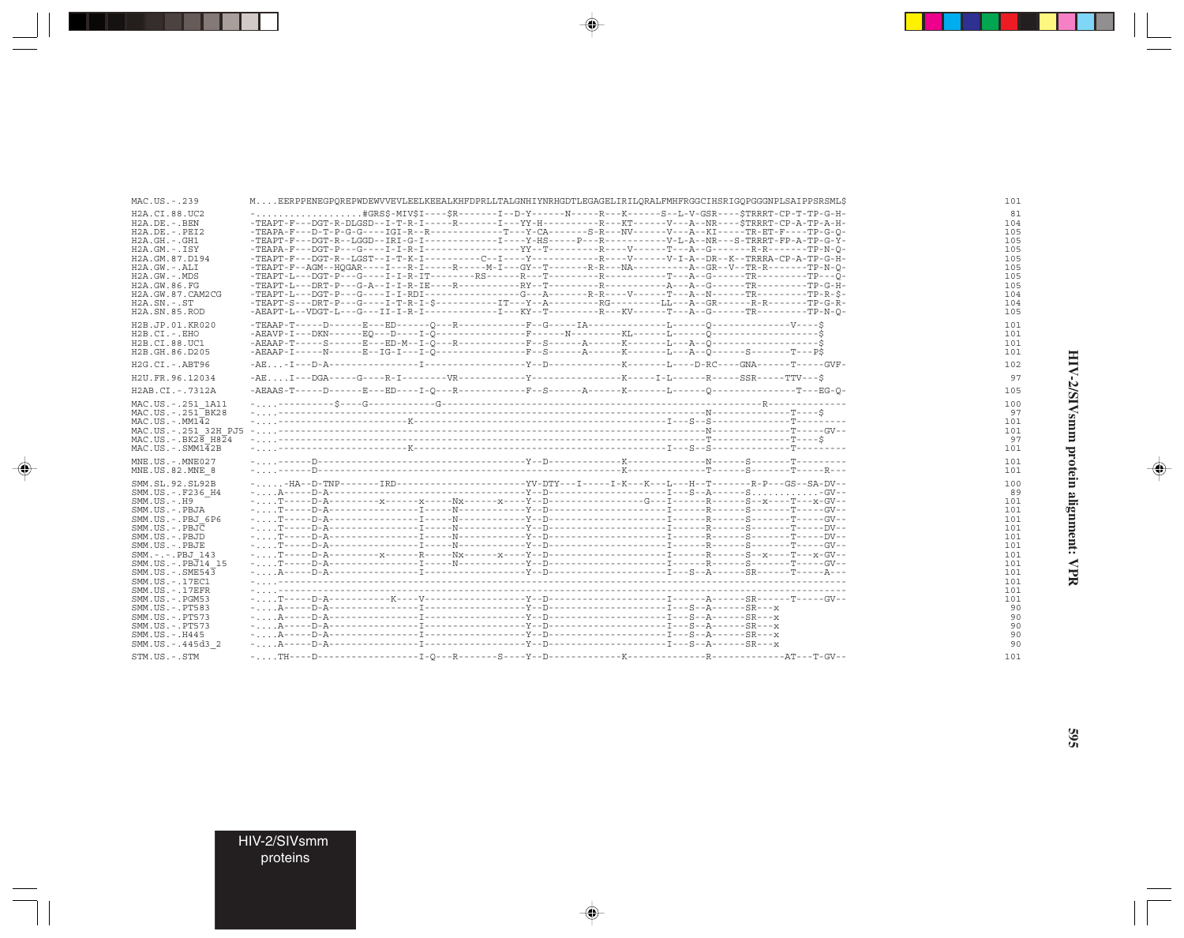```
MAC.US.-.239          M....EERPPENEGPQREPWDEWVVEVLEELKEEALKHFDPRLLTALGNHIYNRHGDTLEGAGELIRILQRALFMHFRGGCIHSRIGQPGGGNPLSAIPPSRSML$     101

H2A.CI.88.UC2         -...................#GRS$-MIV$I----$R-------I--D-Y------N-----R---K------S--L-V-GSR----$TRRRT-CP-T-TP-G-H-      81
H2A.DE.-.BEN          -TEAPT-F---DGT-R-DLGSD--I-T-R-I-----R-------I---YY-H----------R---KT------V---A--NR----$TRRRT-CP-A-TP-A-H-     104
H2A.DE.-.PEI2         -TEAPA-F---D-T-P-G-G----IGI-R--R-------------T---Y-CA-------S-R---NV------V---A--KI-----TR-ET-F----TP-G-Q-     105
H2A.GH.-.GH1          -TEAPT-F---DGT-R--LGGD--IRI-G-I--------------I----Y-HS-----P---R-----------V-L-A--NR---S-TRRRT-FP-A-TP-G-Y-     105
H2A.GM.-.ISY          -TEAPA-F---DGT-P---G----I-I-R-I-----------------YY--T---------R----V------T---A--G--------R-R-------TP-N-Q-     105
H2A.GM.87.D194        -TEAPT-F---DGT-R--LGST--I-T-K-I----------C--I----Y-----------R----V-------V-I-A--DR--K--TRRRA-CP-A-TP-G-H-     105
H2A.GW.-.ALI          -TEAPT-F--AGM--HQGAR----I---R-I-----R-----M-I---GY--T-------R-R---NA-----------A--GR--V--TR-R-------TP-N-Q-     105
H2A.GW.-.MDS          -TEAPT-L---DGT-P---G----I-I-R-IT--------RS-------R---T----------R----------T---A--G-------TR----------TP---Q-     105
H2A.GW.86.FG          -TEAPT-L---DRT-P---G-A--I-I-R-IE----R-----------RY--T----------R-----------A---A--G-------TR----------TP-G-H-     105
H2A.GW.87.CAM2CG      -TEAPT-L---DGT-P---G----I-I-RDI-----------------G---A-------R-R-----V------T---A--N-------TR----------TP-R-$-     104
H2A.SN.-.ST           -TEAPT-S---DRT-P---G----I-T-R-I-$-----------IT---Y--A---------RG---------LL---A--GR-------R-R--------TP-G-R-     104
H2A.SN.85.ROD         -AEAPT-L--VDGT-L---G---II-I-R-I--------------I---KY--T---------R---KV------T---A--G-------TR----------TP-N-Q-     105

H2B.JP.01.KR020       -TEAAP-T-----D------E---ED------Q---R------------F--G-----IA---------------L------Q--------------V----$        101
H2B.CI.-.EHO          -AEAVP-I---DKN------EQ---D----I-Q---------------F------N---------KL------L------Q--------------------$        101
H2B.CI.88.UC1         -AEAAP-T-----S------E---ED-M--I-Q---R------------F--S------A------K-------L---A--Q--------------------$        101
H2B.GH.86.D205        -AEAAP-I-----N------E--IG-I---I-Q---------------F--S------A------K-------L---A--Q------S--------T---P$        101

H2G.CI.-.ABT96        -AE...-I---D-A----------------I-----------------Y--D-------------K-------L----D-RC----GNA------T-----GVF-     102

H2U.FR.96.12034       -AE....I---DGA-----G----R-I--------VR-----------Y----------------K-----I-L------R-----SSR-----TTV---$         97

H2AB.CI.-.7312A       -AEAAS-T-----D------E---ED----I-Q---R------------F--S------A------K-------L------Q-----------------T---EG-Q-     105

MAC.US.-.251_1A11     -....----------$----G------------G-------------------------------------------------------R---------------     100
MAC.US.-.251_BK28     -....---------------------------------------------------------------------N-------------T----$              97
MAC.US.-.MM142        -....----------------------K----------------------------------------I---S--S--------------T---------     101
MAC.US.-.251_32H_PJ5  -....---------------------------------------------------------------------N-------------T-----GV--      101
MAC.US.-.BK28_H824    -....---------------------------------------------------------------------T-------------T----$              97
MAC.US.-.SMM142B      -....----------------------K----------------------------------------I---S--S--------------T---------     101

MNE.US.-.MNE027       -....------D-----------------------------------Y--D-------------K---------------N------S-------T---------     101
MNE.US.82.MNE_8       -....------D----------------------------------------------------K---------------T------S-------T-----R---     101

SMM.SL.92.SL92B       -.....-HA--D-TNP--------IRD----------------------YV-DTY---I-----I-K---K---L---H--T-------R-P---GS--SA-DV--     100
SMM.US.-.F236_H4      -....A-----D-A---------------------------------Y--D--------------------I---S--A------S.............GV--      89
SMM.US.-.H9           -....T-----D-A----------x-------x-----Nx-------x----Y--D-----------------G---I------R------S--x----T---x-GV--     101
SMM.US.-.PBJA         -....T-----D-A-----------------I-----N-------------Y--D--------------------I------R------S-------T-----GV--     101
SMM.US.-.PBJ_6P6      -....T-----D-A-----------------I-----N-------------Y--D--------------------I------R------S-------T-----GV--     101
SMM.US.-.PBJC         -....T-----D-A-----------------I-----N-------------Y--D--------------------I------R------S-------T-----DV--     101
SMM.US.-.PBJD         -....T-----D-A-----------------I-----N-------------Y--D--------------------I------R------S-------T-----DV--     101
SMM.US.-.PBJE         -....T-----D-A-----------------I-----N-------------Y--D--------------------I------R------S-------T-----GV--     101
SMM.-.-.PBJ_143       -....T-----D-A--------x-------R-----Nx-------x----Y--D--------------------I------R------S--x----T---x-GV--     101
SMM.US.-.PBJ14_15     -....T-----D-A-----------------I-----N-------------Y--D--------------------I------R------S-------T-----GV--     101
SMM.US.-.SME543       -....A-----D-A-----------------I-------------------Y--D--------------------I---S--A------SR------T-----A---     101
SMM.US.-.17EC1        -....----------------------------------------------------------------------------------------------------     101
SMM.US.-.17EFR        -....----------------------------------------------------------------------------------------------------     101
SMM.US.-.PGM53        -....T-----D-A-----------K-----V-------------------Y--D--------------------I-------A------SR------T-----GV--     101
SMM.US.-.PT583        -....A-----D-A-----------------I-------------------Y--D--------------------I---S--A------SR---x               90
SMM.US.-.PT573        -....A-----D-A-----------------I-------------------Y--D--------------------I---S--A------SR---x               90
SMM.US.-.PT573        -....A-----D-A-----------------I-------------------Y--D--------------------I---S--A------SR---x               90
SMM.US.-.H445         -....A-----D-A-----------------I-------------------Y--D--------------------I---S--A------SR---x               90
SMM.US.-.445d3_2      -....A-----D-A-----------------I-------------------Y--D--------------------I---S--A------SR---x               90

STM.US.-.STM          -....TH----D------------------I-Q---R--------S----Y--D-------------K---------------R-------------AT---T-GV--     101
```

HIV-2/SIVsmm protein alignment: VPR

HIV-2/SIVsmm proteins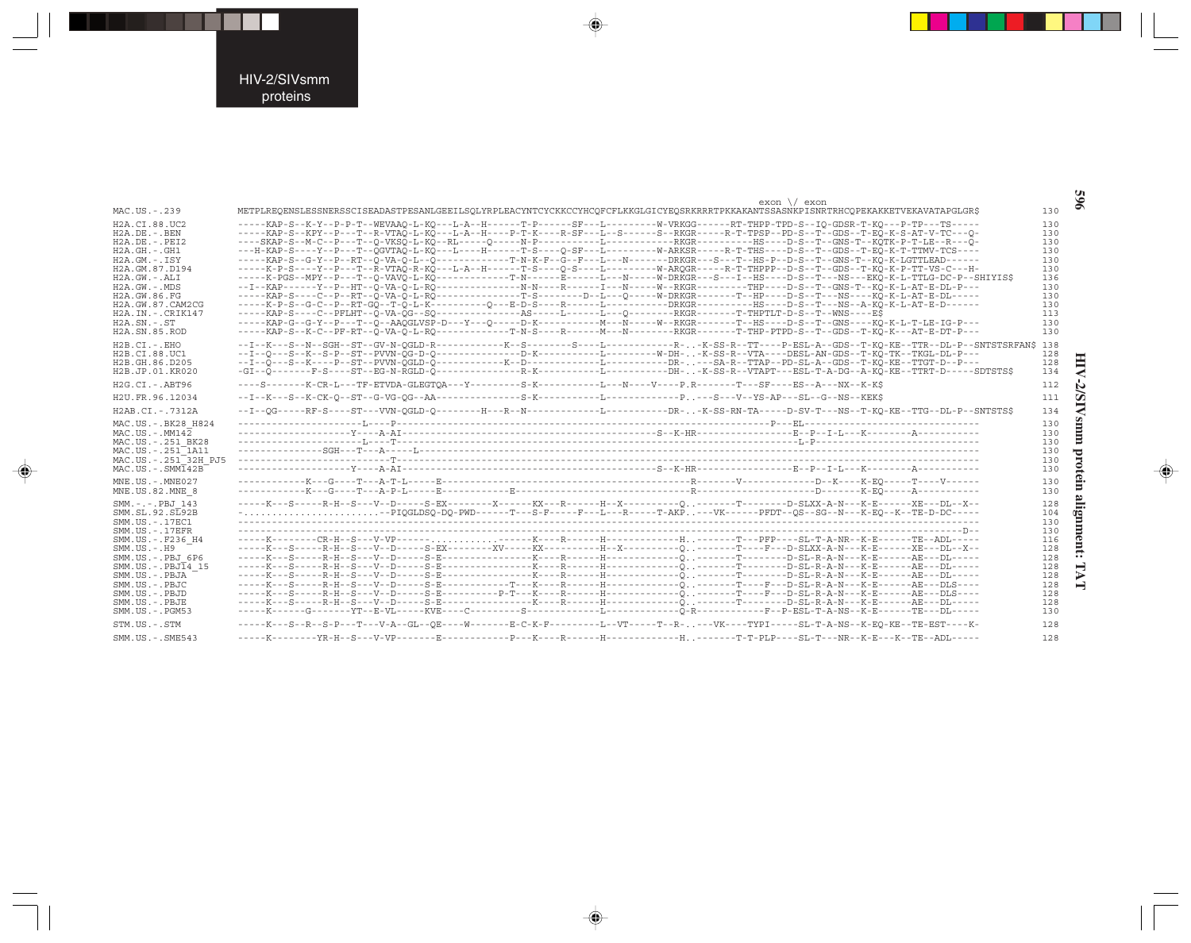HIV-2/SIVsmm proteins

HIV-2/SIVsmm protein alignment: TAT

```
                                                                                                                                    exon \/ exon
MAC.US.-.239          METPLREQENSLESSNERSSCISEADASTPESANLGEEILSQLYRPLEACYNTCYCKKCCYHCQFCFLKKGLGICYEQSRKRRRTPKKAKANTSSASNKPISNRTRHCQPEKAKKETVEKAVATAPGLGR$  130

H2A.CI.88.UC2         -----KAP-S--K-Y--P-P-T--WEVAAQ-L-KQ---L-A--H------T-P------SF---L---------W-VRKGG------RT-THPP-TPD-S--IQ-GDSR-T-KQ---P-TP---TS-----  130
H2A.DE.-.BEN          -----KAP-S--KPY--P---T--R-VTAQ-L-KQ---L-A--H----P-T-K----R-SF---L--S------S--RKGR------R-T-TPSP--PD-S--T--GDS--T-EQ-K-S-AT-V-TC---Q-  130
H2A.DE.-.PEI2         ----SKAP-S--M-C--P---T--Q-VKSQ-L-KQ--RL------Q-----N-P------------L-----------RKGR-----------HS----D-S--T--GNS-T--KQTK-P-T-LE--R---Q-  130
H2A.GH.-.GH1          ---H-KAP-S----Y--P---T--QGVTAQ-L-KQ---L----H------T-S----Q-SF---L---------W-ARKSR------R-T-THS----D-S--T--GDS--T-EQ-K-T-TTMV-TCS----  130
H2A.GM.-.ISY          -----KAP-S--G-Y--P--RT--Q-VA-Q-L--Q-------------T-N-K-F--G--F---L---N-------DRKGR---S---T--HS-P--D-S--T--GNS-T--KQ-K-LGTTLEAD------  130
H2A.GM.87.D194        -----K-P-S----Y--P---T--R-VTAQ-R-KQ---L-A--H------T-S----Q-S----L---------W-ARQGR-----R-T-THPPP--D-S--T--GDS--T-KQ-K-P-TT-VS-C---H-  130
H2A.GW.-.ALI          -----K-PGS--MPY--P---T--Q-VAVQ-L-KQ-------------T-N------E------L---N-----W-DRKGR---S---I--HS----D-S--T---NS---EKQ-K-L-TTLG-DC-P--SHIYIS$  136
H2A.GW.-.MDS          --I--KAP-----Y--P--HT--Q-VA-Q-L-RQ-------------N-N----R------I---N-----W--RKGR--------THP----D-S--T--GNS-T--KQ-K-L-AT-E-DL-P---  130
H2A.GW.86.FG          -----KAP-S----C--P--RT--Q-VA-Q-L-RQ-------------T-S--------D--L---Q-----W-DRKGR-------T--HP----D-S--T---NS-----KQ-K-L-AT-E-DL-----  130
H2A.GW.87.CAM2CG      -----K-P-S--G-C--P--RT-GQ--T-Q-L-K----------Q----E-D-S----R-------L-----------DRKGR-----------HS----D-S--T---NS--A-KQ-K-L-AT-E-D------  130
H2A.IN.-.CRIK147      -----KAP-S----C---PFLHT--Q-VA-QG--SQ---------------AS-----L------L---Q--------RKGR------T-THPTLT-D-S--T--WNS----E$  113
H2A.SN.-.ST           -----KAP-G--G-Y--P---T--Q--AAQGLVSP-D---Y---Q-----D-K----------M---N-----W--RKGR-------T--HS----D-S--T--GNS----KQ-K-L-T-LE-IG-P---  130
H2A.SN.85.ROD         -----KAP-S--K-C--PF-RT--Q-VA-Q-L-RQ-------------T-N-S----R------M---N---------RKGR-------T-THP-PTPD-S--T--GDS--T-KQ-K---AT-E-DT-P---  130

H2B.CI.-.EHO          --I--K---S--N--SGH--ST--GV-N-QGLD-R------------K--S--------S----L-----------R-..-K-SS-R--TT----P-ESL-A--GDS--T-KQ-KE--TTR--DL-P--SNTSTSRFAN$  138
H2B.CI.88.UC1         --I--Q---S--K--S-P--ST--PVVN-QG-D-Q-----------------D-K-----------L---------W-DH-..-K-SS-R--VTA----DESL-AN-GDS--T-KQ-TK--TKGL-DL-P---  128
H2B.GH.86.D205        --I--Q---S--K----P--ST--PVVN-QGLD-Q-------------K--D-------------L-----------DR-..---SA-R--TTAP--PD-SL-A--GDS--T-KQ-KE--TTGT-D--P---  128
H2B.JP.01.KR020       -GI--Q-------F-S----ST--EG-N-RGLD-Q----------------R-K-------------L-----------DH-..-K-SS-R--VTAPT---ESL-T-A-DG--A-KQ-KE--TTRT-D-----SDTSTS$  134

H2G.CI.-.ABT96        ----S-------K-CR-L---TF-ETVDA-GLEGTQA---Y---------S-K----------L---N----V----P.R-------T---SF----ES--A---NX--K-K$  112

H2U.FR.96.12034       --I--K---S--K-CK-Q--ST--G-VG-QG--AA---------------S-K-----------L-------------P..---S---V--YS-AP---SL--G--NS--KEK$  111

H2AB.CI.-.7312A       --I--QG-----RF-S----ST---VVN-QGLD-Q---------H---R--N-------------L-----------DR-..-K-SS-RN-TA-----D-SV-T---NS--T-KQ-KE--TTG--DL-P--SNTSTS$  134

MAC.US.-.BK28_H824    ---------------------L----P-------------------------------------------------------------------P---EL----------------------------  130
MAC.US.-.MM142        ------------------Y---A-AI--------------------------------------S--K-HR----------------------E--P--I-L---K---------A------------  130
MAC.US.-.251_BK28     ---------------------L----T-----------------------------------------------------------------------L-P-----------------------------  130
MAC.US.-.251_1A11     ---------------SGH---T---A----L----------------------------------------------------------------------------------------------------  130
MAC.US.-.251_32H_PJ5  --------------------------T-------------------------------------------------------------------------------------------------------  130
MAC.US.-.SMM142B      ------------------Y---A-AI--------------------------------------S--K-HR----------------------E--P--I-L---K---------A------------  130

MNE.US.-.MNE027       ------------K---G----T---A-T-L-----E---------------------------------------R-------V--------------D--K----K-EQ-----T----V------  130
MNE.US.82.MNE_8       ------------K---G----T---A-P-L-----E-----------E-----------------------------R------------------------D--------K-EQ-----A------------  130

SMM.-.-.PBJ_143       -----K---S-----R-H--S---V--D------S-EX---------X------KX---R-------H--X----------Q..--------T---------D-SLXX-A-N---K-E------XE---DL--X--  128
SMM.SL.92.SL92B       -........................--PIQGLDSQ-DQ-PWD------T---S-F-----F---L---R-----T-AKP..---VK------PFDT--QS--SG--N---K-EQ--K--TE-D-DC-----  104
SMM.US.-.17EC1        -----------------------------------------------------------------------------------------------------------------------------------  130
SMM.US.-.17EFR        -----------------------------------------------------------------------------------------------------------------------------D--  130
SMM.US.-.F236_H4      -----K---------CR-H--S---V-VP-------...........------K----R-------H--------------H..--------T---PFP----SL-T-A-NR--K-E------TE--ADL-----  116
SMM.US.-.H9           -----K---S-----R-H--S---V--D------S-EX--------XV-----KX-----------H--X----------Q..--------T----F---D-SLXX-A-N---K-E------XE---DL--X--  128
SMM.US.-.PBJ_6P6      -----K---S-----R-H--S---V--D------S-E-------------------K----R-------H-------------Q..--------T---------D-SL-R-A-N---K-E------AE---DL-----  128
SMM.US.-.PBJ14_15     -----K---S-----R-H--S---V--D------S-E-------------------K----R-------H-------------Q..--------T---------D-SL-R-A-N---K-E------AE---DL-----  128
SMM.US.-.PBJA         -----K---S-----R-H--S---V--D------S-E-------------------K----R-------H-------------Q..--------T---------D-SL-R-A-N---K-E------AE---DL-----  128
SMM.US.-.PBJC         -----K---S-----R-H--S---V--D------S-E-------------T-----K----R-------H-------------Q..--------T----F---D-SL-R-A-N---K-E------AE---DLS----  128
SMM.US.-.PBJD         -----K---S-----R-H--S---V--D------S-E-----------P-T----K----R-------H-------------Q..--------T----F---D-SL-R-A-N---K-E------AE---DLS----  128
SMM.US.-.PBJE         -----K---S-----R-H--S---V--D------S-E-------------------K----R-------H-------------Q..--------T---------D-SL-R-A-N---K-E------AE---DL-----  128
SMM.US.-.PGM53        -----K------G-------YT--E-VL-----KVE----C----------S------------L-----------Q-R--------------F--P-ESL-T-A-NS--K-E------TE---DL-----  130

STM.US.-.STM          -----K---S--R--S-P---T---V-A--GL--QE----W--------E-C-K-F----------L--VT-----T--R-..---VK-----TYPI------SL-T-A-NS--K-EQ-KE--TE-EST----K-  128

SMM.US.-.SME543       -----K---------YR-H--S---V-VP-------E----------------P---K----R-------H-------------H..--------T-T-PLP----SL-T---NR--K-E---K--TE--ADL-----  128
```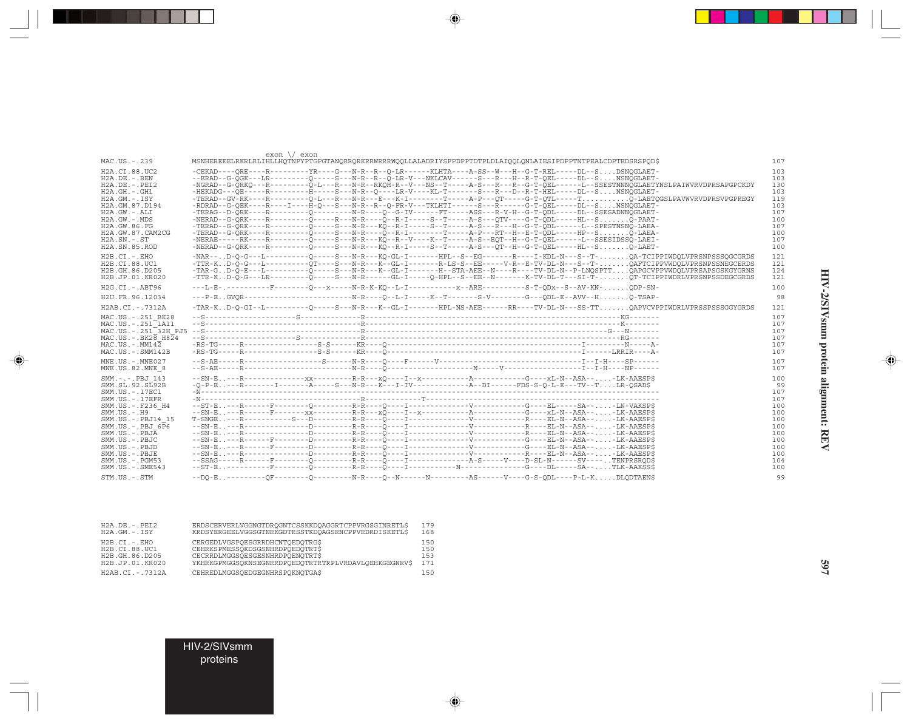## HIV-2/SIVsmm protein alignment: REV

```
                                exon \/ exon
MAC.US.-.239            MSNHEREEELRKRLRLIHLLHQTNPYPTGPGTANQRRQRKRRWRRRWQQLLALADRIYSFPDPPTDTPLDLAIQQLQNLAIESIPDPPTNTPEALCDPTEDSRSPQD$          107

H2A.CI.88.UC2           -CEKAD----QRE----R---------YR----G---N-R--R--Q-LR------KLHTA----A-SS--W---H--G-T-REL-----DL--S....DSNQGLAET-           103
H2A.DE.-.BEN            --ERAD--G-QGK---LR---------Q-----S---N-R--R--Q-LR-V---NKLCAV------S---R---H--R-T-QEL-----DL--S....NSNQGLAET-           103
H2A.DE.-.PEI2           -NGRAD--G-QRKQ---R---------Q-L---R---N-R--RKQH-R--V---NS--T-----A-S---R---R--G-T-QEL------L--SSESTNNNQGLAETYNSLPAIWVRVDPRSAPGPCKDY  130
H2A.GH.-.GH1            -HEKADG---QE-----R---------H-----S---N-R--Q----LR-V----KL-T-------S---R---D--R-T-HEL-----DL--S....NSNQGLAET-           103
H2A.GM.-.ISY            -TERAD--GV-RK----R---------Q-L---R---N-R---E---K-I--------T-----A-P---QT-----G-T-QTL-----T..........Q-LAETQGSLPAVWVRVDPRSVPGPREGY  119
H2A.GM.87.D194          -RDRAD--G-QEK----R----I----H-Q---S---N-R--R--Q-FR-V---TKLHTI------S---R------G-T-QEL-----DL--S....NSNQGLAET-           103
H2A.GW.-.ALI            -TERAG--D-QRK----R---------Q---------N-R-----Q--G-IV------FT-----ASS---R-V-H--G-T-QDL-----DL--SSESADNNQGLAET-          107
H2A.GW.-.MDS            -NERAD--G-QRK----R---------Q-----R---N-R-----Q--R-I-----S--T-----A-S---QTV----G-T-QDL-----HL--S.......Q-PAAT-          100
H2A.GW.86.FG            -TERAD--G-QRK----R---------Q-----S---N-R---KQ--R-I-----S--T-----A-S---R---H--G-T-QDL------L--SPESTNSNQ-LAEA-          107
H2A.GW.87.CAM2CG        -TERAD--G-QRK----R---------Q-----S---N-R-----Q--R-I--------T-----A-P---RT--H--E-T-QDL-----HP--S.......Q-LAEA-          100
H2A.SN.-.ST             -NERAE-----RK----R---------Q-----S---N-R---KQ--R--V----K--T-----A-S--EQT--H--G-T-QEL------L--SSESIDSSQ-LAEI-          107
H2A.SN.85.ROD           -NERAD--G-QRK----R---------Q-----S---N-R---KQ--R-I-----S--T-----A-S---QT--H--G-T-QEL-----HL--S.......Q-LAET-          100

H2B.CI.-.EHO            -NAR--..D-Q-G--L----------Q-----S---N-R---KQ-GL-I-------HPL--S--EG-------R----I-KDL-N---S--T-.......QA-TCIPPIWDQLVPRSNPSSSQGCGRDS  121
H2B.CI.88.UC1           -TTR-K..D-Q-G--L----------QT----S---N-R---K--GL-I-------R-LS-S--EE------V-R--E-TV-DL-N---S--T-.......QAFTCIPPVWDQLVPRSNPSSNEGCERDS  121
H2B.GH.86.D205          -TAR-G..D-Q-E--L----------Q-----S---N-R---K--GL-I--------H--STA-AEE--N-----R----TV-DL-N--P-LNQSPTT....QAPGCVPPVWDQLVPRSAPSGSKGYGRNS  124
H2B.JP.01.KR020         -TTR-K..D-Q-G--LR---------Q-----S---N-R-------GL-I-----Q-HPL--S--EE--N-------K-TV-DL-T---SI-T-.......QT-TCIPPIWDRLVPRSNPSSDEGCGRDS  121

H2G.CI.-.ABT96          ---L-E-.---------F--------Q--x-----N-R-K-KQ--L-I-----------x--ARE---------S-T-QDx--S--AV-KN-......QDP-SN-            100

H2U.FR.96.12034         ---P-E..GVQR-----------------------N-R----Q--L-I------K--T-------S-V--------G---QDL-E--AVV--H.......Q-TSAP-            98

H2AB.CI.-.7312A         -TAR-K..D-Q-GI--L---------Q-----S---N-R---K--GL-I-------HPL-NS-AEE------RR----TV-DL-N---SS-TT.......QAPVCVPPIWDRLVPRSSPSSSGGYGRDS  121

MAC.US.-.251_BK28       --S--------------------S--------------R---------------------------------------------------------------KG-------         107
MAC.US.-.251_1A11       --S-----------------------------------R----------------------------------------------------------------K--------         107
MAC.US.-.251_32H_PJ5    --S-----------------------------------R-----------------------------------------------------------G---N-------         107
MAC.US.-.BK28_H824      --S--------------------S--------------R---------------------------------------------------------------RG-------         107
MAC.US.-.MM142          -RS-TG-----R-----------------S-S------KR-----Q------------------------------------------------I---------N-----A-         107
MAC.US.-.SMM142B        -RS-TG-----R-----------------S-S------KR-----Q------------------------------------------------I------LRRIR----A-         107

MNE.US.-.MNE027         --S-AE-----R---------------------S-----N-R----Q----F------V---------------------------------I--I-H----SP------         107
MNE.US.82.MNE_8         --S-AE-----R---------------------------N-R----Q-----------------------N------V--------------I--I-H----NP------         107

SMM.-.-.PBJ_143         --SN-E..--R---------------xx---------R-R---xQ----I--x-----------A-----------G----xL-N--ASA--....-LK-AAESP$          100
SMM.SL.92.SL92B         -Q-P-E..--R-------I-------A-----S---N-R---K---I-IV------------A--DI------FDS-S-Q-L-E---TV--T....LR-QSAD$          99
SMM.US.-.17EC1          -N-----------------------------------------------------------------------------------------------------------     107
SMM.US.-.17EFR          -N------------------------------------R---------------T-----------------------------------------------------      107
SMM.US.-.F236_H4        --ST-E..--R------F--------Q---------R-R----Q----I-------------V------------G----EL-----SA--....-LN-VAKSP$           100
SMM.US.-.H9             --SN-E..--R------F--------xx--------R-R---xQ----I--x-----------A-----------G----xL-N--ASA--....-LK-AAESP$           100
SMM.US.-.PBJ14_15       T-SNGE..--R-----------S---D---------R-R----Q----I-------------V------------R----EL-N--ASA--....-LK-AAESP$           100
SMM.US.-.PBJ_6P6        --SN-E..--R---------------D---------R-R----Q----I-------------V------------R----EL-N--ASA--....-LK-AAESP$           100
SMM.US.-.PBJA           --SN-E..--R---------------D---------R-R----Q----I-------------V------------R----EL-N--ASA--....-LK-AAESP$           100
SMM.US.-.PBJC           --SN-E..--R------F--------D---------R-R----Q----I-------------V------------G----EL-N--ASA--....-LK-AAESP$           100
SMM.US.-.PBJD           --SN-E..--R------F--------D---------R-R----Q----I-------------V------------G----EL-N--ASA--....-LK-AAESP$           100
SMM.US.-.PBJE           --SN-E..--R---------------D---------R-R----Q----I-------------V------------R----EL-N--ASA--....-LK-AAESP$           100
SMM.US.-.PGM53          --SSAG-----R------F--------Q--------R-R----Q----I-------------A-S-----V----D-SL-N------SV-----.TENPRSRQD$           104
SMM.US.-.SME543         --ST-E..----------F--------Q--------R-R----Q----I-----------N--------------G----DL-----SA--....TLK-AAKSS$           100

STM.US.-.STM            --DQ-E..---------QF--------Q--------N-R----Q--N-------N----------AS------V----G-S-QDL----P-L-K.....DLQDTAEN$          99
```

```
H2A.DE.-.PEI2           ERDSCERVERLVGGNGTDRQGNTCSSKKDQAGGRTCPPVRGSGINRETL$    179
H2A.GM.-.ISY            KRDSYERGEELVGGSGTNRKGDTRSSTKDQAGSRNCPPVRDRDISKETL$    168

H2B.CI.-.EHO            CERGEDLVGSPQESGRRDHCNTQEDQTRG$                       150
H2B.CI.88.UC1           CEHRKSPMESSQKDSGSNHRDPQEDQTRT$                       150
H2B.GH.86.D205          CECRRDLMGGSQESGESNHRDPQENQTRT$                       153
H2B.JP.01.KR020         YKHRKGPMGGSQKNSEGNRRDPQEDQTRTRTRPLVRDAVLQEHKGEGNRV$  171

H2AB.CI.-.7312A         CEHREDLMGGSQEDGEGNHRSPQKNQTGA$                       150
```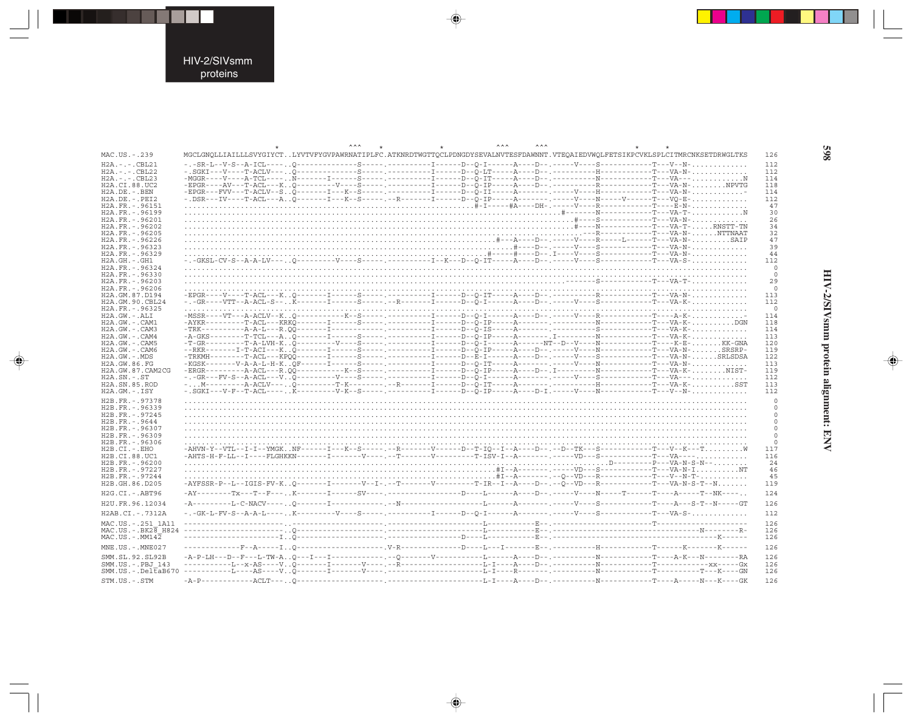```
                              *          ^^^   *              *            ^^^      ^^^                      *      *
MAC.US.-.239        MGCLGNQLLIAILLLSVYGIYCT..LYVTVFYGVPAWRNATIPLFC.ATKNRDTWGTTQCLPDNGDYSEVALNVTESFDAWNNT.VTEQAIEDVWQLFETSIKPCVKLSPLCITMRCNKSETDRWGLTKS    126

H2A.-.-.CBL21       -.-SR-L--V-S--A-ICL----.Q--------------S-----.----------I------D--Q-I------A----D--.-----V----S------------T---V--N-............    112
H2A.-.-.CBL22       -.SGKI---V----T-ACLV---.Q--------------S-----.----------I------D--Q-LT-----A----D--.----------H------------T---VA-N-............    112
H2A.-.-.CBL23       -MGGR----V----A-TCL-----.N------I------S-----.----------I------D--Q-IT-----A----D--.----------N------------T---VA---..........N    114
H2A.CI.88.UC2       -EPGR----AV---T-ACL---K..Q---------V----S-----.----------I------D--Q-IP-----A----D--.----------R------------T---VA-N-........NPVTG    118
H2A.DE.-.BEN        -EPGR---FVV---T-ACLV--S..Q-------I---K--S-----.----------I------D--Q-II-----A-------.-----V----H------------T---VA-N-............-    114
H2A.DE.-.PEI2       -.DSR---IV----T-ACL---A..Q-------I---K--S-----.--R-------I------D--Q-IP-----A-------.-----V----N-----V------T---VQ-E-............    112
H2A.FR.-.96151      ..........................................................................#-I-----#A----DH-.-----V----R------------T----E-N-............    47
H2A.FR.-.96199      ..........................................................................................#------N------------T---VA-T-...........N    30
H2A.FR.-.96201      ............................................................................................#----S------------T---VA-N-............    26
H2A.FR.-.96202      ............................................................................................#----N------------T---VA-T-.....RNSTT-TN    34
H2A.FR.-.96205      ..............................................................................................---R------------T---VA-N-......NTTNAAT    32
H2A.FR.-.96226      ..........................................................................#---A----D--.-----V----R-----L------T---VA-N-.........SAIP    47
H2A.FR.-.96323      ................................................................................#----D--.-----V----S------------T---VA-N-............    39
H2A.FR.-.96329      ..........................................................................#-----#----D--.I----V----S------------T---VA-N-............    44
H2A.GH.-.GH1        -.-GKSL-CV-S--A-A-LV---.Q---------V----S-----.----------I--K---D--Q-IT-----A----D--.-----V----S------------T---VA-S-............    112
H2A.FR.-.96324      ..............................................................................................................................    0
H2A.FR.-.96330      ..............................................................................................................................    0
H2A.FR.-.96203      .........................................................................................-------S------------T---VA-T-............    29
H2A.FR.-.96206      ..............................................................................................................................    0
H2A.GM.87.D194      -EPGR----V----T-ACL---K..Q-------I------S-----.----------I------D--Q-IT-----A----D--.----------R------------T---VA-N-............    113
H2A.GM.90.CBL24     -.-GR----VTT--A-ACL-S--..K-------I------S-----.--R-------I------D--Q-I------A----D--.-----V----S------------T---VA-K-............    112
H2A.FR.-.96325      ..............................................................................................................................    0
H2A.GW.-.ALI        -MSSR----VT---A-ACLV--K..Q---------K--S-----.----------I------D--Q-I------A----D--.-----V----R------------T------A-K-..........-    114
H2A.GW.-.CAM1       -AYKR---------T-ACL---KRKQ-------I------S-----.----------I------D--Q-IP-----A-------.----------N------------T---VA-K-..........DGN    118
H2A.GW.-.CAM3       -TRK----------A-A-L---R.QQ-------I-------------.----------I------D--Q-IS-----A-------.----------S------------T---VA-K-............    114
H2A.GW.-.CAM4       -A-GKS--------T-TCL---A..Q-------I------S-----.----------I------D--Q-IP-----A-------.I---------N------------T---VA-K-............    113
H2A.GW.-.CAM5       -T-GR---------T-A-LVH-K..Q---------V----S-----.----------I------D--Q-I------A------NT--D--V----N------------T----K-E-........KK-GNA    120
H2A.GW.-.CAM6       --RKR--------I-T-ACI---K..Q-------I------S-----.----------I------D--Q-IP-----A----D--.-----V----N------------T---VA-N-........SRSRP-    119
H2A.GW.-.MDS        -TRKMH--------T-ACL---KPQQ-------I------S-----.----------I------D--E-I------A----D--.-----V----S------------T---VA-N-......SRLSDSA    122
H2A.GW.86.FG        -KGSK-------V-A-A-L-H-K..QF-----I------S-----.----------I------D--Q-IT-----A-------.-----V----N------------T---VA-N-............    113
H2A.GW.87.CAM2CG    -ERGR---------A-ACL---R.QQ-----------K--S-----.----------I------D--Q-IP-----A----D--.I---------N------------T---VA-K-.........NIST-    119
H2A.SN.-.ST         -.-GR---FV-S--A-ACL---V..Q---------V----S-----.----------I------D--Q-I------A-------.-----V----S------------T---VA---............    112
H2A.SN.85.ROD       -...M---------A-ACLV---.Q--------T-K--------.--R-------I------D--Q-IT-----A-------.----------H------------T---VA-K-..........SST    113
H2A.GM.-.ISY        -.SGKI---V-F--T-ACL-----.K---------V-K--S-----.----------I------D--Q-IP-----A----D-I.-----V----N------------T---V--N-............    112

H2B.FR.-.97378      ..............................................................................................................................    0
H2B.FR.-.96339      ..............................................................................................................................    0
H2B.FR.-.97245      ..............................................................................................................................    0
H2B.FR.-.9644       ..............................................................................................................................    0
H2B.FR.-.96307      ..............................................................................................................................    0
H2B.FR.-.96309      ..............................................................................................................................    0
H2B.FR.-.96306      ..............................................................................................................................    0
H2B.CI.-.EHO        -AHVN-Y--VTL--I-I--YMGK..NF------I---K--S-----.--R-------V------D--T-IQ--I--A----D--.--D--TK---S------------T---V--K---T.........W    117
H2B.CI.88.UC1       -AHTS-H-F-LL--I----FLGHKKN-------I-------V----.--T-------V---------T-ISV-I--A-------.-----VD---S------------T---VA----............    116
H2B.FR.-.96200      ..........................................................................................D---------P---VA-N-S-N--........    24
H2B.FR.-.97227      ..........................................................................#I--A-------.-----VD---S------------T---VA-N-I.........NT    46
H2B.FR.-.97244      ..........................................................................#I--A-------.--Q--VD---R------------T---V--N-T-..........    45
H2B.GH.86.D205      -AYFSSR-P--L--IGIS-FV-K..Q-------I-------V--I-.--T-------V---------T-IR--I--A----D--.--Q--VD---R------------T---VA-N-S-T--N.......    119

H2G.CI.-.ABT96      -AY---------Tx---T--F---..K-------I------SV----.-----------------D----L------A----D--.-----V----N-----T------T----A-----T--NK----..    124

H2U.FR.96.12034     -A---------L-C-NACV-----.Q-------I---------------.--N----------------L-----------A-------.-----V----S------------T----A---S-T--N-----GT    126

H2AB.CI.-.7312A     -.-GK-L-FV-S--A-A-L-----.K---------V----S-----.----------I------D--Q-I------A-------.-----V----S------------T---VA-S-............    112

MAC.US.-.251_1A11   -------------------------..-------------------------.----------------------L-----------E--.-------------------------T-----------------------    126
MAC.US.-.BK28_H824  -------------------------..Q-------------------------.----------------------L-----------E--.-----------------------------------------N--------R-    126
MAC.US.-.MM142      ----------------------I..Q-------------------------.------------------D----L-----------E--.---------------------------------------------K-------    126

MNE.US.-.MNE027     -------------F--A-----I..Q-----------------------.V-R--------------D----L---I-------E--.----------H------------T-------K-------K-------    126

SMM.SL.92.SL92B     -A-P-LH---D--F---L-TW-A..Q---I---I-------------.--Q-------V-----------L------A----D--.----------N------------T----A-K---N---------RA    126
SMM.US.-.PBJ_143    -----------L--x-AS----V..Q-------I-------V-----.--R-------------------L-I----A----D--.----------N------------T------------xx-----Gx    126
SMM.US.-.DeltaB670  -----------L----AS----V..Q-------I-------V-----.----------------------L-I----R-------.----------N------------T-----------T---K----GN    126

STM.US.-.STM        -A-P------------ACLT---..Q-------------------------.----------------------L-I----A----D--.----------N------------T----A-----N---K----GK    126
```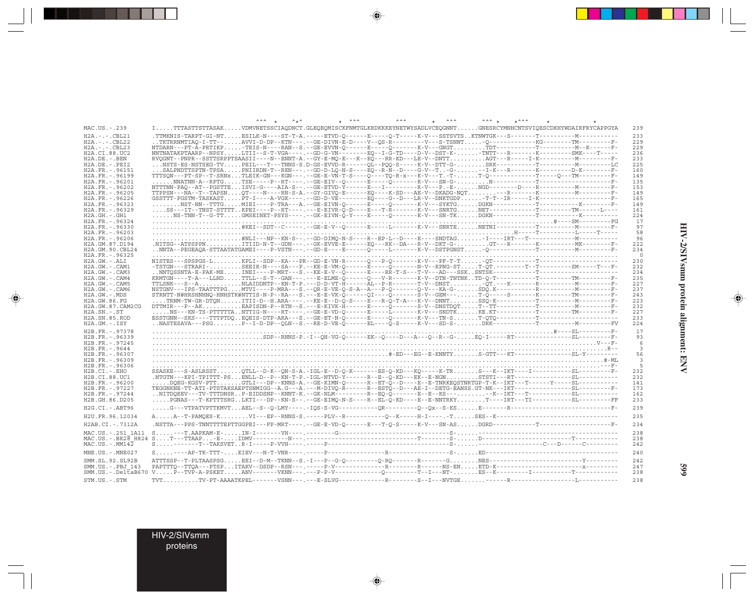```
                        ^^^  *    ^*^          *  ^^^          ^^^        *   ^^^         ^^^ *    *^^^      *            *
MAC.US.-.239        I.....TTTASTTSTTASAK.....VDMVNETSSCIAQDNCT.GLEQEQMISCKFNMTGLKRDKKKEYNETWYSADLVCEQGNNT......GNESRCYMNHCNTSVIQESCDKHYWDAIRFRYCAPPGYA  239
H2A.-.-.CBL21       .TTMKNIS-TARPT-GI-NT.....ESILK-N----ST-T-A.-----ETVD-Q------E-----Q-T-----K-V---SSTSVTS..KTNWTGK---S-------T---------M----------  233
H2A.-.-.CBL22       ..TKTRRNMTIAQ-I-TT--.....AVVI-D-DP--KTN---.--GE-DIVN-E-D----V--QS-R---------V---S-TSNNT.....-Q-------------KG--------TM--------F-  229
H2A.-.-.CBL23       NTDARN---PT-A-PRTIKP.....-TEIS-N----RAN--S.--GE-EVVN-Q------E-----Q-------K-V---GNGT.........TDT----------T---------M--K------F-  229
H2A.CI.88.UC2       NNTNATAKPTAARP--NPSY.....LTII--S-T-VGA----.--GD-G-VN--------EQ--I-G-TD----D-V--DST-K-.......-TNTT---R--------K---------SMK----T-----  236
H2A.DE.-.BEN        RVQGNT--PNPR--SSTTSRPPTSAASII----N--ENNT-A.--GY-E-MQ-E---K--EQ---RR-KD---LE-V--DNTT..........AGT---R-----I-K---------M---------F-  233
H2A.DE.-.PEI2       ...NSTS-ES-NSTSEG-TV.....PEIL---T---TNNS-S.D-GS-EVVD-R------QL--PQQ-S-----K-V--DTT-G-........SRK-----------T---------M---------LC  225
H2A.FR.-.96151      ...SALPNDTTSPTN-TPSA.....PNIIRDN-T--REN---.--GD-D-LQ-N-S----EQ--R-N--D----G-V--T..-G-.......--I-K---R-------K--------D-K-------F-  160
H2A.FR.-.96199      TTTSQN---PT-SP--T-SRNx...TLEIK-GN---KGN---.--GE-E-VN-T-S----Q----TQ-R-x---K-V---T.-T-.......T-Q-------------T------Q---TM---------F-  149
H2A.FR.-.96201      .......NNATNN-A--RPTG....TSE-----P--RT----.--GE-EIV--Q------E-----Q-------K-V---SN-G-.........N-------------T-------------------------  135
H2A.FR.-.96202      NTTTNN-PAQ--AT--PGSTTE...ISVI-G----AIA-S--.--GE-ETVD-Y------E---I---------R-V---P.-E-.......NGD--------D----R---------M---------F-  153
H2A.FR.-.96205      TTPPSN---NA--T--TAPSN....QT----N----RN-S-A.--GY-GIVQ-E------EQ----K-SD---AE-V--DKADG-NQT.........---R--------K---------M---------F-  149
H2A.FR.-.96226      GSSTTT-PGSTM-TASKAST.....PT-I----A-VGK----.--GD-D-VE--------EQ----G--D---LR-V--DNKTGDP.......-T-T--IR-----I-K-----------------------F-  165
H2A.FR.-.96323      ........NST-NN--TTTG.....MIEI----P-TRA---A.--GE-EIVN-Q------E-----Q-------K-V---SYKTG.......DGKN------------T-----------K--------F-  149
H2A.FR.-.96329      ....SS---IT--TNST-STTTT..KPEI----P--RT----.---E-EIVR-Q-D----E---T-R-------K-V---SNRTG.......NET-------------T---------TM------L----  161
H2A.GH.-.GH1        ......NS-TNN-T--G-TT.....GMSEINET-PSYS----.--GK-EIVN-Q-Y----E-----Q-------K-V---SN-TK.......DGKN------------T-----------K----------  224
H2A.FR.-.96324      ........................................................................................................................#----SM---------FG   17
H2A.FR.-.96330      ........................#KEI--SDT--C------.--GE-E-V--Q------E-----L-------K-V---SNRTE.......NETNI-----------T---------M---------F-   97
H2A.FR.-.96203      ..................................................................................................H-----T---------L-----T-----   58
H2A.FR.-.96206      ......................#NLI---NP--KN-S---.--GD-DIMQ-N-S----R--EP-L--D----E---SNDTAG........-I---IRT---T---------M--------------   96
H2A.GM.87.D194      .NITSG--ATPSPPN..........ITTID-N-T--GDN---.--GK-EVVE-E------EQ---RK--DA---R-V--DKT-G-.........GT---R--------K---------MK--------F-  222
H2A.GM.90.CBL24     ..NNTA--PEGEAQA-STTAATATGAMEI----P-VSTN---.--GD-E----E------Q-----L-------K-V--DSTPGNST......-Q-------------T---------M---------F-  234
H2A.FR.-.96325      ........................................................................................................................    0
H2A.GW.-.ALI        NISTES---SPSPGS-L........KPLI--SDP--KA---PR--GD-E-VN-R------Q---P-Q-------K-V---PF-T-T.......-QT-------------T-------------------------  230
H2A.GW.-.CAM1       -TSTGN---STRARI-.........SEEIK-N----SA---P.--KE-E-VM-Q------E-----Q-------N-V--KPNG-ST.......T-QT.----------T--T---------SM-----T---F-  232
H2A.GW.-.CAM3       ..NNTQSSNTA-E-PAK-ME.....INEI----P-MRT---S.--KE-E-V--Q------E----RR-T-S---T-V---AD---SSK..SNTSK-------------T-------------------------  234
H2A.GW.-.CAM4       KRMTGN----T-A---LLND.....TTLL--S-T--GAN---.---E-ELME-Q------Q---V-R-------K-V--DTN-TNTNK..TD-Q-T-----------T---------TM---------F-  235
H2A.GW.-.CAM5       TTLSNK---S--A............NLAIDDNTP--KN-T-P.---D-D-VT-H------AL--P-R-------T-V--DNST..........-QT.---K-------R---------M---------F-  227
H2A.GW.-.CAM6       NSTGNV---IPS-TAATTTPG....MTVI----P-MRA---S.--QR-E-VE-Q-S-A--A---P-Q-------Q-V---KA-G-........SDQ.K------------R---------M---------F-  237
H2A.GW.-.MDS        STRNTT-N#HRSHNHNQ-HNHSTK#NTTIS-N-P--RA---S.---E-E-VK-Q------QI----Q-------S-V--GEM---.......T-Q-----S-------K---------TM---------F-  243
H2A.GW.86.FG        ....TRNM-TW-GR-DTQN......ITII-D--H.ARA----.--KE-E--D-Q-S----E---R-Q-T-A---K-V--DNNT..........SSQ-K-----------T---------M---------F-  223
H2A.GW.87.CAM2CG    DTTMIR---P--AK...........EAPISDN-P--RTN--S.---E-KIVK-H------E-----Q-------S-V--DNSTDQT......T--TT-----------T---------M---------F-  232
H2A.SN.-.ST         .....NS---KN-TS-PTTTTTA..NTTIG-N----RT----.--GE-E-VD-Q------E-----L-------K-V---SNDTK.......KE.KT-----------T---------TM---------F-  227
H2A.SN.85.ROD       ESSTGNN--SKS----TTTPTDQ..EQEIS-DTP-ARA---S.--GE-ET-N-Q------E-----Q-------K-V---TN-S.......T-QTQ-----------T-------------------------  233
H2A.GM.-.ISY        ..NASTESAVA---PSG........P--I-D-DP--QLN--S.--RE-D-VE-Q------EL----Q-S-----K-V---SD-S-........DRK-------------T---------M---------FV  224
H2B.FR.-.97378      ........................................................................................................................#----SL---------F-   17
H2B.FR.-.96339      ............................SDP--RNNS-P.-I--QH-VG-Q------EK--Q----D---A---Q--R--G-......EQ-I----RT------------------SL---------F-   93
H2B.FR.-.97245      ........................................................................................................................V---F-    6
H2B.FR.-.9644       ........................................................................................................................R--    3
H2B.FR.-.96307      ....................................................#-ED---EG--E-KNNTY.......S-GTT---KT-----------------SL-Y---------   56
H2B.FR.-.96309      ........................................................................................................................#-ML    3
H2B.FR.-.96306      ........................................................................................................................---F-    5
H2B.CI.-.EHO        SSASKE---S-ASLRSST.......QTLL--D-K--QN-S-A.-IGL-E--D-Q-K-------ES-Q-KD---KQ-----K-TR.......S---K--IKT----I------------SL---------F-  232
H2B.CI.88.UC1       .NTGTN---KPI-TPITTT-PS...ENLL-D--P--KN-T-P.-IGL-NTVD-Y------R--E--Q-KD---EK--E-NGN.........STSTI---RT-----------------SL-----------  232
H2B.FR.-.96200      .....DQEG-KGSV-PTT.......GTLI---DP--KNNS-A.--GE-KIMN-Q------E---ET-Q--D----E--E-TNRKEQSTNRTGP-T-K--IKT---T------Y-----SL------------  141
H2B.FR.-.97227      TEGGNKNE-TT-ATI-PTSTAKSAEPTSNMIGG--A.G---A.---M-DIVQ-R------R--ESTQ--D---AE-I--DETG-EANSS.GT-NK---IKT-----------------SL---------F-  173
H2B.FR.-.97244      ..NITDQEEV---TV-TTTDNSR..P-EIDDSNP--KNNT-K.--GK-NLM---------R--EQ-Q-------E--E--KS--.........--K--IKT---T--------------SL-----------  162
H2B.GH.86.D205      .....PGNAS---T-KPTTSRG...LKTI---DP--KN-S--.--GE-EIMQ-N-S----R--EL-Q-KD----E--E-NNTRKY.......-T----IRT---TI-------------SL---------FF  233
H2G.CI.-.ABT96      .....G---VTPATVPTTKMVT...AEL--S--Q-LMY----.-IQS-S-VG----------QR---------Q--Qx--S-KS.......E-------R------------------------------F-  239
H2U.FR.96.12034     A.....A--T-PAMQES-K........VI---EP--RNNS-S.-----PLV--R-------------Q--K-----H-I----.-T.......SES--K--------------------------------  235
H2AB.CI.-.7312A     .NSTTA---PPS-TNNTTTTEPTTGGPEI---FP-MRT----.--GE-E-VD-Q------E---T-Q-S-----K-V---SN-AS.......DGRD------------T---------------------F-  234
MAC.US.-.251_1A11   S.....---T.AAPKAM-E-.....IN-I------VH-----.---------G----------------------------------S-........---------------------------------------  238
MAC.US.-.BK28_H824  S....T---TTAAP....-E-....IDMV------N----.-----------------------------T-------S-.......D-------------------------T-----------  238
MAC.US.-.MM142      S.....-------T--TAKSVET..R-I-----P-VVH----.-----P----------------------------------S-........---------------------C---D------C---------  242
MNE.US.-.MNE027     S.....----AP-TK-TTT-.....EIEV---N-T-VNR----.-----P-------------------R-------------S-.......ED------------------------------------------  240
SMM.SL.92.SL92B     ATTTSSP--T-PLTAASPSG.....EEI--D-M--TKNN--S.-I---P--G-Q---------Q-RQ-------R-------G.........NES-------------------------Y---------  242
SMM.US.-.PBJ_143    PAPTTTQ--TTQA---PTSP...ITAKV--DSDP--RSN---.-----P-V-------------R---------R-------NS-EN.......ETD-K-------------------------x---------  247
SMM.US.-.DeltaB670  V.....P--TVP-A-PSKET.....ANV-------VKNN---.---P-P-V----------------Q----------T--I----NT-.........ES--K--------I-----------T-----------  238
STM.US.-.STM        TVT..........TV-PT-AAAATKPEL-------VSNN---.----E-SLVG-------------R--------S--I---NVTGE.........------R---------------------L-----------  238
```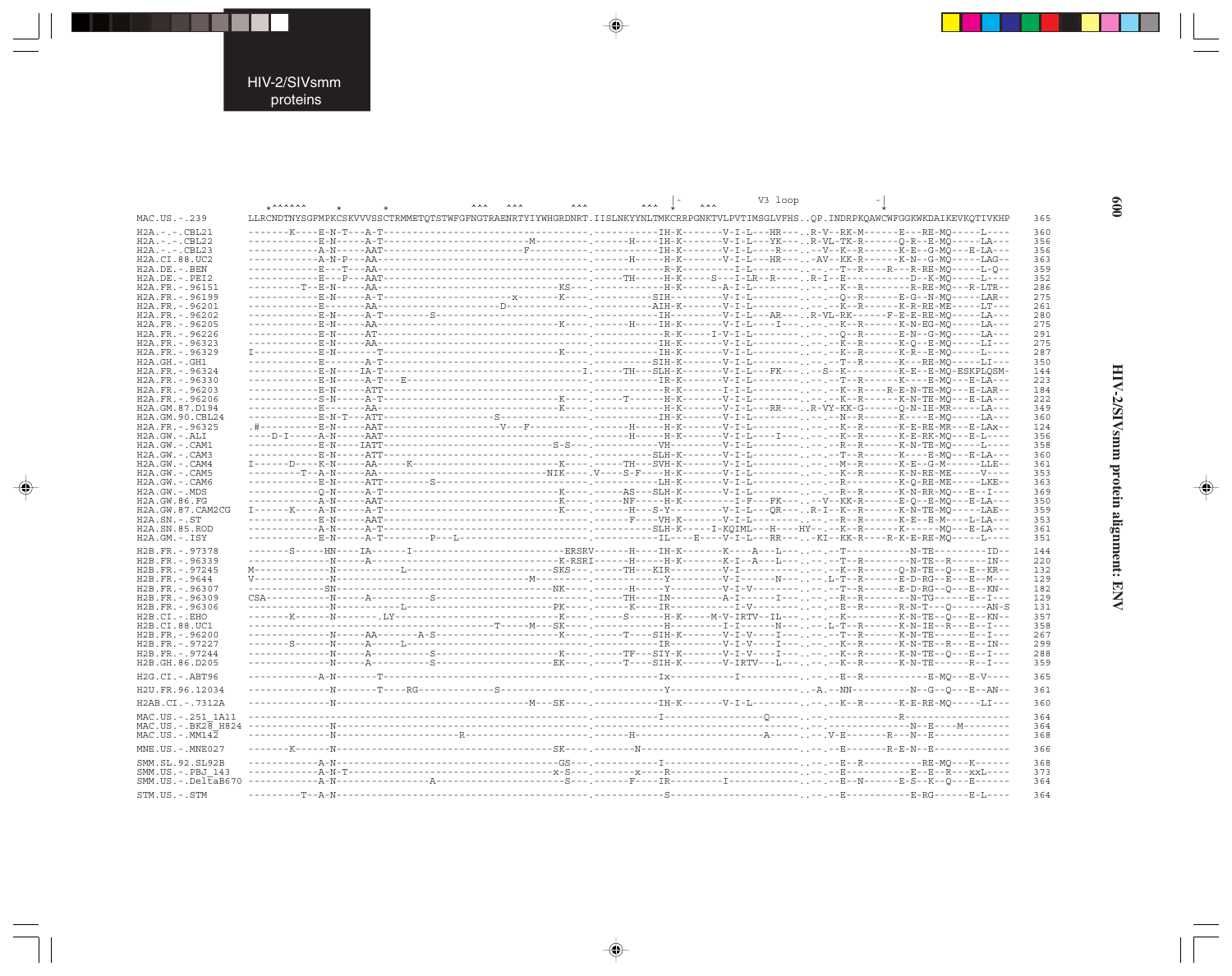HIV-2/SIVmm proteins

HIV-2/SIVsmm protein alignment: ENV

```
                                                                                                                 |-              V3 loop           -|
                 *^^^^^^    *        *                  ^^^  ^^^         ^^^        ^^^  *     ^^^                                 *
MAC.US.-.239       LLRCNDTNYSGFMPKCSKVVVSSCTRMMETQTSTWFGFNGTRAENRTYIYWHGRDNRT.IISLNKYYNLTMKCRRPGNKTVLPVTIMSGLVFHS..QP.INDRPKQAWCWFGGKWKDAIKEVKQTIVKHP   365

H2A.-.-.CBL21      -------K----E-N-T---A-T------------------------------------.-----------IH-K-------V-I-L---HR----..R-V--RK-M------E---RE-MQ-----L----   360
H2A.-.-.CBL22      ------------E-N-----A-T-------------------------M----------.-------H----IH-K-------V-I-L---YK---..R-VL-TK-R------Q-R--E-MQ-----LA---   356
H2A.-.-.CBL23      ------------A-N-----AAT-------------------F----------------.------------IR-K-------V-I-L----R----..--V--K--R------K-E--G-MQ---E-LA---   356
H2A.CI.88.UC2      ------------A-N-P---AA-------------------------------------.-------H----H-K-------V-I-L---HR----..AV--KK-R------K-N--G-MQ-----LAG--   363
H2A.DE.-.BEN       ------------E---T---AA-------------------------------------.------------R-K----------I-L-----------..--.--T--R-----R---R-RE-MQ-----L-Q--   359
H2A.DE.-.PEI2      ------------E---P---AAT------------------------------------.------TH-----H-K-----S---I-LR--R-----..R-I--E-----------D--K-MQ-----L----   352
H2A.FR.-.96151     ---------T--E-N-----AA-------------------------------KS---.------------H-K-------A-I-L-----------..--.--K--R---------R-RE-MQ---R-LTR--   286
H2A.FR.-.96199     ------------E-N-----A-T--------------------x------K-------.------------SIH-------V-I-L-----------..--.--Q--R-------E-G--N-MQ-----LAR--   275
H2A.FR.-.96201     ------------E-------AA-----------------D-------------------.------------AIH-K-------V-I-L-----------..--.--K--R-------K-R-RE-ME-----LT---   261
H2A.FR.-.96202     ------------E-N-----A-T---------S--------------------------.------------IH---------V-I-L---AR----..R-VL-RK-----F-E-E-RE-MQ-----LA---   280
H2A.FR.-.96205     ------------E-N-----AA--------------------------------K----.------H-----IH-K-------V-I-L-----I----..--.--K--R-------K-N-EG-MQ-----LA---   275
H2A.FR.-.96226     ------------E-N-----AT-------------------------------------.------------R-K-----I-V-I-L-----------..--.--Q--R-------E-N--G-MQ-----LA---   291
H2A.FR.-.96323     ------------E-N-----AA-------------------------------------.------------IH-K-------V-I-L-----------..--.--K--R-------K-Q--E-MQ-----LI---   275
H2A.FR.-.96329     I-----------E-N-------T-------------------------------K----.------------IH-K-------V-I-L-----------..--.--K--R-------K-R--E-MQ-----L----   287
H2A.GH.-.GH1       ------------E-------A-T------------------------------------.------------SIH-K-------V-I-L-----------..--.--T--R-------K---RE-MQ-----LI---   350
H2A.FR.-.96324     ------------E-N-----IA-T-----------------------------------I.------TH---SLH-K-------V-I-L---FK----..--S--K---------K-E--E-MQ-ESKPLQSM-   144
H2A.FR.-.96330     ------------E-N-----A-T---E--------------------------------.------------IR-K-------V-I-L-----------..--.--T--R-------K----E-MQ---E-LA---   223
H2A.FR.-.96203     ------------E-N-----ATT------------------------------------.------------R-K-------V-I-L-----------..--.--K--R-------R-E-N-TE-MQ---E-LAR--   184
H2A.FR.-.96206     ------------S-N-----A-T-------------------------------K----.------T-----H-K-------V-I-L-----------..--.--K--R-------K-N-TE-MQ---E-LA---   222
H2A.GM.87.D194     ------------E-------AA--------------------------------K----.------------H-K-------V-I-L---RR----..R-VY-KK-G------Q-N-IE-MR-----LA---   349
H2A.GM.90.CBL24    ------------E-N-T---ATT------------------S-----------------.------------IH-K-------V-I-L-----------..--.--N--R-------K----E-MQ-----LA---   360
H2A.FR.-.96325     .#----------E-N-----AAT------------------V---F-------------.------H-----H-K-------V-I-L-----------..--.--K--R-------K-E-RE-MR---E-LAx--   124
H2A.GW.-.ALI       ----D-I-----A-N-----AAT------------------------------------.------H-----H-K-------V-I-L-----I----..--.--R--R-------K-E-RK-MQ---E-L----   356
H2A.GW.-.CAM1      ------------E-N-----IATT----------------------------S-S----.------------VH--------V-I-L-----------..--.--R--R-------K-N-TE-MQ-----L----   358
H2A.GW.-.CAM3      ------------E-N-----ATT------------------------------------.------------SLH-K-------V-I-L-----------..--.--T--R-------K----E-MQ---E-LA---   360
H2A.GW.-.CAM4      I------D----K-N-----AA-----K-------------------------K-----.-----TH----SVH-K-------V-I-L-----------..--.--M--R-------K-E--G-M------LLE--   361
H2A.GW.-.CAM5      ----------T--A-N-----AA--------------------------------NIK----.V----S-F----H-K-------V-I-L-----------..--.--K--R-------K-N-RE-ME-----V----   353
H2A.GW.-.CAM6      ------------E-N-----ATT-------S----------------------------.------------LH-K-------V-I-L-----------..--.R--------------K-Q-RE-ME-----LKE--   363
H2A.GW.-.MDS       ------------Q-N-----A-T-------------------------------K----.------AS---SLH-K-------V-I-L-----------..--.--R--R-------K-N-RR-MQ---E--I---   369
H2A.GW.86.FG       ------------A-N-----AAT-------------------------------K----.------NF-----H-K---------I-F---FK----..--V--KK-R-------E-Q--E-MQ---E-LA---   350
H2A.GW.87.CAM2CG   I------K----A-N-----A-T-------------------------------K----.------H---S-Y---------V-I-L---QR----..R-I--K--R-------K-N-TE-MQ-----LAE--   359
H2A.SN.-.ST        ------------E-N-----AAT------------------------------------.------F----VH-K-------V-I-L-----------..--.--R--R-------K-E--E-M----L-LA---   353
H2A.SN.85.ROD      ------------A-N-----A-T------------------------------------.------------SLH-K-----I-KQIML---H----HY--..-K--R-------K------MQ---E-LA---   361
H2A.GM.-.ISY       ------------E-N-----A-T--------P---L-----------------------.------------IL----E---V-I-L---RR----..KI--KK-R----R-K-E-RE-MQ-----L----   351

H2B.FR.-.97378     -------S-----HN-----IA------I---------------------------ERSRV------H----IH-K-------K----A---L----..--.--T-----------N-TE---------ID--   144
H2B.FR.-.96339     --------------N-----A----------------------------------K-RSRI------H----H-K-------K-I--A---L----..--.--T--R---------N-TE--R------IN--   220
H2B.FR.-.97245     M-------------N-----------L----------------------------SKS----.------TH---KIR-------V-I-----------..--.--K--R-------Q-N-TE--Q---E--KR--   132
H2B.FR.-.9644      V-------------N--------------------------------M-----------.------------Y---------V-I------N----..--.L-T--R-------E-D-RG--E---E--M---   129
H2B.FR.-.96307     -------------SN---------------------------------------NK----.------H----Y---------V-I-V-----------..--.--T--R-------E-D-RG--Q---E--KN--   182
H2B.FR.-.96309     CSA-----------N-----A----------S---------------------------.------TH----IN----------A-I-------I----..--.--R--R---------N-TG------E--I---   129
H2B.FR.-.96306     --------------N-----------L----------------------------PK----.------K----IR----------I-V-----------..--.--E--R-------R-N-T---Q------AN-S   131
H2B.CI.-.EHO       -------K------N--------.LY----------------------------K----.------S-----H-K-----M-V-IRTV--IL----..--.--K---------K-N-TE--Q---E--KN--   357
H2B.CI.88.UC1      -------------------------------------------T-----M--SK----.------------H----------I-I------N----..--.L-T--R-------K-N-IE--R---E--I---   358
H2B.FR.-.96200     --------------N-----AA-------A-S----------------------K----.------T----SIH-K-------V-I-V-----I----..--.--T--R-------K-N-TE------E--I---   267
H2B.FR.-.97227     -------S------N-----A-----L--------------------------------.------------IR--------V-I-V-----I----..--.--K--R-------K-N-TE--R---E--IN--   299
H2B.FR.-.97244     --------------N-----A----------S----------------------K----.------TF---SIY-K-------V-I-V-----I----..--.--K--R-------K-N-TE--Q---E--I---   288
H2B.GH.86.D205     --------------N-----A----------S----------------------EK----.------T----SIH-K-------V-IRTV--L----..--.--K--R-------K-N-TE------R--I---   359

H2G.CI.-.ABT96     ------------A-N-------T------------------------------------.------------Ix-----------I-----------..--.--E--R--------------E-MQ---E-V----   365

H2U.FR.96.12034    --------------N-------T----RG-----------S------------------.------------Y------------------------..-A.--NN----------N--G--Q---E--AN--   361

H2AB.CI.-.7312A    --------------N--------------------------------M---SK----.------------IH-K-------V-I-L-----------..--.--K--R-------K-E-RE-MQ-----LI---   360

MAC.US.-.251_1A11  -----------------------------------------------------------.------------I---------------------Q-----..--.-----------------R-----------------   364
MAC.US.-.BK28_H824 --------------N--------------------------------------------.----------------------------------------..--.-----------------N--E-----M--------   364
MAC.US.-.MM142     --------------N-----------------------R---------------------.-------H--------------------------A-----..--.V-E--------R----N--E-------------   368

MNE.US.-.MNE027    -------K------N---------------------------------------SK----.-------N---------------------------------..--.--E--------R-E-N--E----------------   366

SMM.SL.92.SL92B    ------------A-N---------------------------------------GS---.------------I-----------------------------..--.--E--R-----------RE-MQ---K--------   368
SMM.US.-.PBJ_143   ------------A-N-T-------------------------------------x-S---.------x----R-----------------------------..--.--E-----------E--E--R---xxL----   373
SMM.US.-.DeltaB670 ------------A-N---------------------A-----------------S----.------F----IR-----------I-----------------..--.--E--N-------E-S--K--Q---E-------   364

STM.US.-.STM       ---------T--A-N------------------------------------------.------------S-----------------------------..--.--E--------------E-RG------E-L----   364
```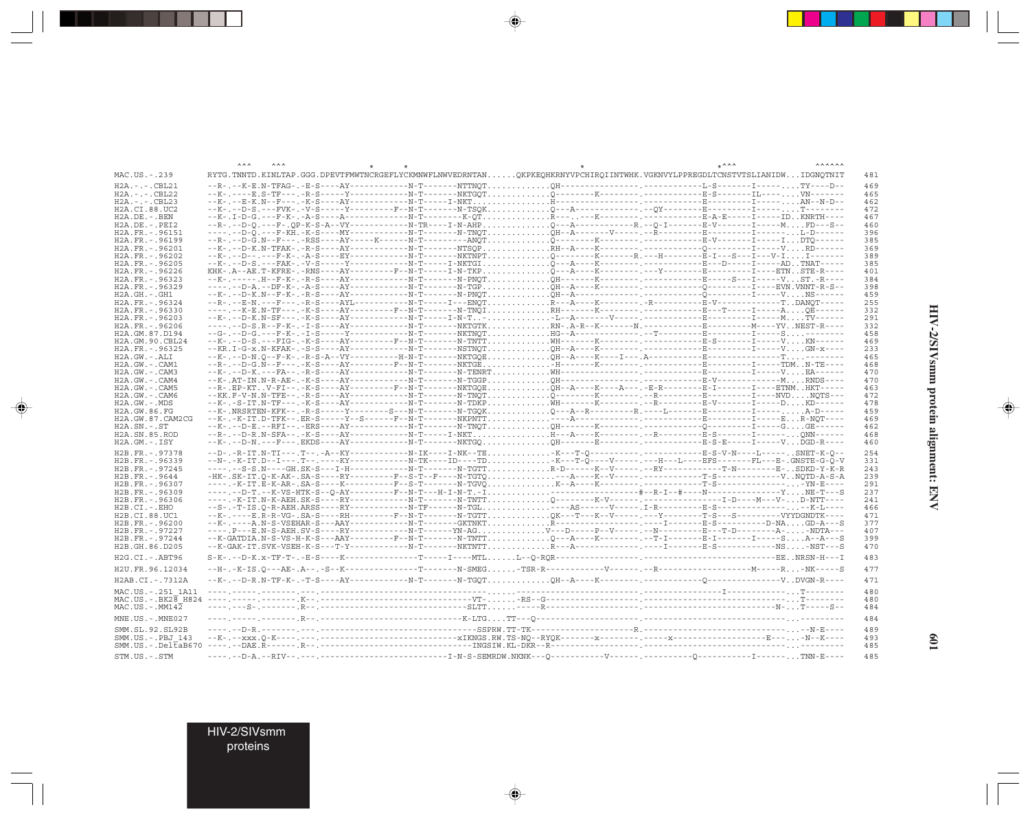```
                   ^^^    ^^^                *     *                                      *                               *^^^                    ^^^^^^
MAC.US.-.239       RYTG.TNNTD.KINLTAP.GGG.DPEVTFMWTNCRGEFLYCKMNWFLNWVEDRNTAN......QKPKEQHKRNYVPCHIRQIINTWHK.VGKNVYLPPREGDLTCNSTVTSLIANIDW...IDGNQTNIT   481
H2A.-.-.CBL21      --R-.--K-E.N-TFAG-.-E-S----AY-----------N-T-------NTTNQT............QH-----------------.-----------L-S-------I-----....TY----D--   469
H2A.-.-.CBL22      --K-.----E.S-TF---.-R-S-----Y-----------N-T-------NKTGQT............Q--------K---------.-----------E-S-------IL----....VN-------   465
H2A.-.-.CBL23      --K-.--E-K.N--F---.-K-S----AY-----------N-T-----I-NKT...............H------------------.-----------E---------I-----....AN--N-D--   462
H2A.CI.88.UC2      --K-.--D-S.---FVK-.-V-S-----Y---------F--N-T-------N-TSQK...........Q---A------------.--QY--------E---------I-----....T--------   472
H2A.DE.-.BEN       --K-.I-D-G.---F-K-.-A-S----A------------N-T-------K-QT..............R---.---K---------.-----------E-A-E-----I-----ID..KNRTH----   467
H2A.DE.-.PEI2      --R-.--D-Q.---F-.QP-K-S-A--VY-----------N-TR----I-N-AHP.............Q---A-----------R.--Q-I-------E-V-------I-----M....FD---S--   460
H2A.FR.-.96151     ----.--D-Q.---F-KH.-K-S----MY-----------N-T-------N-TNQT............QH--A------V-----.--R---------E---------I-----....L-D------   396
H2A.FR.-.96199     --R-.--D-G.N--F-V-.-RSS----AY-----K-----N-T-----------ANQT..........Q--------K---------.-----------E-V-------I-----I...DTQ------   385
H2A.FR.-.96201     --K-.--D-K.N-TFAK-.-R-S----AY-----------N-T-------NTSQP.............RH--A----K---------.-----------Q---------I-----V....RD------   369
H2A.FR.-.96202     --K-.--D--.---F-K-.-A-S----EY-----------N-T-------NKTNPT............Q--------K-------R.---H--------E-I---S---I----V-I....I------   389
H2A.FR.-.96205     --K-.--D-S.---FAK-.-V-S-----Y-----------N-T-----I-NKTGI.............Q---A----K---------.-----------E---D-----I-----AD..TNAT-----   385
H2A.FR.-.96226     KHK-.A--AE.T-KFRE-.-RNS----AY---------F--N-T-----I-N-TKP............Q---A----K---------.---Y-------E---------I-----ETN..STE-R---   401
H2A.FR.-.96323     --K-.------.H--F-K-.-R-S----AY-----------N-T-------N-PNQT............QH-------K---------.-----------E-----S---I-----V....ST.-R---   384
H2A.FR.-.96329     ----.--D-A.--DF-K-.-A-S----AY-----------N-T-------N-TGP.............QH--A----K---------.-----------Q---------I----EVN.VNNT-R-S--   398
H2A.GH.-.GH1       --K-.--D-K.N--F-K-.-R-S----AY-----------N-T-------N-PNQT............QH--A--------------.-----------Q---------I-----V....NS------   459
H2A.FR.-.96324     --R-.--E-N.---F---.-R-S----AYL----------N-T-----I---ENQT............R---A----K---------.-R---------E-V-------------T..DANQT-----   255
H2A.FR.-.96330     ----.--K-E.N-TF---.-K-S----AY---------F--N-T-------N-TNQI............RH-------K---------.-----------E---T-----I-----A....QE------   332
H2A.FR.-.96203     --K-.--D-K.N-SF---.-K-S----AY-----------N-T-----I-N-T..-............-L--A------V-------.-----------E---------I-----M....TV------   291
H2A.FR.-.96206     ----.--D-S.R--F-K-.-K-S----AY-----------N-T-------NKTGTK............RN-.A-R--K-------N.-----------E---------M-----YV..NEST-R----   332
H2A.GM.87.D194     --G-.--D-G.---F-K-.-I-S-----Y-----------N-T-------NKTNQT............HG--A--------------.--T--------E---------I-----S....-------   458
H2A.GM.90.CBL24    --K-.--D-S.---FIG-.-K-S----AY---------F--N-T-------N-TNTT............WH-------K---------.-----------E-S-------I-----V....KN------   469
H2A.FR.-.96325     --KR.I-G-x.N-KFAK-.-S-S----AY-----------N-T-------NSTNQT............QH--A----K---------.-----------E---------I-----V....GN-x----   233
H2A.GW.-.ALI       --K-.--D-N.Q--F-K-.-R-S-A--VY---------H-N-T-------NKTGQE............QH--A----K----I---.A----------E---------------T....-------   465
H2A.GW.-.CAM1      --R-.--D-G.N--F---.-K-S----AY---------F--N-T-------NKTGE.............-H-------K---------.-----------E---------I-----TDM..N-TE----   468
H2A.GW.-.CAM3      --K-.--D-K.---FA--.-R-S----AY-----------N-T-------N-TENRT............WH-----------------.-----------E---------I-----V....EA------   470
H2A.GW.-.CAM4      --K-.AT-IN.N-R-AE-.-K-S----AY-----------N-T-------N-TGGP............QH-----------------.-----------E-V-------------M....RNDS----   470
H2A.GW.-.CAM5      --R-.EP-KT..V-FI--.-K-S----AY---------F--N-T-------NKTGQE............QH--A----K----A---.-E-R--------E-I-------I----ETNM..HKT-----   463
H2A.GW.-.CAM6      --KK.F-V-N.N-TFE--.-R-S----AY-----------N-T-------N-TNQT............Q--------K---------.-R---------E---------I----NVD....NQTS---   472
H2A.GW.-.MDS       --K-.-S-IT.N-TF---.-K-S----AY-----------N-T-------N-TDKP............WH-------K---------.-R---------E-V-------I-----D....KD------   478
H2A.GW.86.FG       --K.NRSRTEN-KFK--.-R-S-----Y--------S---N-T-------N-TGQK............Q---A--R---------R.----L-------E---------I-----.....A-D-----   459
H2A.GW.87.CAM2CG   --K-.-K-IT.D-TFK--.ER-S-----Y--S------F--N-T-------NKPNTT............----A--------------.-----------E---------I-----E...R-NQT----   469
H2A.SN.-.ST        --K-.--D-E.--RFI--.-ERS----AY-----------N-T-------N-TNQT............QH-------K---------.-----------Q---------I-----G....GE------   462
H2A.SN.85.ROD      --R-.--D-R.N-SFA--.-K-S----AY-----------N-T-----I-NKT...............H---A----K---------.-R---------E-S-------I-----....QNN------   468
H2A.GM.-.ISY       --K-.--D-N.---F---.EKDS----AY-----------N-T-------NKTGQ.............QH-------E---------.-----------E-S-E-----I-----V...DGD-R----   460

H2B.FR.-.97378     --D-.-R-IT.N-TI---.T--.-A--KY-----------N-IK----I-NK--TE.............-K---T-Q----------.-----------E-S-V-N---L-----....SNET-K-Q--   254
H2B.FR.-.96339     --N-.-K-IT.D--I---.T--.----KY-----------N-TK----ID----TD.............-K---T-Q----V-----.---H---L----EFS-------FL---E-.GNSTE-G-Q-V   331
H2B.FR.-.97245     ----.--S-S.N----GH.SK-S---I-H-----------N-T-------N-TGTT............R-D------K--V-----.---RY----------T-N--------E-..SDKD-Y-K-R   243
H2B.FR.-.9644      -HK-.SK-IT.Q-K-AK-.SA-S----RY---------F--S-T--F----N-TGTQ............---A----K--V-----.-----------T-S-------------V..NQTD-A-S-A   239
H2B.FR.-.96307     ----.-K-IT.E-K-AR-.SA-S----K----------F--S-T-------N-TGVQ............K--A----K---------.-----------T-S-----------------....-YN-E----   291
H2B.FR.-.96309     ----.--D-T.--K-VS-HTK-S--Q-AY---------F--N-T---H-I-N-T.-I............-------------------#--R-I--#----N--------------Y....NE-T---S   237
H2B.FR.-.96306     ----.-K-IT.N-K-AEH.SK-S----RY-----------N-T-------N-TNTT............Q--------K-V-------.------------------I-D----M---V-..D-NTT----   241
H2B.CI.-.EHO       --S-.-T-IS.Q-R-AEH.ARSS----RY-----------N-TF------N-TGL.............----AS-------V-----.I-R---------E-S------------------...-K-L----   466
H2B.CI.88.UC1      --K-.----E.R-R-VG-.SA-S----RH---------F--N-T-------N-TGTT............QK---T---K--V-----.---Y--------T-S---S---------VYYDGNDTK----   471
H2B.FR.-.96200     --K-.----A.N-S-VSEHAR-S---AAY-----------N-T-------GKTNKT............R-------------------.---I-------E-S----------D-NA....GD-A---S   377
H2B.FR.-.97227     ----.P---E.N-S-AEH.SV-S----RY-----------N-T-------YN-AG.............V---D-----P--V-----.--N---------E---T-D-------A-....-NDTA---   407
H2B.FR.-.97244     --K-GATDIA.N-S-VS-H-K-S---AAY---------F--N-T-------N-TNTT............Q---A----K---------.--T-I-------E-I-------I-----S....A--A---S   399
H2B.GH.86.D205     --K-GAK-IT.SVK-VSEH-K-S---T-Y-----------N-T-------NKTNTT............R---A--------------.---I-------E-S-------------NS....-NST---S   470

H2G.CI.-.ABT96     S-K-.--D-K.x-TF-T-.-E-S----K-------------T-----I----MTL......L--Q-RQR-------------------.---------------------------EE..NRSN-H---I   483

H2U.FR.96.12034    --H-.-K-IS.Q---AE-.A--.-S--K---------------T-------N-SMEG.......-TSR-R------------V------.--R------------------M------R....-NK-----S   477

H2AB.CI.-.7312A    --K-.--D-R.N-TF-K-.-T-S----AY-----------N-T-------N-TGQT............QH--A----K---------.-----------Q----------------V..DVGN-R----   471

MAC.US.-.251_1A11  ----.-----.-------.---.-----------------------------------------.......---------------------.---------------I------------....T--------   480
MAC.US.-.BK28_H824 ----.-----.-------.K--.-------------------------------------VT-.......-RS--G-----------------.------------------------------....T--------   480
MAC.US.-.MM142     ----.---S-.-------.R--.------------------------------SLTT.......-----R--------------------.---------------------------N-....T-----S--   484

MNE.US.-.MNE027    ----.-----.-------.R--.------------------------------K-LTG....TT---Q-------------------------.-------------------------------....---------   484

SMM.SL.92.SL92B    ----.--D-R.-------.---.-----------------------------SSPRW.TT-TK----------------------R.-----------------------------------....--N-E----   489
SMM.US.-.PBJ_143   --K-.--xxx.Q-K----.---.-----------------------------xIKNGS.RW.TS-NQ--RYQK--------x---------.------x--------------------E----...--N--K----   493
SMM.US.-.DeltaB670 ----.--DAE.R------.R--.-----------------------------INGSIW.KL-DKR--R------------------------.-------------------------------....---------   485

STM.US.-.STM       ----.--D-A.--RIV--.---.-----------------------------I-N-S-SEMRDW.NKNK---Q-----------V------.----------Q-----------I-------...TNN-E----   485
```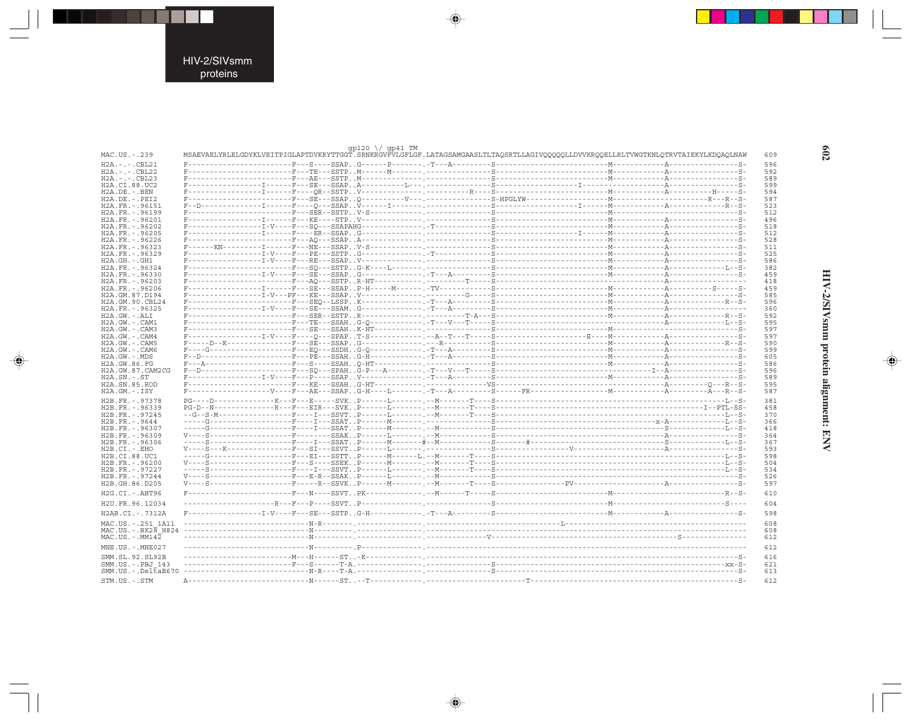```
                              gp120 \/ gp41 TM
MAC.US.-.239         MSAEVAELYRLELGDYKLVEITPIGLAPTDVKRYTTGGT.SRNKRGVFVLGFLGF.LATAGSAMGAASLTLTAQSRTLLAGIVQQQQQLLDVVKRQQELLRLTVWGTKNLQTRVTAIEKYLKDQAQLNAW   609

H2A.-.-.CBL21        F-----------------------F---S----SSAP..G------P--------.-T---A----------S-------------------------M-------------A----------------S-   596
H2A.-.-.CBL22        F-----------------------F---TE---SSTP..M-------M-------.----------------S-------------------------M-------------A----------------S-   592
H2A.-.-.CBL23        F-----------------------F---AE---SSTP..M---------------.----------------S-------------------------M-------------A----------------S-   589
H2A.CI.88.UC2        F-----------------I------F---SE---SSAP..A----------L---.----------------S-------------------I-----------------------------------S-   599
H2A.DE.-.BEN         F-----------------I------F----QR--SSTP..V--------------.----------R-----S-------------------------M-------------A-----------H-----S-   594
H2A.DE.-.PEI2        F-----------------------F---SE---SSAP..Q-----------V---.----------------S-HPGLYW------------------M------------------------R---R--S-   587
H2A.FR.-.96151       F--D--------------I------F----Q---SSAP..V------I-------.----------------S-------------------I-----M-------------A-------------R--S-   523
H2A.FR.-.96199       F-----------------------F---SER--SSTP..V-S-------------.----------------S-------------------------M-------------------------------S-   512
H2A.FR.-.96201       F-----------------I------F---KE---STP..V---------------.----------------S-------------------------M-------------A----------------S-   496
H2A.FR.-.96202       F-----------------I-V----F---SQ---SSAPAHG--------------.-T--------------S-------------------------M-------------A----------------S-   518
H2A.FR.-.96205       F-----------------I------F----ER--SSAP..G--------------.----------------S-------------------I-----M-------------A----------------S-   512
H2A.FR.-.96226       F-----------------------F---AQ---SSAP..A---------------.----------------S-------------------------M-------------A----------------S-   528
H2A.FR.-.96323       F------KN---------I------F---NE---SSAP..V-S------------.----------------S-------------------------M-------------A----------------S-   511
H2A.FR.-.96329       F-----------------I-V----F---PE---SSTP..G--------------.-T--------------S-------------------------M-------------A----------------S-   525
H2A.GH.-.GH1         F-----------------I-V----F---RE---SSAP..V--------------.----------------S-------------------------M-------------A----------------S-   586
H2A.FR.-.96324       F-----------------------F---SQ---SSTP..G-K----L--------.----------------S-------------------------M-------------A-------------L--S-   382
H2A.FR.-.96330       F-----------------I-V----F---SE---SSAP..G--------------.-T---A----------S-------------------------M-------------A----------------S-   459
H2A.FR.-.96203       F-----------------------F---AQ---SSTP..R-HT------------.----------T-----S---------------------------------------A------------------   418
H2A.FR.-.96206       F-----------------I------F---SE---SSAP..P-H------M-----.-TV-------------S-------------------------M-------------A-----------S-----S-   459
H2A.GM.87.D194       F-----------------I-V---PF---KE---SSAP..V--------------.------------G---S-------------------------M-------------A----------------S-   585
H2A.GM.90.CBL24      F-----------------------F---SEQ--LSSP..K--------------.-T---A----------S-------------------------M-------------A-------------R--S-   596
H2A.FR.-.96325       F-----------------I-V----F---SE---SSAM..G--------------.-T---A----------S-------------------------M-------------A------------------   360
H2A.GW.-.ALI         F-----------------------F---SER--SSTP..R--------------.-----------T-A--S-------------------------M-------------A-------------R--S-   592
H2A.GW.-.CAM1        F-----------------------F---TE---SSAH..G-Q-------------.-T---V---T------S---------------------------------------A-------------L--S-   595
H2A.GW.-.CAM3        F-----------------------F---SE---SSAH..K-HT------------.----------------S-------------------------M-------------------------------S-   597
H2A.GW.-.CAM4        F-----------------I-V----F----Q---SPAP..T-S------------.--A--T---T------S--------------------E----M-------------A----------------S-   597
H2A.GW.-.CAM5        F-----D--K--------------F---SE---SSAP..G--------------.---R------------S-------------------------M-------------A-------------R--S-   590
H2A.GW.-.CAM6        F----G------------------F---EQ---SSDH..G-Q-------------.-T---A----------S-------------------------M-------------A----------------S-   599
H2A.GW.-.MDS         F--D--------------------F---PE---SSAH..G-H-------------.-T---A----------S-------------------------M-------------A----------------S-   605
H2A.GW.86.FG         F---A-------------------F---S----SSAH..Q-HT------------.----------------S-------------------------M-------------A----------------S-   586
H2A.GW.87.CAM2CG     F--D--------------------F---SQ---SPAH..G-P---A---------.-T---V---T------S-----------------------------------I--A----------------S-   596
H2A.SN.-.ST          F-----------------I-V----F---P----SSAP..V--------------.-T---A----------S-------------------------M-------------A----------------S-   589
H2A.SN.85.ROD        F-----------------------F---KE---SSAH..G-HT------------.---------------VS---------------------------------------A---------Q---R--S-   595
H2A.GM.-.ISY         F-------------------V---F---AE---SSAP..G-H----L--------.-T---A----------S------FR-----------------M-------------A---------A---R--S-   587

H2B.FR.-.97378       PG----D--------------K---F---E-----SVK..P------L-------.--M-------T-----S---------------------------------------------------L--S-   381
H2B.FR.-.96339       PG-D--N--------------R---F---EIR---SVK..P------L-------.--M-------T-----S-------------------------------------------------I--PTL-SS-   458
H2B.FR.-.97245       --G--S-M-----------------F----I---SSVT..P------L-------.--M-------T-----S---------------------------------------------------L--S-   370
H2B.FR.-.9644        ------G-----------------F----I---SSAT..P------M-------.----------------S----------------------------------------x-A-----------L--S-   366
H2B.FR.-.96307       ------G-----------------F----I---SSAT..P------M-------.--M-------------S------------------------------------------S-----------L--S-   418
H2B.FR.-.96309       V----S------------------F---------SSAK..P------L-------.--M-------------S------------------------------------------A--------------S-   364
H2B.FR.-.96306       -----S------------------F----I---SSAT..P------M-------#--M-------------S------#------------------------------------S-----------L--S-   367
H2B.CI.-.EHO         V----S---K--------------F---SI---SSVT..P------L-------.----------------S---------------V---------------------------A--------------S-   593
H2B.CI.88.UC1        ------G-----------------F---EI---SSTT..P------M------L.--M-------T-----S---------------------------------------------------L--S-   598
H2B.FR.-.96200       V----S------------------F---S----SSEK..P------M-------.--M-------T-----S---------------------------------------------------L--S-   504
H2B.FR.-.97227       -----S------------------F----I---SSVT..P------L-------.--M-------T-----S---------------------------------------------------L--S-   534
H2B.FR.-.97244       V----S------------------F---E-R--SSAK..P------L-------.--M-------------S------------------------------------------------------S-   526
H2B.GH.86.D205       V----S------------------F----R---SSVK..P------M-------.--M-------T-----S-----------PV--------------------------A--------------S-   597

H2G.CI.-.ABT96       F-----------------------F---N----SSVT..PK--------------.--M-------T-----S-------------------------M----------------------------R--S-   610

H2U.FR.96.12034      --------------------R---F---P----SSVT..P---------------.----------------S-------------------------M-------------------------------S----   604

H2AB.CI.-.7312A      F-----------------I-V----F---SE---SSTP..G-H------------.-T---A----------S-------------------------M-------------A----------------S-   598

MAC.US.-.251_1A11    ---------------------------N-R--------.---------------.--------------------------------L----------------------------------------   608
MAC.US.-.BK28_H824   ---------------------------N----------.---------------.----------------------------------------------------------------------------   608
MAC.US.-.MM142       ---------------------------N----------.---------------.-------------V-----------------------------------------------S---------------   612

MNE.US.-.MNE027      ---------------------------N----------.P--------------.----------------------------------------------------------------------------   612

SMM.SL.92.SL92B      ---------------------------M---H------ST..-K-----------.-------------------------------------------------------------------------S-   616
SMM.US.-.PBJ_143     ------------------------F---S------T-A.---------------.----------------S--------------------------------------------------------xx-S-   621
SMM.US.-.DeltaB670   ---------------------------N-R----T-A.---------------.----------------S-------------------------------------------------------------S-   613

STM.US.-.STM         A--------------------------N------ST..--T-------------.------------------------T--------------------------------------------------S-   612
```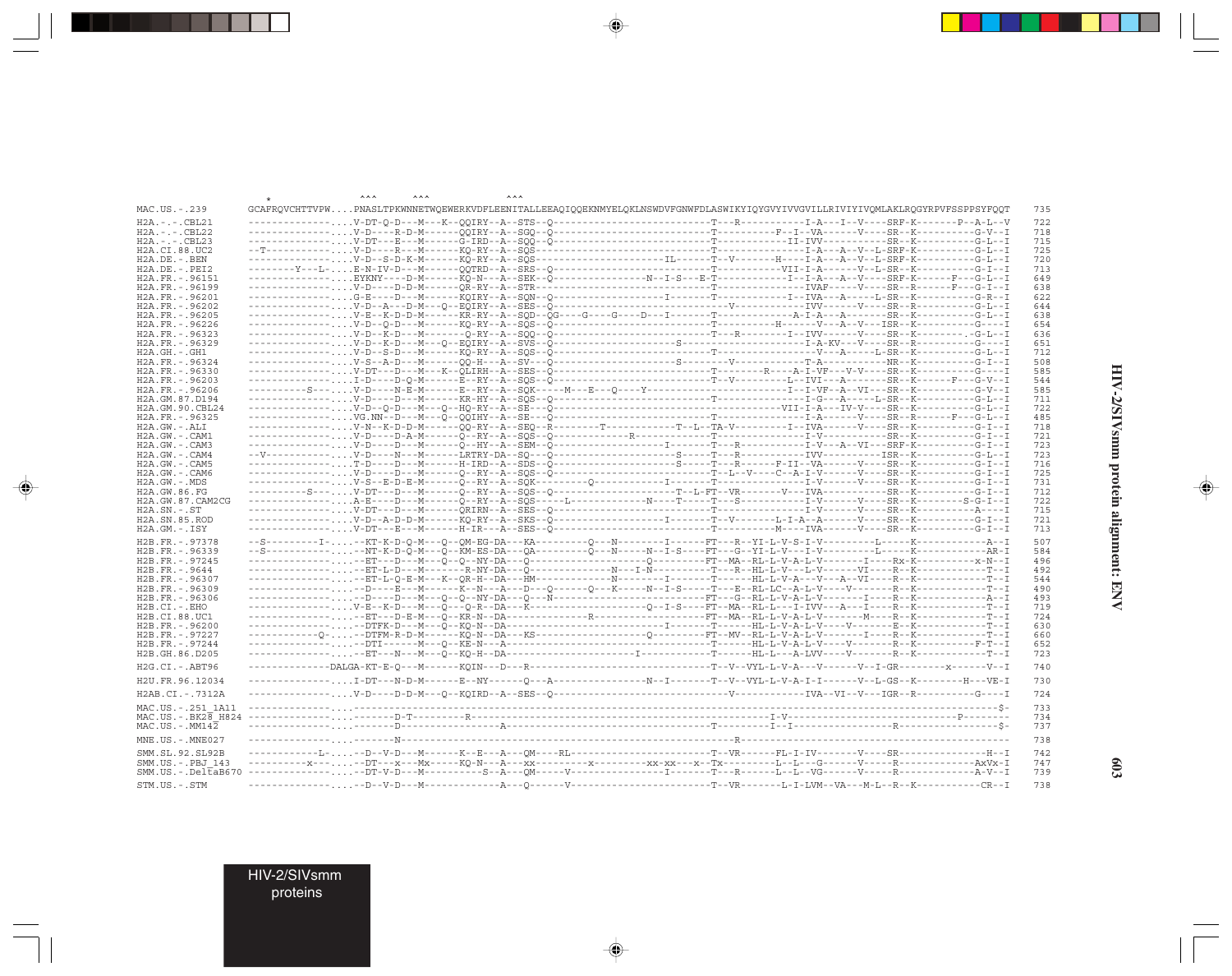```
                  *              ^^^        ^^^                ^^^
MAC.US.-.239      GCAFRQVCHTTVPW....PNASLTPKWNNETWQEWERKVDFLEENITALLEEAQIQQEKNMYELQKLNSWDVFGNWFDLASWIKYIQYGVYIVVGVILLRIVIYIVQMLAKLRQGYRPVFSSPPSYFQQT  735
H2A.-.-.CBL21     --------------....V-DT-Q-D---M---K--QQIRY--A--STS--Q--------------------------T---R-----------I-A---I--V----SRF-K-------P--A-L--V  722
H2A.-.-.CBL22     --------------....V-D----R-D-M------QQIRY--A--SGQ--Q--------------------------T----------F--I--VA------V----SR--K----------G-V--I  718
H2A.-.-.CBL23     --------------....V-DT----E---M-----G-IRD--A--SQQ--Q--------------------------T-------------II-IVV--------V----SR--K----------G-L--I  715
H2A.CI.88.UC2     --T-----------....V-D----R---M------KQ-RY--A--SQS-----------------------------T------------------I-A---A--V--L-SRF-K----------G-L--I  725
H2A.DE.-.BEN      --------------....V-D--S-D-K-M------KQ-RY--A--SQS----------------------IL------T--V-------H----I-A---A--V--L-SRF-K----------G-L--I  720
H2A.DE.-.PEI2     --------Y---L-....E-N-IV-D---M------QQTRD--A--SRS--Q--------------------------T-----------VII-I-A------V--L-SR--K----------G-I--I  713
H2A.FR.-.96151    --------------....EYKNY----D-M------KQ-N---A--SEK--Q-----------------N--I-S--E-T-------------I--I-A---A--V----SRF-K------F---G-L--I  649
H2A.FR.-.96199    --------------....V-D----D-D-M------QR-RY--A--STR--------------------------------------------IVAF------V----SR--R-------F---G-I--I  638
H2A.FR.-.96201    --------------....G-E----D---M------KQIRY--A--SQN--Q----------------------I------T------------I-IVA---A-----L-SR--K----------G-R--I  622
H2A.FR.-.96202    --------------....V-D--A---D-M---Q--EQIRY--A--SES--Q-----------------------------------V------------IVV------V----SR--R----------G-L--I  644
H2A.FR.-.96205    --------------....V-E--K-D-D-M------KR-RY--A--SQD--QG----G----G----D---I--------T-----------------A-I-A---A-------SR--K----------G-L--I  638
H2A.FR.-.96226    --------------....V-D--Q-D---M------KQ-RY--A--SQS--Q-----------------------------T-----------H------V---A--V--ISR--K----------G----I  654
H2A.FR.-.96323    --------------....V-D--K-D---M--------Q-RY--A--SQQ--Q--------------------------T---R--------I--IVV------V----SR--K-----------.-G-L--I  636
H2A.FR.-.96329    --------------....V-D--K-D---M---Q--EQIRY--A--SVS--Q-------------------------S------------------I-A-KV---V----SR--R----------G----I  651
H2A.GH.-.GH1      --------------....V-D--S-D---M------KQ-RY--A--SQS--Q--------------------------T--------------------V---A-----L-SR--K----------G-L--I  712
H2A.FR.-.96324    --------------....V-S--A-D---M------QQ-H---A--SV---Q-----------------------S--------V-----------------T-A-----------NR--K----------G-I--I  508
H2A.FR.-.96330    --------------....V-DT---D---M---K--QLIRH--A--SES--Q--------------------------T--------R----A-I-VF---V-V----SR--K----------G----I  585
H2A.FR.-.96203    --------------....I-D----D-Q-M------E--RY--A--SQS--Q--------------------------T--V-----------L--IVI---A-------SR--K-------F---G-V--I  544
H2A.FR.-.96206    ----------S---....V-D----N-E-M------E--RY--A--SQK-----M---E---Q----Y------------------------------I--I-VF--A--VI---SR--K----------G-V--I  585
H2A.GM.87.D194    --------------....V-D----D---M------KR-HY--A--SQS--Q--------------------------T------------------I-G---A------L-SR--K----------G-L--I  711
H2A.GM.90.CBL24   --------------....V-D--Q-D---M---Q--HQ-RY--A--SE---Q-------------------------------------------VII-I-A---IV-V----SR--K----------G-L--I  722
H2A.FR.-.96325    --------------....VG.NN--D---M---Q--QQIHY--A--SE---Q--------------------------T------------------I-A------V----SR--R------F---G-L--I  485
H2A.GW.-.ALI      --------------....V-N--K-D-D-M------QQ-RY--A--SEQ--R---------T----------------T--L--TA-V---------I--IVA------V----SR--K----------G-I--I  718
H2A.GW.-.CAM1     --------------....V-D----D-A-M------Q--RY--A--SQS--Q----------------R--------------------------------I-V--------V----SR--K----------G-I--I  721
H2A.GW.-.CAM3     --------------....V-D----D---M------Q--HY--A--SEM--Q-------------------------I-------T---R-----------I-V---A--VI---SRF-K----------G-I--I  723
H2A.GW.-.CAM4     --V-----------....V-D----N---M------LRTRY-DA--SQ---Q-------------------------S-----T---R-----------IVV-----------ISR--K----------G-L--I  723
H2A.GW.-.CAM5     --------------....T-D----D---M------H-IRD--A--SDS--Q-------------------------S-----T---R------F-II--VA------V----SR--K----------G-I--I  716
H2A.GW.-.CAM6     --------------....V-D----D---M------Q--RY--A--SQS--Q----------------------------T--L--V----C--A-I-V------V----SR--K----------G-I--I  725
H2A.GW.-.MDS      --------------....V-S--E-D-E-M------Q--RY--A--SQK--------Q------------------I------T-----------------I-V------V----SR--K----------G-I--I  731
H2A.GW.86.FG      ----------S---....V-DT---D---M------Q--RY--A--SQS--Q-----------------------T--L-FT--VR--------V---IVA-----------SR--K----------G-I--I  712
H2A.GW.87.CAM2CG  --------------....A-E----D---M------Q--RY--A--SQS-----L------------------N----T-----T---S-----------I-V------V----SR--K---------S-G-I--I  722
H2A.SN.-.ST       --------------....V-DT---D---M------QRIRN--A--SES--Q--------------------------T------------------I-V------V----SR--K----------A----I  715
H2A.SN.85.ROD     --------------....V-D--A-D-D-M------KQ-RY--A--SKS--Q------------------------I------T--V---------L-I-A--A------V----SR--K----------G-I--I  721
H2A.GM.-.ISY      --------------....V-DT---E---M------H-IR---A--SES--Q--------------------------T----------M----IVA------V----SR--K----------G-I--I  713

H2B.FR.-.97378    --S---------I-....--KT-K-D-Q-M---Q--QM-EG-DA---KA---------Q---N---------I------FT---R--YI-L-V-S-I-V-----------L------K------------A--I  507
H2B.FR.-.96339    --S-----------....--NT-K-D-Q-M---Q--KM-ES-DA---QA---------Q---N--------N---I-S----FT---G--YI-L-V---I-V----------L------K------------AR-I  584
H2B.FR.-.97245    --------------....--ET---D---M---Q--Q--NY-DA---Q------------------Q----------FT--MA--RL-L-V-A-L-V---------I-----Rx-K-----------x-N--I  496
H2B.FR.-.9644     --------------....--ET-L-D---M--------R-NY-DA---Q------------------N----I-N----------T---R--HL-L-V---L-V-------VI-----R--K------------T--I  492
H2B.FR.-.96307    --------------....--ET-L-Q-E-M---K--QR-H--DA---HM------------------N---------I-------T------HL-L-V-A---V---A--VI-----R--K------------T--I  544
H2B.FR.-.96309    --------------....--D----E---M------K--N---A---D---Q---------Q---K------N---I-S------FT---E--RL-LC--A-L-V-----V--------R--K------------T--I  490
H2B.FR.-.96306    --------------....--D----D---M---Q--Q--NY-DA---Q---N-------------------------------FT---G--RL-L-V-A-L-V---------I------R--K------------A--I  493
H2B.CI.-.EHO      --------------....V-E--K-D---M---Q--Q-R--DA---K----------------------------Q--I-S----FT--MA--RL-L---I-IVV---A----I------R--K------------T--I  719
H2B.CI.88.UC1     --------------....--ET---D-E-M---Q--KR-N--DA-----------------R-------------------FT--MA--RL-L-V-A-L-V-----------M-----R--K------------T--I  724
H2B.FR.-.96200    --------------....--DTFK-D---M---Q--KQ-N--DA-------------------------------I-------T------HL-L-V-A-L-V---V-----------E--K------------T--I  630
H2B.FR.-.97227    ------------Q-....--DTFM-R-D-M------KQ-N--DA---KS----------------------Q---------FT--MV--RL-L-V-A-L-V---------I------R--K------------T--I  660
H2B.FR.-.97244    --------------....--DTI------M---Q--KE-N---A----------------------------------------T------HL-L-V-A-L-V---V-----------R--K-----------F-T--I  652
H2B.GH.86.D205    --------------....--ET---N---M---Q--KQ-H--DA----------------------I-----------------T------HL-L---A-LVV----V--------R--K------------T--I  723

H2G.CI.-.ABT96    --------------DALGA-KT-E-Q---M------KQIN---D---R---------------------------------T--V--VYL-L-V-A---V------V--I-GR---------x-------V--I  740

H2U.FR.96.12034   --------------....I-DT---N-D-M------E--NY------Q---A------------------N---I----------T--V--VYL-L-V-A-I-I------V--L-GS--K---------H----VE-I  730

H2AB.CI.-.7312A   --------------....V-D----D-D-M---Q--KQIRD--A--SES--Q----------------------------------V------------IVA--VI--V---IGR--R-----------G----I  724

MAC.US.-.251_1A11 --------------....-----------------------------------------------------------------------------------------------------------$-  733
MAC.US.-.BK28_H824 -------------....------D-T---------R---------------------------------------------------------I-V------------------------P--------  734
MAC.US.-.MM142    --------------....------D--------------------A-----------------------------------T---------I--I--------------------R-------------$-  737

MNE.US.-.MNE027   --------------....------N----------------------------------------------------------------R----------------------------------------  738

SMM.SL.92.SL92B   ------------L-....--D--V-D---M------K--E---A---QM----RL------------------------T--VR------FL-I-IV--------V-----SR-------------H--I  742
SMM.US.-.PBJ_143  ----------x---....--DT---x---Mx-----KQ-N---A---xx----------x---------xx-xx---x--Tx----------L--L---G------V-----R-------------AxVx-I  747
SMM.US.-.DeltaB670 -------------....--DT-V-D---M----------S--A---QM-----V-----------------------I--------T---R------L--L--VG------V-----R--------------A-V--I  739

STM.US.-.STM      --------------....--D--V-D---M--------------A---Q------V----------------------------T--VR--------L-I-LVM--VA---M-L--R--K-----------CR--I  738
```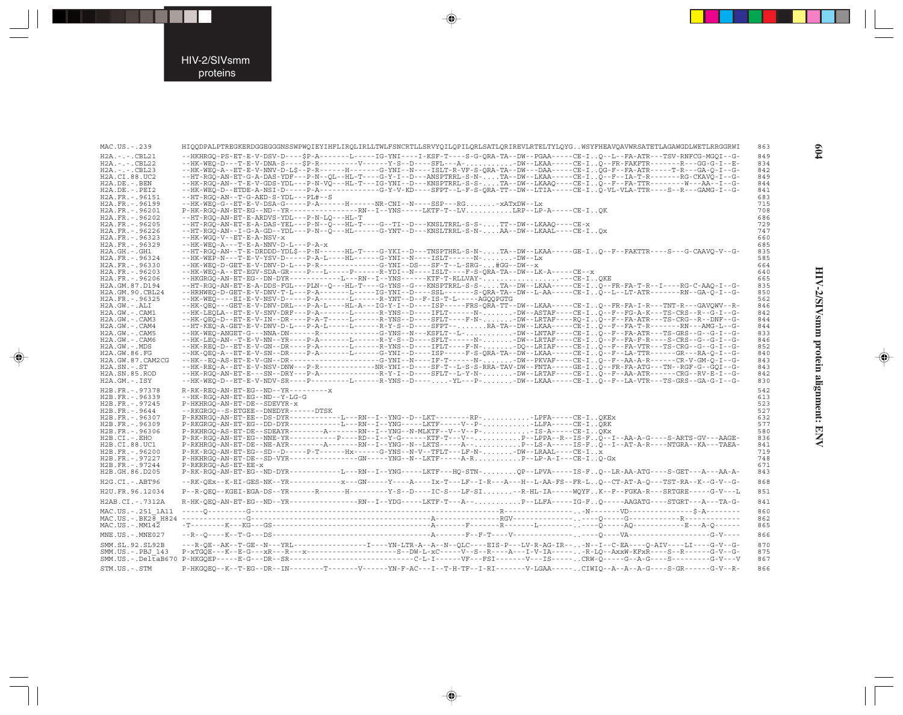```
MAC.US.-.239        HIQQDPALPTREGKERDGGEGGGNSSWPWQIEYIHFLIRQLIRLLTWLFSNCRTLLSRVYQILQPILQRLSATLQRIREVLRTELTYLQYG..WSYFHEAVQAVWRSATETLAGAWGDLWETLRRGGRWI  863
H2A.-.-.CBL21       --HKHRGQ-PS-ET-E-V-DSV-D----$P-A-------L-----IG-YNI----I-KSF-T----S-G-QRA-TA--DW--PGAA-----CE-I..Q--L--FA-ATR---TSV-RNFCG-MGQI--G-  849
H2A.-.-.CBL22       --HK-WEQ-D---T-E-V-DNA-S----$P-R---------V------Y-S--D----SFL---A-..........-DW--LKAA-----CE-I..Q--FR-FAKFTR-------R---GG-G-I--E-  834
H2A.-.-.CBL23       --HK-WEQ-A--ET-E-V-NNV-D-L$--P-R------H-------G-YNI--N----ISLT-R-VF-S-QRA-TA--DW---DAA-----CE-I..QG-F--FA-ATR-----T-R---GA-Q-I--G-  842
H2A.CI.88.UC2       --HT-RQQ-AN-ET-G-A-DAS-YDF---P-N--QL--HL-T----G-Y-I--D---ANSPTRRL-S-N-....TA--DW--LKAA-----CE-I..Q--F--IA-T-R-------RG-CKAVQ-I--G-  849
H2A.DE.-.BEN        --HK-RGQ-AN-T-E-V-GDS-YDL---P-N-VQ---HL-T---IG-YNI--D---KNSPTRRL-S-S-....TA--DW--LKAAQ----CE-I..Q--F--FA-TTR--------W---AA--I--G-  844
H2A.DE.-.PEI2       --HK-WEQ-D--ETDE-A-NSI-D-----P-A-------------G-Y-V-KD----SFPT--L-F-S-QRA-TT--DW--LTIA-----CE-I..Q-VL-VLA-TTR----S--R---GAMG-I--G-  841
H2A.FR.-.96151      --HT-RGQ-AN--T-G-AED-S-YDL---PL#--S                                                                                                683
H2A.FR.-.96199      --HK-WEQ-G--ET-E-V-DSA-G-----P-A------H------NR-CNI--N----SSP---RG.......-xATxDW--Lx                                              715
H2A.FR.-.96201      P-HK-RGQ-AN-ET-EG--ND--YR---------------RN--I--YNS-----LKTF-T--LV..........LRP--LP-A-----CE-I..QK                                 708
H2A.FR.-.96202      --HT-RGQ-AN-ET-E-ARDVS-YDL---P-N-LQ---HL-T                                                                                         686
H2A.FR.-.96205      --HT-RGQ-AN-ET-E-A-DAS-YEL---P-N--Q---HL-T----G--TI--D---KNSLTRRL-S-S-....TT--DW--LKAAQ----CE-x                                  729
H2A.FR.-.96226      --HT-RGQ-AN--I-G-A-GD--YDL---P-N--Q---HL------G-YNT--D---KNSLTRRL-S-N-....AA--DW--LKAAL----CE-I..Qx                              747
H2A.FR.-.96323      --HK-WGQ-V--ET-E-A-NSV-x                                                                                                           660
H2A.FR.-.96329      --HK-WEQ-A---T-E-A-NNV-D-L---P-A-x                                                                                                 685
H2A.GH.-.GH1        --HT-RGQ-AN--T-E-DRDDD-YDL$--P-N------HL-T----G-YKI--D---TNSPTHRL-S-N-....TA--DW--LKAA-----GE-I..Q--F--FAKTTR----S---G-CAAVQ-V--G-  835
H2A.FR.-.96324      --HK-WEP-N---T-E-V-YSV-D-----P-A-L----HL------G-YNI--N----ISLT------N-.......-DW--Lx                                              585
H2A.FR.-.96330      --HK-WEQ-D-GET-E-V-DNV-D-L---P-R--------------G-YNI--DS---SF-T--L-SRG-...#GG--DW--x                                               664
H2A.FR.-.96203      --HK-WEQ-A--ET-EGV-SDA-GR----P---L-----P------R-YDI--N----ISLT----F-S-QRA-TA--DW--LK-A-----CE--x                                 640
H2A.FR.-.96206      --HKGRGQ-AN-ET-EG--DN-DYR------------L---RN--I--YNS-----KTF-T-RLLVAY-..................----CE-I..QKE                              665
H2A.GM.87.D194      --HT-RGQ-AN--T-E-A-DDS-FGL---PLN--Q---HL-T----G-YNS--G---KNSPTRRL-S-S-....TA--DW--LKAA-----CE-I..Q--FR-FA-T-R--I----RG-C-AAQ-I--G-  835
H2A.GM.90.CBL24     --HRHWEQ-D-GET-E-V-DNV-T-L---P-A-------L------IG-YNI--D----SSL------S-QRA-TA--DW--L-AA-----CE-I..Q--L--LT-ATR------RN--GA-Q-I--G-  850
H2A.FR.-.96325      --HK-WEQ----EI-E-V-NSV-D-----P-A-------L------R-YNT--D--F-IS-T-L-----AGQQPGTG                                                      562
H2A.GW.-.ALI        --HK-QEQ---GET-E-V-DNV-DRL---P-A-L----HL-A---IG-Y-I--D----ISP-----FRS-QRA-TT--DW--LKAA-----CE-I..Q--FR-FA-I-R---TNT-R---GAVQWV--R-  846
H2A.GW.-.CAM1       --HK-LEQLA--ET-E-V-SNV-DRF---P-A-------L------R-YNS--D----IFLT------N-.......-DW--ASTAF----CE-I..Q--F--FG-A-K---TS-CRS--R--G-I--G-  842
H2A.GW.-.CAM3       --HK-QEQ-D--ET-E-V-IN--DR----P-A-T-----L------R-YNS--D----SFLT-----F-N-.......-DW--LRTAF----RQ-I..Q--F--FA-ATR---TS-CRG--R--DNF--G-  844
H2A.GW.-.CAM4       --HT-KEQ-A-GET-E-V-DNV-D-L---P-A-L-----L------R-Y-S--D----SFPT--.......RA-TA--DW--LKAA-----CE-I..Q--F--FA-T-R-------RN---AMG-L--G-  844
H2A.GW.-.CAM5       --HK-WEQ-ANGET-G---NNA-DN------R--------------G-YNS--N---KSFLT--L-...........-DW--LNTAF----CE-I..Q--F--FA-ATR---TS-GRS--G--G-I--G-  833
H2A.GW.-.CAM6       --HK-LEQ-AN--T-E-V-NN--YR----P-A-------L------R-Y-S--D----SFLT------N-.......-DW--LRTAF----CE-I..Q--F--FA-F-R----S-CRS--G--G-I--G-  846
H2A.GW.-.MDS        --HK-REQ-D--ET-E-V-GN--DR----P-A-------L------R-YNS--D----IFLT-----F-N-.......-DQ--LRIAF----CE-I..Q--F--FA-VTR---TS-CRG--G--G-I--G-  852
H2A.GW.86.FG        --HK-QEQ-A--ET-E-V-SN--DR----P-A-------L------G-YNI--D----ISP-----F-S-QRA-TA--DW--LKAA-----CE-I..Q--F--LA-TTR------GR---RA-Q-I--G-  840
H2A.GW.87.CAM2CG    --HK--EQ-AS-ET-E-V-GN--DR--------------------G-YNI--N----IF-T------N-.......-DW--PKVAF----CE-I..Q--F--AA-A-R------CR-V-GM-Q-I--G-  843
H2A.SN.-.ST         --HK-REQ-A--ET-E-V-NSV-DNW---P-R-------------NR-YNI--D----SF-T--L-S-S-RRA-TAV-DW--FNTA-----GE-I..Q--FR-FA-ATG---TN--RGF-G--GQI--G-  843
H2A.SN.85.ROD       --HK-RGQ-AN-ET-E---SN--DRY---P-A--------------R-Y-I--D----SFLT--L-Y-N-.......-DW--LRTAF----CE-I..Q--F--AA-ATR------CRG--RV-E-I--G-  842
H2A.GM.-.ISY        --HK-WEQ-D--ET-E-V-NDV-SR----P---------L------R-YNS--D-----.....-YL---P-.......-DW--LKAA-----CE-I..Q--F--LA-VTR---TS-GRS--GA-G-I--G-  830

H2B.FR.-.97378      R-RK-REQ-AN-ET-EG--ND--YR---------x                                                                                                542
H2B.FR.-.96339      --HK-RGQ-AN-ET-EG--ND--Y-LG-G                                                                                                      613
H2B.FR.-.97245      P-HKHRGQ-AN-ET-DE--SDEVYR-x                                                                                                        523
H2B.FR.-.9644       --RKGRGQ--S-ETGEE--DNEDYR------DTSK                                                                                                527
H2B.FR.-.96307      P-RKNRGQ-AN-ET-EE--DS-DYR------------L---RN--I--YNG--D--LKT--------RP-...........-LPFA-----CE-I..QKEx                             632
H2B.FR.-.96309      P-RKGRGQ-AN-ET-EG--DD-DYR------------L---RN--I--YNG-----LKTF-----V--P-...........-LLFA-----CE-I..QRK                              577
H2B.FR.-.96306      P-RKHRGQ-AS-ET-DE--SDEAYR---------A-------RN--I--YNG--N-MLKTF--V--V--P-...........-IS-A-----CE-I..QKx                             580
H2B.CI.-.EHO        P-RK-RGQ-AN-ET-EG--NNE-YR-----------P----RD--I--Y-G------KTF-T--V--V-...........P--LPPA--R--IS-F..Q--I--AA-A-G----S-ARTS-GV---AAGE-  836
H2B.CI.88.UC1       P-RKHRGQ-AN-ET-DE--NE-AYR--------A-------RN--I--YNG--N--LKTS-----A--..........P--LS-A-----IS-F..Q--I--AT-A-R----NTGRA--KA---TAEA-  841
H2B.FR.-.96200      P-RK-RGQ-AN-ET-EG--SD--D-----P-T------Hx------G-YNS--N-V--TFLT---LF-N-.......-DW--LRAAL----CE-I..x                               719
H2B.FR.-.97227      P-HKHRGQ-AN-ET-DE--SD-VYR---------------GN-----YNG--N--LKTF-----A-R..........P--LP-A-I---CE-I..Q-Gx                             748
H2B.FR.-.97244      P-RKRRGQ-AS-ET-EE-x                                                                                                                671
H2B.GH.86.D205      P-RK-RGQ-AN-ET-EG--ND-DYR------------L---RN--I--YNG-----LKTF---HQ-STN-........QP--LPVA-----IS-F..Q--LR-AA-ATG----S-GET---A---AA-A-  843

H2G.CI.-.ABT96      --RK-QEx--K-EI-GES-NK--YR-----------x---GN-----Y----A----Ix-T---LF--I-R---A---H--L-AA-FS--FR-L..Q--CT-AT-A-Q---TST-RA--K--G-V--G-  868

H2U.FR.96.12034     P--R-QEQ--KGEI-EGA-DS--YR-------R------H---------Y-S--D----IC-S---LF-SI.......-R-HL-IA-----WQYF..K--F--FGKA-R---SRTGRE-----G-V---L  851

H2AB.CI.-.7312A     R-HK-QEQ-AN-ET-EG--ND--YR---------------RN--I--YDG-----LKTF-T---A--...........P--LLFA-----IG-F..Q-----AAGATG----STGRT---A---TA-G-  841

MAC.US.-.251_1A11   -----Q---------G----------------------------------------------------R------------------..-N-------VD---------------$-A--------  860
MAC.US.-.BK28_H824  ---------------G-----------------------------------A------------RGV-------------------..----Q-----G--------------R------------  862
MAC.US.-.MM142      -T---------K---KG--GS------------------------------A-------F--------R-------L---------..----Q-----AQ-------------E---A-Q------  865

MNE.US.-.MNE027     --R--Q-----K--T-G---DS-----------------------------A-------F--F-T----V------------------..----Q-----VA--------------------G-V----  866

SMM.SL.92.SL92B     ---R-QE--AK--T-GE--N---YRL-----------------I----YN-LTR-A--A--N--QLC----EIS-P---LV-R-AG-IR--..-N--I--C-EA----Q-AIV----LI----G-V--G-  870
SMM.US.-.PBJ_143    P-xTGQE---K--E-G---xR---R---x--------------------S--DW-L-xC-----V--S--R----A---I-V-IA------..-R-LQ--AxxW-KFxR-----S--R------G-V--G-  875
SMM.US.-.DeltaB670  P-HKGQEP-----E-G---DR--SR-------------------------C-L-I------VF---FSI-------V---IS------..CRW-Q-----G--A-G----S---------G-V---V  867

STM.US.-.STM        P-HKGQEQ--K--T-EG--DR--IN--------T-------V------YN-F-AC---I--T-H-TF--I-RI-------V-LGAA------..CIWIQ--A--A--A-G----S-GR------G-V--R-  866
```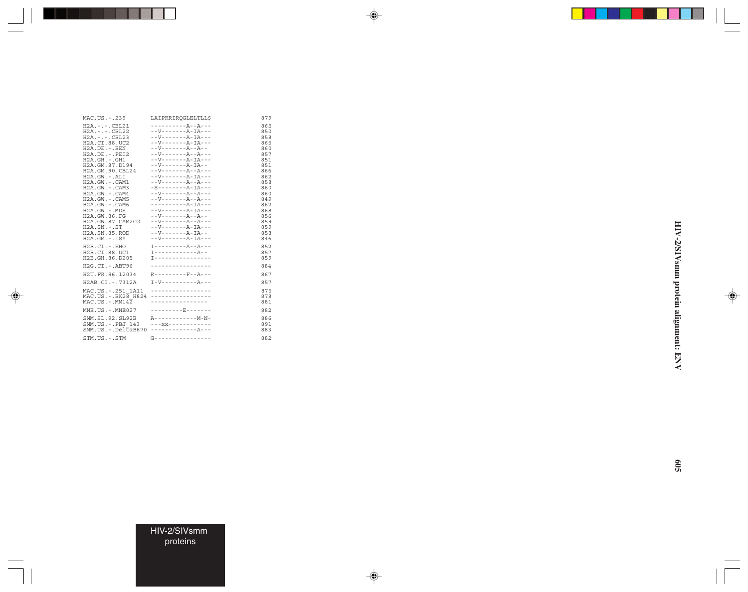```
MAC.US.-.239         LAIPRRIRQGLELTLL$              879

H2A.-.-.CBL21        ----------A--A---              865
H2A.-.-.CBL22        --V-------A-IA---              850
H2A.-.-.CBL23        --V-------A-IA---              858
H2A.CI.88.UC2        --V-------A-IA---              865
H2A.DE.-.BEN         --V-------A--A--               860
H2A.DE.-.PEI2        --V-------A--A---              857
H2A.GH.-.GH1         --V-------A-IA---              851
H2A.GM.87.D194       --V-------A-IA--               851
H2A.GM.90.CBL24      --V-------A--A---              866
H2A.GW.-.ALI         --V-------A-IA---              862
H2A.GW.-.CAM1        --V-------A--A---              858
H2A.GW.-.CAM3        -S--------A-IA---              860
H2A.GW.-.CAM4        --V-------A--A---              860
H2A.GW.-.CAM5        --V-------A--A---              849
H2A.GW.-.CAM6        ----------A-IA---              862
H2A.GW.-.MDS         --V-------A-IA---              868
H2A.GW.86.FG         --V-------A--A--               856
H2A.GW.87.CAM2CG     --V-------A--A---              859
H2A.SN.-.ST          --V-------A-IA---              859
H2A.SN.85.ROD        --V-------A-IA--               858
H2A.GM.-.ISY         --V-------A-IA---              846

H2B.CI.-.EHO         I---------A--A---              852
H2B.CI.88.UC1        I------------A--               857
H2B.GH.86.D205       I----------------              859

H2G.CI.-.ABT96       -----------------              884

H2U.FR.96.12034      R---------F--A---              867

H2AB.CI.-.7312A      I-V----------A---              857

MAC.US.-.251_1A11    -----------------              876
MAC.US.-.BK28_H824   -----------------              878
MAC.US.-.MM142       ----------------               881

MNE.US.-.MNE027      ---------E-------              882

SMM.SL.92.SL92B      A------------M-N-              886
SMM.US.-.PBJ_143     ---xx------------              891
SMM.US.-.DeltaB670   -------------A---              883

STM.US.-.STM         G----------------              882
```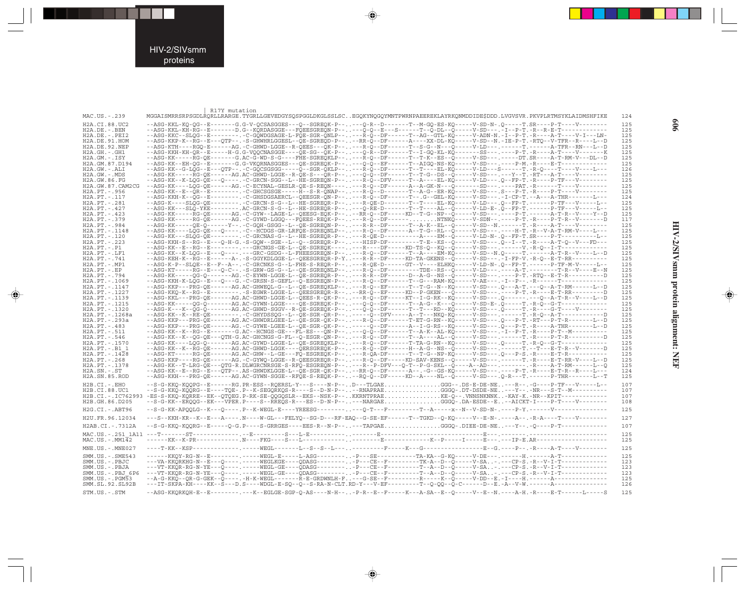```
                  | R17Y mutation
MAC.US.-.239      MGGAISMRRSRPSGDLRQRLLRARGE.TYGRLLGEVEDGYSQSPGGLDKGLSSLSC..EGQKYNQGQYMNTPWRNPAEEREKLAYRKQNMDDIDE$DDD.LVGVSVR.PKVPLRTMSYKLAIDMSHFIKE   124

H2A.CI.88.UC2     --ASG-KKL-KQ-QG--E-------G.G-V-QCSASGGES---Q--SGREQK-P--..---Q-R--D-------T--M-GQ-ES-KQ-----V-SD-N-.Q-----T.SR----P-T----V--------   125
H2A.DE.-.BEN      --ASG-KKL-KH-RG--E-------D.G--KQRDASGGE---FQEESGREQN-P--..---Q-Q--E---S------T--Q-DL--Q-----V-SD---.-I--P-T.-R--R-E-T------------   125
H2A.DE.-.PEI2     --ASG-KKC--SLQG--E---------.-C-GQWDGSAGE-L-FQE-SGR-QNLP--..---R-Q--DF------T--AG--GTL-KQ-----V-ADN-N.-I--P-T.-R----A-T----V-I---LN-   125
H2A.DE.91.HOM     --ASG-KKP-K--RG--E---QTP--.-S-GHWHRLGGESL--QE-SGREQD-P--..--RR-Q--DF------A----XX-DL-KQ-----V-SD--N.-IE-P-T.-RTQ--V-TFR--R----L--D   125
H2A.DE.92.NEP     --ASG-KTH----RGQ-E------AG.-C-GHWD-LGGE--R-QEES---QK-P--..---R-Q--DF------T--S-G--N---Q-----V-LD---.-------T.-------A-TFR--RN---L--D   125
H2A.GH.-.GH1      --ASG-KKH-KH-QR--E------H-G.G-VQQCNASGGE----QE-SG--QK-P--..---Q-R--DF------T--I-GQ-KL-KQ-----SS---.----P-T.-R----A-T----V-------K   125
H2A.GM.-.ISY      --ASG-KK-----RG-QE------G.AC-G-WD-S-G----FHE-SGREQKLP--..---R-Q--DF------T--T-K--ES--Q-----V-SD---.-----DT.SR----A-T-RM-V---DL--D   125
H2A.GM.87.D194    --ASG-KK--EH-QG--E-------G.G-VKQRNASGGES---QE-SGREQK-P--..---Q-Q--EF------T--AIGQ-NS-KQ-----V-SD---.-----P-M.-R----E-T------------   125
H2A.GW.-.ALI      --ASG-KK--G-LQG--E---QTP--.-C-GQCSGSGG----Q--SGR-QKLP--..---R-Q--DF------T--T----EL-KQ-----V-LD--S------T.-R-Q----T----V----L---   126
H2A.GW.-.MDS      --ASG-KK-----RG-QE------AG.AC-GHWD-LGGE--R-QE-S---QR-P--..---Q-Q--DF------T--T-G--DS--Q-----V-SD---.---Y--T.-RT---A-T----V--------   125
H2A.GW.86.FG      --ASG-KK--K-LQG-QE---Q----.-C-GRCN-SGG--L--HE-SGREQN-P--..---R-Q--DFV-----T--A----EL-KQ-----V-LD---.Q--FP-T.-R----P-TF---V--------   125
H2A.GW.87.CAM2CG  --ASG-KK----LQG-QE------AG.-C-ECYNAL-GESLR-QE-S-REQN----..---R-Q--DF------A--A-GK-N---Q-----V-SD---.----PAT.-R------T----V--------   125
H2A.PT.-.956      --ASG-KK--E--QR--E---------.-C-GHCSGSGE-----H--S-R-QNAP--..---R-Q--D-------T--A-G--ER-KQ-----V-SD---.S---P-T.-R----P-T----V--------   125
H2A.PT.-.117      --ASG-KKH-K--QG--E---------.-C-GHSDGSAERCL--QEESGR-QN-P--..---R-Q--DF------T--.G--GEL-KQ-----V-SD---.-I-CP-T.--A---A-THR-------L--   124
H2A.PT.-.281      --ASG-K----SLQG-QE---------.-C-GRCN-S-G--L--HE-SGREQR-P--..---R-QE-D-------T--T----EL-KQ-----V-LD---.Q--FP-T.-------P-TF---V-----L--   125
H2A.PT.-.427      --ASG-KK---SLQ-YKE---------.AC-GRCN-S-G--L--HE-SGREQR-P--..---Q-RE-D-------T--T----AL--Q-----V-LD-E-.Q--FP-T.-------P-TF---V-----L--   125
H2A.PT.-.423      --ASG-KK-----RG-QE------AG.-C-GYW--LAGE-L--QEESG-EQK-P--..--RR-Q--DF------KD--T-G--NP--Q-----V-SD---.----P-T.-------A-T-R--V----Y--D   125
H2A.PT.-.379      --ASG-KK-----RG-QE------AG.-C-GYWD-LGGQ---FQEES-REQK-P--..---R-Q--DF-------........NTNKQ-----V-SDN--.----P-T.-R----P-T-R--V-------D   117
H2A.PT.-.984      --ASG-KK-----QE-Q------Y--.-C-GQH-GSGG--L--QE-SGREQN-P--..---R-R--DF------T--A-K--EL--Q-----V-SD--N.------T.-R----A-T----V--------   125
H2A.PT.-.1148     --ASG-KK---SLQG-QE--Q----.-C--HCDGS-GR-LRFQE-SGREQNLP--..---R-Q--DF------A--T-G--RL--Q-----V-SD---.-----H-T.-R--V-A-T-RM-V----L--   125
H2A.PT.-.120      --ASG-KK---SLQG-QE---------.-C-GRCNAS-G--L--HE-SGREQR-P--..---R-QE-D-------------A----EM--Q-----V-LD-N-.Q--FP-T.SR----P-T----------L--   125
H2A.PT.-.223      --ASG-KKH-S--RG--E---Q-H-G.-S-GQW--SGE--L-Q--SGREQR-P--..---HISP-DF-------T-E--KS--Q-----V-SD---.Q--I--T.-R----A-T-Q--V---FD---   125
H2A.PT.-.P1       --ASG-KK--E--RG--E---------.---GRCNGS-GE-L--QE-SGREQK----..---R----DF-----KD-TS-Q--KQ--Q-----V-SD---.------V.-R-Q--I-T------------   125
H2A.PT.-.LF1      --ASG-KK--K-LQG--E---Q----.---GRC-GSDG--L-FHEESGREQN-P--..---R-Q--DF------T--A----EM-KQ-----V-SD--N.Q-----T.-------A-T-R--V----L--D   125
H2A.PT.-.741      --ASG-KEH-K--RG--E------A-.-S-GGYKDLGGE-L--QEESGREQR-P-Y..---R-R--DF-----KD-TA-GKENS--Q-----V-SD---.-I-FP-V.-R-Q--E-T-RR-----------   125
H2A.PT.-.MP1      --ASG-K-P--SLQE--E--F--A--.-C-GRCNKS-G--L-FHE-S-REQR-P--..---R-QE-D------GT--V----ELHKQ-----V-LD-N-.Q--FP-T.-------P-TF-M-V-----L--   125
H2A.PT.-.EP       --ASG-KT-----RG--E---Q-C--.-S-GRW-GS-G--L--QE-SGREQNLP--..---R-Q--DF------T--TDE--RS--Q-----V-LD---.-----A-T.-------T-R--V-----E--N   125
H2A.PT.-.794      --ASG-KK-----QG-Q-------AG.-C-EYWN-LGGE-L--QE-SGREQR-P--..---R-R--DF------D--A-G--NS--Q-----V-SD---.-----P-T.-RTQ--E-T-R--------D   125
H2A.PT.-.1069     --ASG-KKH-K-LQG--E---Q---G.-C-GRSN-S-GEFL--Q-ESGREQN-P--..---R-Q--DF------T--G---RAM-KQ-----V-AE---.-I--P---.-R------T--------------   125
H2A.PT.-.1147     --ASG-KKP---PRG-QE------AG.AC-GHWEQL-G--L--QE-SGREQKLP--..---R-Q--EF------T--T-G--N--KQ-----V-SD---.Q---A-T.---Q--A-T-RM------L--D   125
H2A.PT.-.1227     --ASG-KKQ-K--RG--E---------.S-EGWR-LGGE-L--QEESGREQR-R--..--RR-Q--EF-----KD--P-GKEN---Q-----V-SD---.-----P-T.-R----E-T-RR--------D   125
H2A.PT.-.1139     --ASG-KKL---PRG-QE------AG.AC-GHWD-LGGE-L--QEES-R-QK-P--..---R-Q--DF-----KT--I-G-RK--KQ-----V-SD---.Q-----------Q--A-T-R--V----L--D   125
H2A.PT.-.1215     --ASG-KK-----QG-Q-------AG.AC-GYWN-LGGE----QE-SGREQK-P--..---Q-Q--DF------T--A-G--K---Q-----V-SD-E-.Q-----T.-R-Q--G-T------------   125
H2A.PT.-.1320     --ASG-K---K--QG-Q-------AG.AC-GHWD-SGGV--R-QE-SGREQK-P--..---Q-Q--DF------T--T---RD--KQ-----V-SD---.Q-----T.-R----G-T----V--------   125
H2A.PT.-.1268a    --ASG-KK--K--RE-QE---------.-C-GHYDSSQG--L--QE-SGR-QR-P--..-----Q--DFV-----A--T---NKQ-KQ-----V-SD---.------T.-R-Q--A-T-----------D   125
H2A.PT.-.293a     --ASG-KKP---PRG-QE------AG.AC-GHWDRLGEE-L--QE-SGR-QK-P--..---R-Q--DF------T-ET-G-RN--KQ-----V-SD---.Q---P-T.-RT---P-T-R-------L--D   125
H2A.PT.-.483      --ASG-KKP---PRG-QE------AG.-C-GYWE-LGEE-L--QE-SGR-QK-P--..------Q--DF------A--I-G-RS--KQ-----V-SD---.Q---P-T.-R----A-THR-------L--D   125
H2A.PT.-.511      --ASG-KK--K--RG--E-------G.AC--HCNGS-GE---FL-ES---QN-P--..---Q-Q--DF------T--A-K--AL-KQ-----V-SD---.-I--P-T.-R----P-T---M----------   125
H2A.PT.-.546      --ASG-KK--K-QG-QE---QTH-G.AC-GHCNGS-G-FL--Q-ESGR-QN-P--..---R-Q--DF------T--A----AL--Q-----V-SD---.------T.-R----P-T-R-----------D   125
H2A.PT.-.1570     --ASG-KK----LQG-Q-------AG.AC-GYWD-LGGE-L--QE-SGREQKLP--..---R-Q--DF------T-TA-G-RN--KQ-----V-SD---.Q-----T.-R-Q--G-T------------   125
H2A.PT.-.B1_1     --ASG-KK--K--RG-QE------AG.AC-GHWD-LGGK----QERSGREQK-P--..---R-Q--DF------H--A-G--NS--Q-----V-SD---.------T.--T---E-T-R--V-------D   125
H2A.PT.-.1428     --ASG-KT-----RG-QE------AG.AC-GHW--L-GE--FQ-ESGREQN-P--..---R-QA-DF------T--T-G--NP-KQ-----V-SD---.Q---P-S.-R----E-T-R------------   125
H2A.PT.-.268      --ASG-KKP----RG-QE------AG.-C-GYWQ-LGGE--R-QEESGREQR-P--..---R-Q--DF-----KD-SAV-KENS--Q-----V-SD---.------T.-R----E-T-RR-V----L--D   125
H2A.PT.-.1378     --ASG-KK--T-LRG-QE---QTG-R.DLWGRCNRSGE-S-RFQ-ESGREQN-P--..---R--P-DFV--Q-T--P-G-SKL--Q-----A--AD---.---------R----A-T-RM------L--Q   125
H2A.SN.-.ST       --ASG-KK--E--RG--E---QTP--.AS-GHWDKLGGE-L--QE-SGR-QK-P--..--RR-Q--DF------A--.-G--GS-KQ-----V-SD---.----P-T.-R----E-T-R--R-----L---   124
H2A.SN.85.ROD     --ASG-KKH---PRG-QE------AG.AC-GYWN-SGGE-R-QEESGREQK-P--..--RQ-Q--DF-----KD--A----NL--Q-----V-SD---.Q-R---T.------P-THR--------L--T   125

H2B.CI.-.EHO      --S-G-KKQ-KQQPG--E------RG.PR-ESS--RQERSL-Y---S----N-P--..D---TLGAE................GGG--.DS-E-DE-NE..---R--.-G----P-TF---V-----L--   107
H2B.CI.88.UC1     --S-G-KKQ-KQQRG--E----TQE-.P--K-SEGQRKQS-R----S--D-N-P--..--RNAPRAE................GGGQ-.DT-DSDE-NE.---Y--.-NR---S-T--M-----------   107
H2B.CI.-.IC762993 -ES-S-KKQ-KQRRE--EK--QTQEG.P-RK-SE-QGQGSLR--EKS--NSK-P--..KKRNTPRAE...............KE-Q--.VNNSNKNNK..-KAY-K.-NR--KPIT-------------   107
H2B.GH.86.D205    --S-G-KK--ERQQG--EK---VPER.P----S--RREQS-R---ES--D-N-P--..---NARGAE...............GGGQ-.DA-ESDE--E..--AICKT-I-----P-T----V--------   108

H2G.CI.-.ABT96    --S-G-KK-APQQLG--K---Q-----.P--K-WEGL-E----YREESG---------..---Q-T---F---------T--A-----x--N--V-SD-N-.----P-Y.-------V--------------   125

H2U.FR.96.12034   ---S--KKH-KR--K--E---A-----.N----W-GL---FELYQ--SG-D---RF-EAQ--G-SE-EF------T--TGKD--Q-KQ-----V--E-N-.-----A---.-R-A----T----V--------   127

H2AB.CI.-.7312A   --S-G-KKQ-KQQRG--E-----Q-G.P----S-GRRGES----EES-R--N-P--..---TAPGAE................GGGQ-.DIEE-DE-NE..---Y--.-Q----P-T-------------   107

MAC.US.-.251_1A11 ---T-------ST-------------.--E---------S---L-E-----------..-------E-------------------------------E---.-------------------------------   125
MAC.US.-.MM142    ------KK--K-PR------------.N----FKG----S---L-------------..--------E------------K--P-----I-----E---.---IP-E.AR----------------------   125

MNE.US.-.MNE027   ----T-KK--KSP-------------.-----WEGL-------L--S--S--L---..--------F-----K---G---------------------E--G.-----P--.-R----A-T----V--------   125

SMM.US.-.SME543   ------KKQY-RG-N--E---------.-----WEGL-E-----L-ASG--------..-P---SE-----------TA-KA--G-KQ-----V-DE---.------H.-------A-T---------------   125
SMM.US.-.PBJC     ---VA-KKQRKHG-N--E---Q-----.-----WEGLKGE----QDASG---------..-P---CE-F---------TK-A--D--Q-----V-SA..-.----CP-S.-R--V-I-T--------------   123
SMM.US.-.PBJA     ---VT-KKQR-RG-N-YE---Q-----.-----WEGL-GE----QDASG---------..-P---CE-F---------T--A--D--Q-----V-SA..-.----CP-S.-R--V-I-T--------------   123
SMM.US.-.PBJ_6P6  ---VT-KKQR-RG-N-YE---Q-----.-----WEGL-GE----QDASG---------..-P---CE-F---------T--A--D--Q-----V-SA..-.----CP-S.-R--V-I-T--------------   123
SMM.US.-.PGM53    --A-G-KKQ--QR-G-GEK--Q-----.-H-K-WEGL-------R-E-GRDWNLH-F..---G-SE--F---------R-----K---Q-----V-DD--E.-I----H.-------A----------------   125
SMM.SL.92.SL92B   ---IT-SKPA-KH----KK--S---D.S-----WDGL-E-SQ--Q--S-RA-N-CLT.RD-Y---V-EF---------T--Q-QQ--Q-C------D--E.-A--V-W.-------A----------------   126

STM.US.-.STM      --ASG-KKQRKQH-E--E---------.---K--EGLGE-SGP-Q-AS----N-H--..-P-R--E--F------K---A-SA--E--Q-----V--E--N.-----A-H.-R----E-T-------L------S   125
```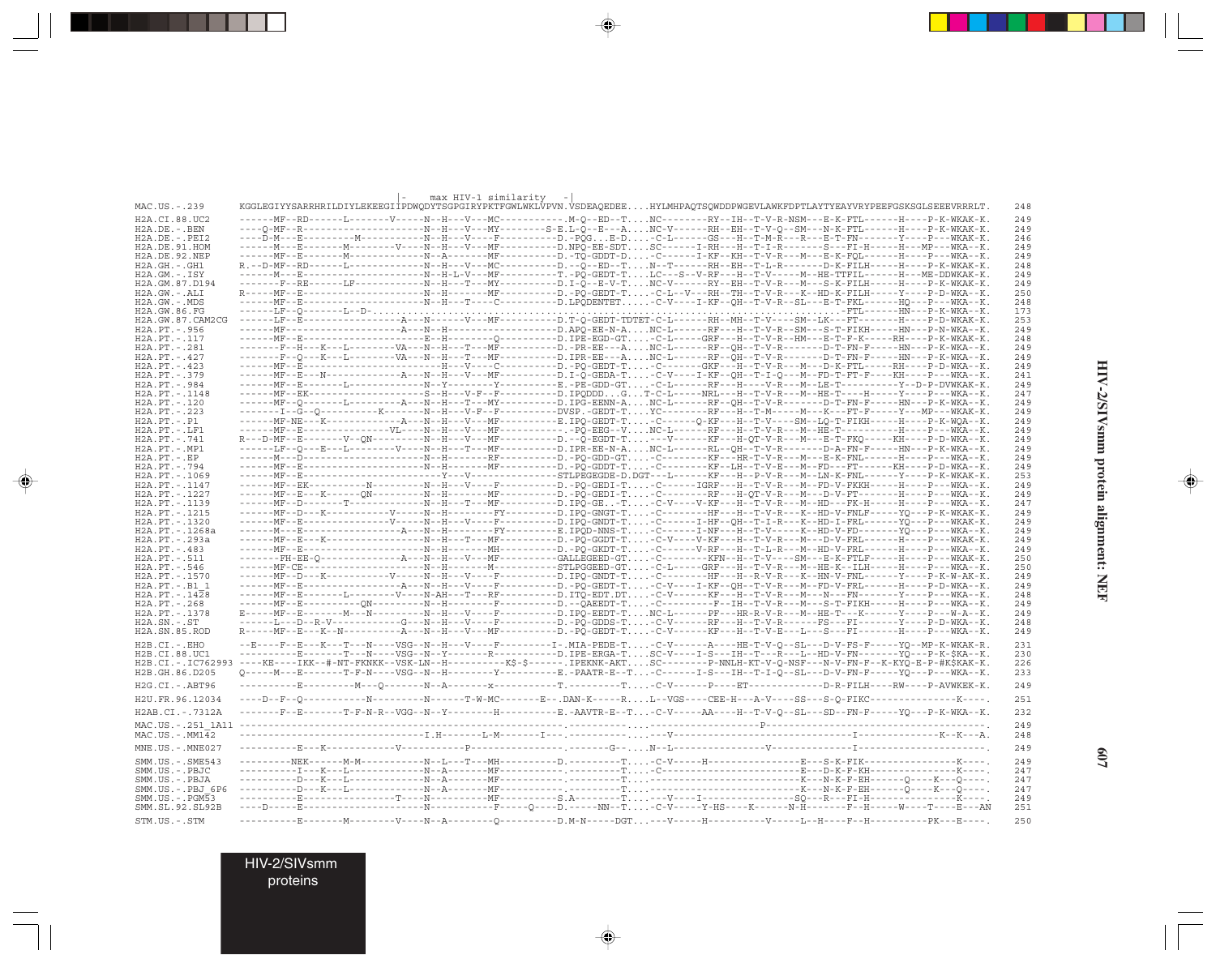```
                   |-    max HIV-1 similarity   -|
MAC.US.-.239       KGGLEGIYYSARRHRILDIYLEKEEGIIPDWQDYTSGPGIRYPKTFGWLWKLVPVN.VSDEAQEDEE....HYLMHPAQTSQWDDPWGEVLAWKFDPTLAYTYEAYVRYPEEFGSKSGLSEEEVRRRLT.   248

H2A.CI.88.UC2      ------MF--RD------L-------V-----N--H---V---MC----------.M-Q--ED--T....NC--------RY--IH--T-V-R-NSM---E-K-FTL------H----P-K-WKAK-K.   249
H2A.DE.-.BEN       ----Q-MF--R---------------------N--H---V---MY--------S-E.L-Q--E---A....NC-V------RH--EH--T-V-Q--SM---N-K-FTL------H----P-K-WKAK-K.   249
H2A.DE.-.PEI2      ----D-M---E-------------M-------N--H---V---F-----------D.-PQG...E-D....-C-L------GS---H--T-M-R---R---E-T-FN-------Y----P---WKAK-K.   246
H2A.DE.91.HOM      ------M---E-------M-------V-----N--H---V---MF----------D.NPQ-EE-SDT....SC------I-RH---H--T-I-R--------S---FI-H-----H---MP---WKA--K.   249
H2A.DE.92.NEP      ------MF--E-------M-------------N--A-------MF----------D.-TQ-GDDT-D....-C------I-KF--KH--T-V-R---M---E-K-FQL-------H----P---WKA--K.   249
H2A.GH.-.GH1       R.--D-MF--RD------L-------------N--H---V---MC----------D.--Q--ED--T....N--T------RH--EH--T-L-R--------D-K-FILH-----H----P-K-WKAK-K.   248
H2A.GM.-.ISY       ------M---E---------------------N--H-L-V---MF----------T.-PQ-GEDT-T....LC---S--V-RF---H--T-V-----M--HE-TTFIL------H---ME-DDWKAK-K.   249
H2A.GM.87.D194     -------F--RE------LF------------N--H---T---MY----------D.I-Q--E-V-T....NC-V------RY--EH--T-V-R---M---S-K-FILH-----H----P-K-WKAK-K.   249
H2A.GW.-.ALI       R-----MF--E---------------------N--H-------MF----------D.-PQ-GEDT-T.....-C-L--V---RH--TH--T-V-R---K--HD-K-FILH-----Y----P-D-WKA--K.   250
H2A.GW.-.MDS       ------MF--E---------------------N--H---T---C-----------D.LPQDENTET.....-C-V-----I-KF--QH--T-V-R--SL---E-T-FKL------HQ---P---WKA--K.   248
H2A.GW.86.FG       ------LF--Q-------L--D-.......................................................................................FTL------HN---P-K-WKA--K.   173
H2A.GW.87.CAM2CG   ------LF--E---------------------A---N------V---MF----------D.T-Q-GEDT-TDTET-C-L------RH--MH--T-V----SM--LK---FT--------H----P-D-WKAK-K.   253
H2A.PT.-.956       ------MF--------------------A---N--H--------------------D.APQ-EE-N-A....NC-L------RF---H--T-V-R--SM---S-T-FIKH-----HN---P-N-WKA--K.   249
H2A.PT.-.117       ------MF--E---------------------E--H-------Q-----------D.IPE-EGD-GT....-C-L-----GRF---H--T-V-R--HM---E-T-F-K-----RH----P-K-WKAK-K.   248
H2A.PT.-.281       -------F--H---K---L--------VA---N--H---T---MF----------D.-PR-EE---A....NC-L------RF--QH--T-V-R--------D-T-FN-F-----HN---P-K-WKA--K.   249
H2A.PT.-.427       -------F--Q---K---L--------VA---N--H---T---MF----------D.IPR-EE---A....NC-L------RF--QH--T-V-R--------D-T-FN-F-----HN---P-K-WKA--K.   249
H2A.PT.-.423       ------MF--E----------------------H---V---C-----------D.-PQ-GEDT-T....-C------GKF---H--T-V-R---M---D-K-FTL------RH----P-D-WKA--K.   249
H2A.PT.-.379       ------MF--E---N------------A---N--H---V---MF----------D.I-Q-GEDA-T....-C-V-----I-KF--QH--T-I-Q---M--FD-T-FT-F-----KH----P---WKA--K.   241
H2A.PT.-.984       ------MF--E---------L------------N--Y---------Y---------E.-PE-GDD-GT....-C-L----------H-----V-R---M--LE-T----------Y--D-P-DVWKAK-K.   249
H2A.PT.-.1148      ------MF--EK---------------------S--H---V-F--F---------D.IPQDDD...G...T-C-L------NRL---H--T-V-R---M--HE-T------H-----Y----P---WKA--K.   247
H2A.PT.-.120       ------MF--Q--------L--------A---N--H---T---MY----------D.IPG-EENN-A....NC-L------RF--QH--T-V-R--------D-T-FN-F-----HN---P-K-WKA--K.   249
H2A.PT.-.223       -------I--G--Q-----------K-------N--H---V-F--F---------DVSP.-GEDT-T....YC--------RF---H--T-M-----M---K---FT-F-----Y---MP---WKAK-K.   249
H2A.PT.-.P1        ------MF-NE---K-------------A---N--H---V---MF----------E.IPQ-GEDT-T....-C------Q-KF---H--T-V-----SM--LQ-T-FIKH-----H----P-K-WQA--K.   249
H2A.PT.-.LF1       ------MF--E----------------VL---N--H---V---MF----------.-PQ-EEG--V....NC-L------RF---H--T-V-R---M--HE-T------------H----P---WKA--K.   249
H2A.PT.-.741       R---D-MF--E-------V--QN---------N--H---V---MF----------D.--Q-EGDT-T....--V------KF---H-QT-V-R---M---E-T-FKQ-----KH----P-D-WKA--K.   249
H2A.PT.-.MP1       ------LF--Q---E---L--------V----N--H---T---MF----------D.IPR-EE-N-A....NC-L------RL--QH--T-V-R--------D-A-FN-F-----HN---P-K-WKA--K.   249
H2A.PT.-.EP        ------M---D---------------------N--H-------RF----------D.-PQ-GDD-GT....-C--------KF---HR-T-V-R---M---E-K-FNL------H----P---WKA--K.   249
H2A.PT.-.794       ------MF--E---------------------N--H-------MF----------D.-PQ-GDDT-T....-C--------KF--LH--T-V-E---M--FD---FT-------KH----P-D-WKA--K.   249
H2A.PT.-.1069      ------MF--E--------------------Y---V-------------------STLPEGEGDE-D.DGT---L------KF---H--P-V-R---M--LN-K-FNL------Y----P-K-WKAK-K.   253
H2A.PT.-.1147      ------MF--EK---------N----------N--H---V---F-----------D.-PQ-GEDI-T....-C------IGRF---H--T-V-R---M--FD-V-FKKH-----H----P---WKA--K.   249
H2A.PT.-.1227      ------MF--E---K------QN---------N--H-------MF----------D.-PQ-GEDI-T....-C--------RF---H-QT-V-R---M---D-V-FT-------H----P---WKA--K.   249
H2A.PT.-.1139      ------MF--D-------T-------------N--H---T---MF----------D.IPQ-GE..-T....-C-V-----V-KF---H--T-V-R---M--HD---FK-H-----H----P---WKA--K.   247
H2A.PT.-.1215      ------MF--D---K-----------V-----N--H---------FY--------D.IPQ-GNGT-T....-C--------HF---H--T-V-R---K--HD-V-FNLF-----YQ---P-K-WKAK-K.   249
H2A.PT.-.1320      ------MF--E---------------V-----N--H---V---F-----------D.IPQ-GNDT-T....-C------I-HF--QH--T-I-R---K--HD-I-FRL------YQ---P---WKAK-K.   249
H2A.PT.-.1268a     ------M---E------------------A---N--H--------FY--------E.IPQD-NNS-T....-C------I-NF---H--T-V-----K--HD-V-FD-------YQ---P---WKA--K.   249
H2A.PT.-.293a      ------MF--E---K-----------------N--H---T---MF----------D.-PQ-GGDT-T....-C-V-----V-KF---H--T-V-R---M---D-V-FRL------H----P---WKAK-K.   249
H2A.PT.-.483       ------MF--E---------------------N--H-------MH----------D.-PQ-GKDT-T....-C--------V-RF---H--T-L-R---M--HD-V-FRL------H----P---WKA--K.   249
H2A.PT.-.511       -------FH-EE-Q----------------A---N--H---V---MF----------GALLEGEED-GT....-C--------KFN--H--T-V-----SM---E-K-FTLF-----H----P---WKAK-K.   250
H2A.PT.-.546       ------MF-CE---------------------N--H-------M-----------STLPGGEED-GT....-C-L-----GRF---H--T-V-R---M--HE-K--ILH-----H----P---WKA--K.   250
H2A.PT.-.1570      ------MF--D---K-----------V-----N--H---V---F-----------D.IPQ-GNDT-T....-C--------HF---H--R-V-R---K--HN-V-FNL------Y----P-K-W-AK-K.   249
H2A.PT.-.B1_1      ------MF--E-----------------A---N--H---V---F-----------D.-PQ-GEDT-T....-C-V-----I-KF--QH--T-V-R---M--FD-V-FRL------H----P-D-WKA--K.   249
H2A.PT.-.1428      ------MF--E-------L--------V----N-AH---T---RF----------D.ITQ-EDT.DT....-C-V------KF---H--T-V-R---M---N---FN--------Y----P---WKA--K.   248
H2A.PT.-.268       ------MF--E-------QN------------N--H-------F-----------D.--QAEEDT-T....-C--------F-IH--T-V-R---M---S-T-FIKH-----H----P---WKA--K.   249
H2A.PT.-.1378      E-----MF--E-------M---N---------N--H---V---F-----------D.IPQ-EEDT-T....NC-L------PF---HR-R-V-R---M--HE-T---K------Y----P---W-A--K.   249
H2A.SN.-.ST        -----L---D--R-V----------G------N--H---V---F-----------D.-PQ-GDDS-T....-C-V------RF---H--T-V-R------FS---FI-------Y----P-D-WKA--K.   248
H2A.SN.85.ROD      R-----MF--E---K--N-----------A---N--H---V---MF----------D.-PQ-GEDT-T....-C-V------KF---H--T-V-E---L---S---FI-------H----P---WKA--K.   249

H2B.CI.-.EHO       --E----F--E---K---T---N----VSG--N--H---V---F-----------I-.MIA-PEDE-T....-C-V------A----HE-T-V-Q--SL---D-V-FS-F-----YQ--MP-K-WKAK-R.   231
H2B.CI.88.UC1      ----------E-------T---N----VSG--N--Y-------R-----------D.IPE-ERGA-T....SC-V-----I-S---IH--T---R---L--HD-V-FN-------YQ---P-K-$KA--K.   230
H2B.CI.-.IC762993  ----KE----IKK--#-NT-FKNKK--VSK-LN--H----------K$-$------.IPEKNK-AKT....SC--------P-NNLH-KT-V-Q-NSF---N-V-FN-F--K-KYQ-E-P-#K$KAK-K.   226
H2B.GH.86.D205     Q-----M---E-------T-F-N----VSG--N--H--------Y----------E.-PAATR-E--T....-C------I-S---IH--T-I-Q--SL---D-V-FN-F-----YQ---P---WKA--K.   233

H2G.CI.-.ABT96     ----------E---------M---Q-------N--A-------x-----------T.---------T....-C-V-------P----ET--------------D-R-FILH----RW----P-AVWKEK-K.   249

H2U.FR.96.12034    ----D--F--Q------------N--------N------T-W-MC-------E--.DAN-K-----R....L--VGS----CEE-H---A-V----SS---S-Q-FIKC----------------K----.   251

H2AB.CI.-.7312A    -------F--E-------T-F-N-R--VGG--N--Y--------H----------E.-AAVTR-E--T....-C-V------AA----H--T-V-Q--SL---SD--FN-F-----YQ---P-K-WKA--K.   232

MAC.US.-.251_1A11  ----------------------------------------------------------.----------....-----------------------P-------------------------------.   249
MAC.US.-.MM142     ----------------------------I.H--------L-M-------I---.----------....---V-------------------------------------I-------------K--K---A.   248

MNE.US.-.MNE027    ----------E---K-----------V-----------P---------------.-------G-....N--L--------------------V---------------I---------------------.   249

SMM.US.-.SME543    ---------NEK------M-M-----------N--L---T---MH----------D.---------T....-C-V-----H----------------E---S-K-FIK----------------K----.   249
SMM.US.-.PBJC      ----------I---K---L-------------N--A-------MF----------.---------T....-C--------------------------E---D-K-F-KH---------------K----.   247
SMM.US.-.PBJA      ----------D---K---L-------------N--A-------MF----------.---------T....---------------------------K---N-K-F-EH------Q----K---Q----.   247
SMM.US.-.PBJ_6P6   ----------D---K---L-------------N--A-------MF----------.---------T....---------------------------K---N-K-F-EH------Q----K---Q----.   247
SMM.US.-.PGM53     ----------E---------------------T---N-------MF---------S.A--------T....---V----I------------------SQ---R---FI-H----------------K----.   249
SMM.SL.92.SL92B    ----D-----E---------------------N-----------F----Q----D.------NN--T....-C-V-----Y-HS----K------N-H--------F--H-----W----T----E---AN   251

STM.US.-.STM       ----------E-------M-------V----N--A---------Q----------D.M-N----DGT...-V-----H----------V-----L--H---F--H----------PK---E----.   250
```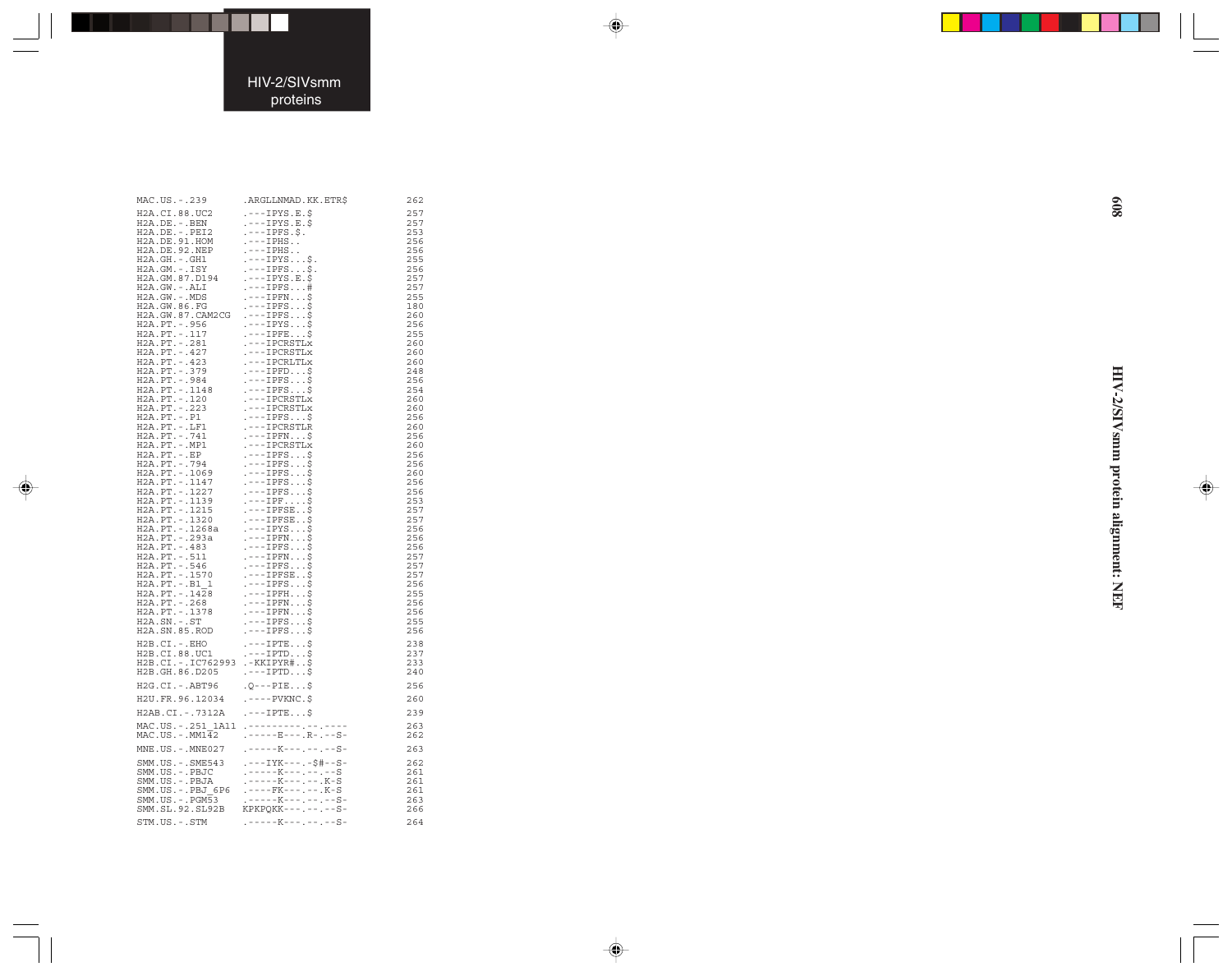HIV-2/SIVsmm proteins

```
MAC.US.-.239        .ARGLLNMAD.KK.ETR$       262

H2A.CI.88.UC2       .---IPYS.E.$             257
H2A.DE.-.BEN        .---IPYS.E.$             257
H2A.DE.-.PEI2       .---IPFS.$.              253
H2A.DE.91.HOM       .---IPHS..               256
H2A.DE.92.NEP       .---IPHS..               256
H2A.GH.-.GH1        .---IPYS...$.            255
H2A.GM.-.ISY        .---IPFS...$.            256
H2A.GM.87.D194      .---IPYS.E.$             257
H2A.GW.-.ALI        .---IPFS...#             257
H2A.GW.-.MDS        .---IPFN...$             255
H2A.GW.86.FG        .---IPFS...$             180
H2A.GW.87.CAM2CG    .---IPFS...$             260
H2A.PT.-.956        .---IPYS...$             256
H2A.PT.-.117        .---IPFE...$             255
H2A.PT.-.281        .---IPCRSTLx             260
H2A.PT.-.427        .---IPCRSTLx             260
H2A.PT.-.423        .---IPCRLTLx             260
H2A.PT.-.379        .---IPFD...$             248
H2A.PT.-.984        .---IPFS...$             256
H2A.PT.-.1148       .---IPFS...$             254
H2A.PT.-.120        .---IPCRSTLx             260
H2A.PT.-.223        .---IPCRSTLx             260
H2A.PT.-.P1         .---IPFS...$             256
H2A.PT.-.LF1        .---IPCRSTLR             260
H2A.PT.-.741        .---IPFN...$             256
H2A.PT.-.MP1        .---IPCRSTLx             260
H2A.PT.-.EP         .---IPFS...$             256
H2A.PT.-.794        .---IPFS...$             256
H2A.PT.-.1069       .---IPFS...$             260
H2A.PT.-.1147       .---IPFS...$             256
H2A.PT.-.1227       .---IPFS...$             256
H2A.PT.-.1139       .---IPF....$             253
H2A.PT.-.1215       .---IPFSE..$             257
H2A.PT.-.1320       .---IPFSE..$             257
H2A.PT.-.1268a      .---IPYS...$             256
H2A.PT.-.293a       .---IPFN...$             256
H2A.PT.-.483        .---IPFS...$             256
H2A.PT.-.511        .---IPFN...$             257
H2A.PT.-.546        .---IPFS...$             257
H2A.PT.-.1570       .---IPFSE..$             257
H2A.PT.-.B1_1       .---IPFS...$             256
H2A.PT.-.1428       .---IPFH...$             255
H2A.PT.-.268        .---IPFN...$             256
H2A.PT.-.1378       .---IPFN...$             256
H2A.SN.-.ST         .---IPFS...$             255
H2A.SN.85.ROD       .---IPFS...$             256

H2B.CI.-.EHO        .---IPTE...$             238
H2B.CI.88.UC1       .---IPTD...$             237
H2B.CI.-.IC762993   .-KKIPYR#..$             233
H2B.GH.86.D205      .---IPTD...$             240

H2G.CI.-.ABT96      .Q---PIE...$             256

H2U.FR.96.12034     .----PVKNC.$             260

H2AB.CI.-.7312A     .---IPTE...$             239

MAC.US.-.251_1A11   .---------.--.----       263
MAC.US.-.MM142      .-----E---.R-.--S-       262

MNE.US.-.MNE027     .-----K---.--.--S-       263

SMM.US.-.SME543     .---IYK---.-$#--S-       262
SMM.US.-.PBJC       .-----K---.--.--S        261
SMM.US.-.PBJA       .-----K---.--.K-S        261
SMM.US.-.PBJ_6P6    .----FK---.--.K-S        261
SMM.US.-.PGM53      .-----K---.--.--S-       263
SMM.SL.92.SL92B     KPKPQKK---.--.--S-       266

STM.US.-.STM        .-----K---.--.--S-       264
```

HIV-2/SIVsmm protein alignment: NEF